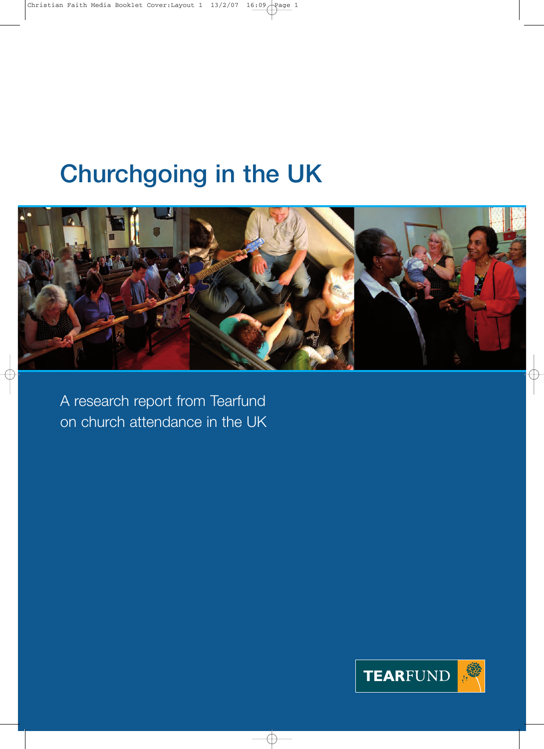# Churchgoing in the UK

A research report from Tearfund on church attendance in the UK

TEARFUND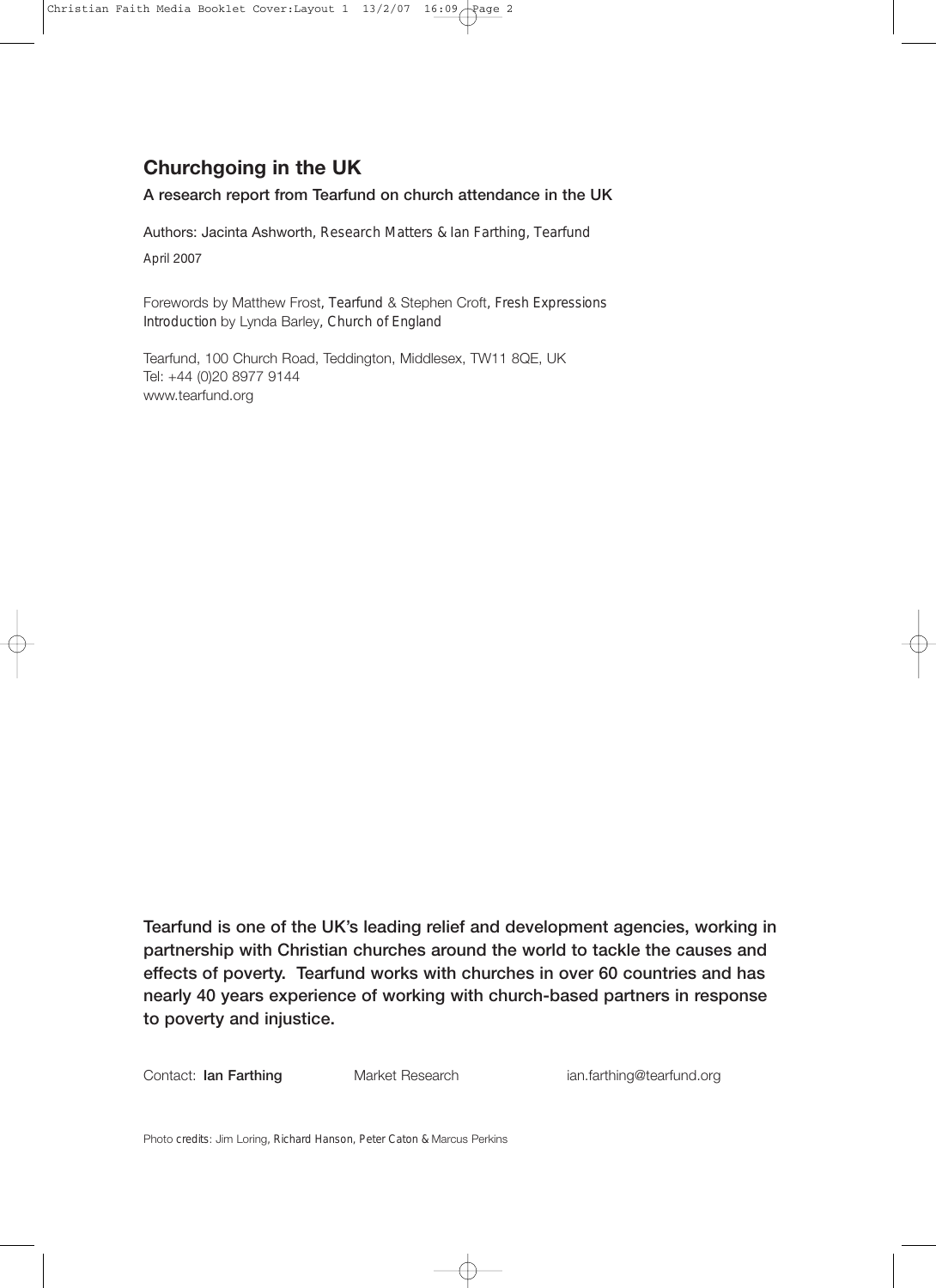## Churchgoing in the UK

**A research report from Tearfund on church attendance in the UK**

Authors: Jacinta Ashworth, *Research Matters* & Ian Farthing, *Tearfund*

April 2007

Forewords by Matthew Frost, *Tearfund* & Stephen Croft, *Fresh Expressions*
*Introduction* by Lynda Barley, *Church of England*

Tearfund, 100 Church Road, Teddington, Middlesex, TW11 8QE, UK
Tel: +44 (0)20 8977 9144
www.tearfund.org

**Tearfund is one of the UK's leading relief and development agencies, working in partnership with Christian churches around the world to tackle the causes and effects of poverty. Tearfund works with churches in over 60 countries and has nearly 40 years experience of working with church-based partners in response to poverty and injustice.**

Contact: **Ian Farthing** Market Research ian.farthing@tearfund.org

Photo credits: Jim Loring, Richard Hanson, Peter Caton & Marcus Perkins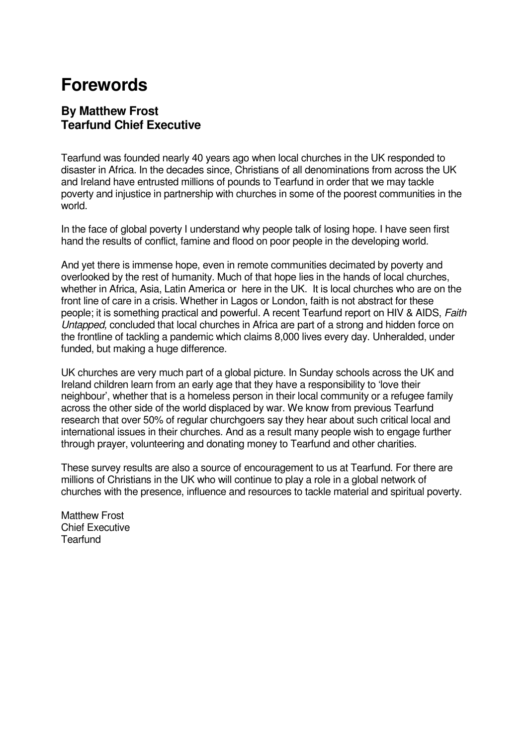# Forewords

## By Matthew Frost
## Tearfund Chief Executive

Tearfund was founded nearly 40 years ago when local churches in the UK responded to disaster in Africa. In the decades since, Christians of all denominations from across the UK and Ireland have entrusted millions of pounds to Tearfund in order that we may tackle poverty and injustice in partnership with churches in some of the poorest communities in the world.

In the face of global poverty I understand why people talk of losing hope. I have seen first hand the results of conflict, famine and flood on poor people in the developing world.

And yet there is immense hope, even in remote communities decimated by poverty and overlooked by the rest of humanity. Much of that hope lies in the hands of local churches, whether in Africa, Asia, Latin America or here in the UK. It is local churches who are on the front line of care in a crisis. Whether in Lagos or London, faith is not abstract for these people; it is something practical and powerful. A recent Tearfund report on HIV & AIDS, *Faith Untapped,* concluded that local churches in Africa are part of a strong and hidden force on the frontline of tackling a pandemic which claims 8,000 lives every day. Unheralded, under funded, but making a huge difference.

UK churches are very much part of a global picture. In Sunday schools across the UK and Ireland children learn from an early age that they have a responsibility to 'love their neighbour', whether that is a homeless person in their local community or a refugee family across the other side of the world displaced by war. We know from previous Tearfund research that over 50% of regular churchgoers say they hear about such critical local and international issues in their churches. And as a result many people wish to engage further through prayer, volunteering and donating money to Tearfund and other charities.

These survey results are also a source of encouragement to us at Tearfund. For there are millions of Christians in the UK who will continue to play a role in a global network of churches with the presence, influence and resources to tackle material and spiritual poverty.

Matthew Frost
Chief Executive
Tearfund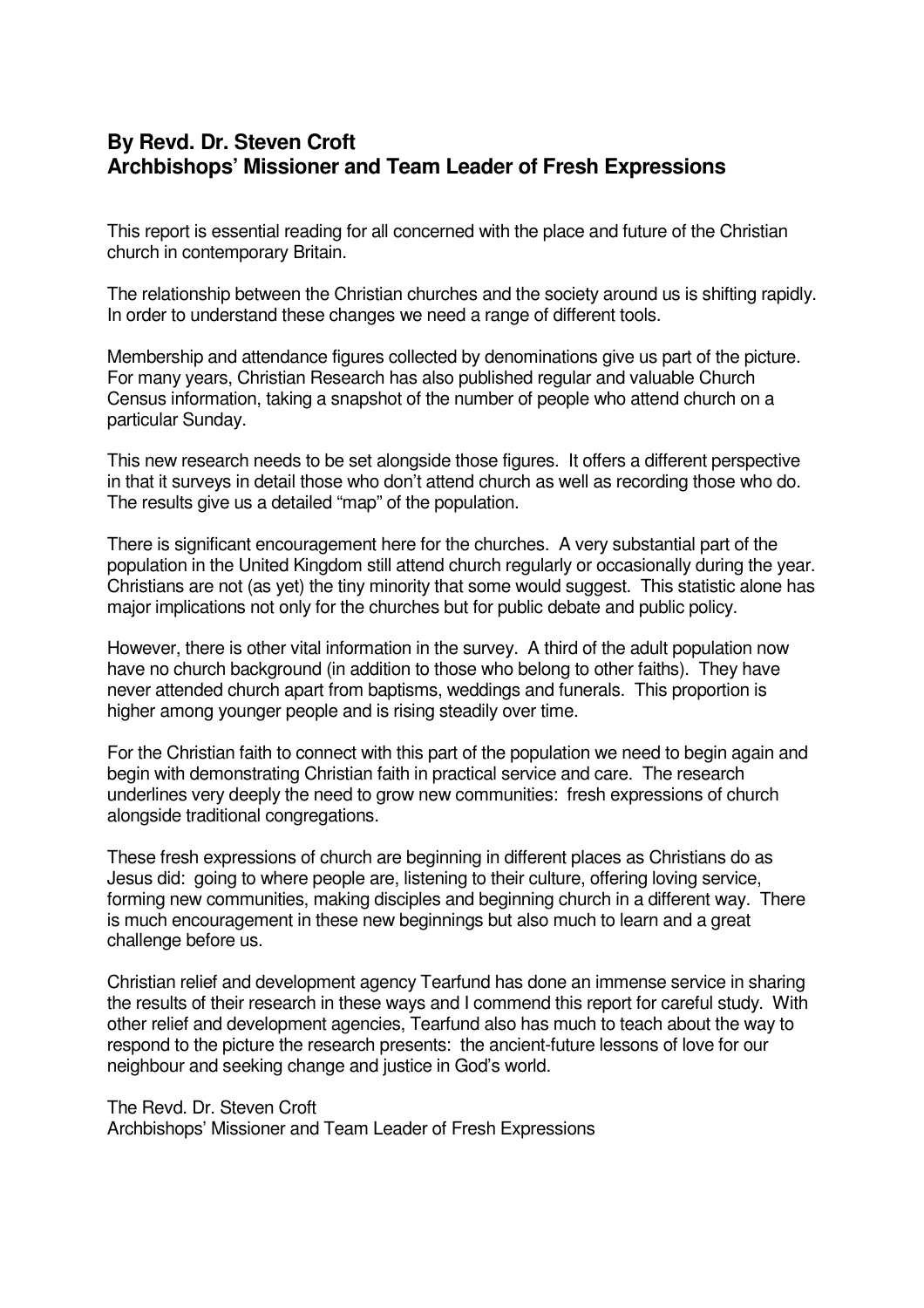## By Revd. Dr. Steven Croft
## Archbishops' Missioner and Team Leader of Fresh Expressions

This report is essential reading for all concerned with the place and future of the Christian church in contemporary Britain.

The relationship between the Christian churches and the society around us is shifting rapidly. In order to understand these changes we need a range of different tools.

Membership and attendance figures collected by denominations give us part of the picture. For many years, Christian Research has also published regular and valuable Church Census information, taking a snapshot of the number of people who attend church on a particular Sunday.

This new research needs to be set alongside those figures. It offers a different perspective in that it surveys in detail those who don't attend church as well as recording those who do. The results give us a detailed "map" of the population.

There is significant encouragement here for the churches. A very substantial part of the population in the United Kingdom still attend church regularly or occasionally during the year. Christians are not (as yet) the tiny minority that some would suggest. This statistic alone has major implications not only for the churches but for public debate and public policy.

However, there is other vital information in the survey. A third of the adult population now have no church background (in addition to those who belong to other faiths). They have never attended church apart from baptisms, weddings and funerals. This proportion is higher among younger people and is rising steadily over time.

For the Christian faith to connect with this part of the population we need to begin again and begin with demonstrating Christian faith in practical service and care. The research underlines very deeply the need to grow new communities: fresh expressions of church alongside traditional congregations.

These fresh expressions of church are beginning in different places as Christians do as Jesus did: going to where people are, listening to their culture, offering loving service, forming new communities, making disciples and beginning church in a different way. There is much encouragement in these new beginnings but also much to learn and a great challenge before us.

Christian relief and development agency Tearfund has done an immense service in sharing the results of their research in these ways and I commend this report for careful study. With other relief and development agencies, Tearfund also has much to teach about the way to respond to the picture the research presents: the ancient-future lessons of love for our neighbour and seeking change and justice in God's world.

The Revd. Dr. Steven Croft
Archbishops' Missioner and Team Leader of Fresh Expressions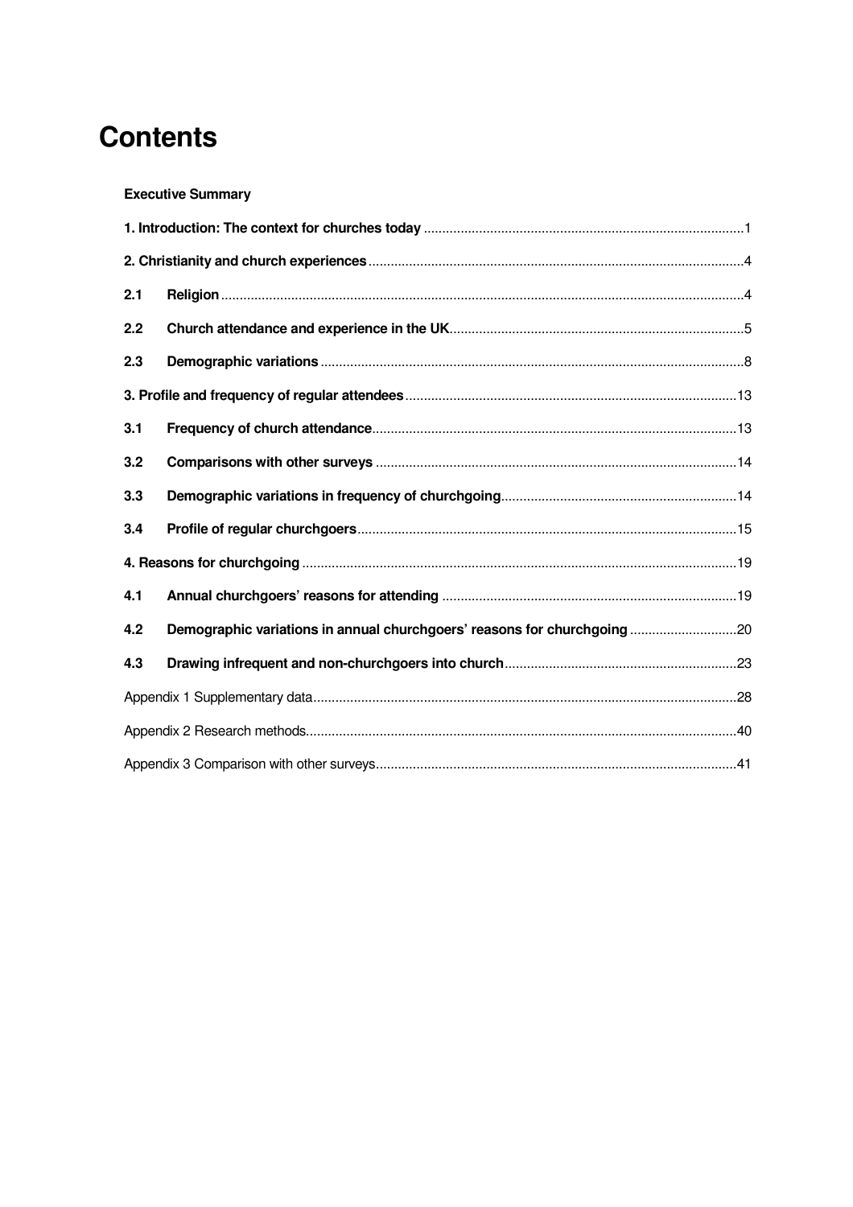# Contents

**Executive Summary**

**1. Introduction: The context for churches today** ........ 1

**2. Christianity and church experiences** ........ 4

**2.1 Religion** ........ 4

**2.2 Church attendance and experience in the UK** ........ 5

**2.3 Demographic variations** ........ 8

**3. Profile and frequency of regular attendees** ........ 13

**3.1 Frequency of church attendance** ........ 13

**3.2 Comparisons with other surveys** ........ 14

**3.3 Demographic variations in frequency of churchgoing** ........ 14

**3.4 Profile of regular churchgoers** ........ 15

**4. Reasons for churchgoing** ........ 19

**4.1 Annual churchgoers' reasons for attending** ........ 19

**4.2 Demographic variations in annual churchgoers' reasons for churchgoing** ........ 20

**4.3 Drawing infrequent and non-churchgoers into church** ........ 23

Appendix 1 Supplementary data ........ 28

Appendix 2 Research methods ........ 40

Appendix 3 Comparison with other surveys ........ 41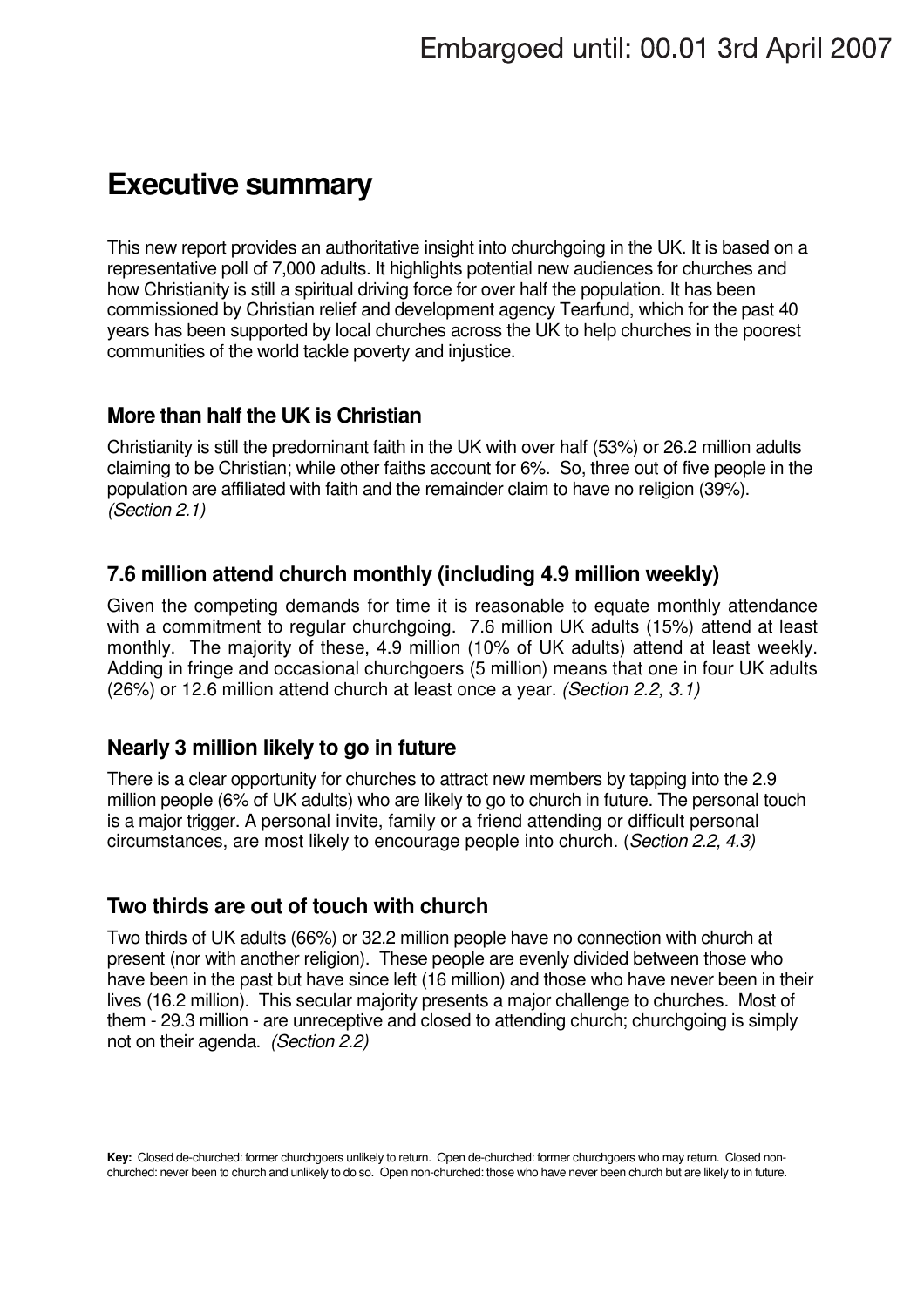# Executive summary

This new report provides an authoritative insight into churchgoing in the UK. It is based on a representative poll of 7,000 adults. It highlights potential new audiences for churches and how Christianity is still a spiritual driving force for over half the population. It has been commissioned by Christian relief and development agency Tearfund, which for the past 40 years has been supported by local churches across the UK to help churches in the poorest communities of the world tackle poverty and injustice.

## More than half the UK is Christian

Christianity is still the predominant faith in the UK with over half (53%) or 26.2 million adults claiming to be Christian; while other faiths account for 6%. So, three out of five people in the population are affiliated with faith and the remainder claim to have no religion (39%). *(Section 2.1)*

## 7.6 million attend church monthly (including 4.9 million weekly)

Given the competing demands for time it is reasonable to equate monthly attendance with a commitment to regular churchgoing. 7.6 million UK adults (15%) attend at least monthly. The majority of these, 4.9 million (10% of UK adults) attend at least weekly. Adding in fringe and occasional churchgoers (5 million) means that one in four UK adults (26%) or 12.6 million attend church at least once a year. *(Section 2.2, 3.1)*

## Nearly 3 million likely to go in future

There is a clear opportunity for churches to attract new members by tapping into the 2.9 million people (6% of UK adults) who are likely to go to church in future. The personal touch is a major trigger. A personal invite, family or a friend attending or difficult personal circumstances, are most likely to encourage people into church. (*Section 2.2, 4.3)*

## Two thirds are out of touch with church

Two thirds of UK adults (66%) or 32.2 million people have no connection with church at present (nor with another religion). These people are evenly divided between those who have been in the past but have since left (16 million) and those who have never been in their lives (16.2 million). This secular majority presents a major challenge to churches. Most of them - 29.3 million - are unreceptive and closed to attending church; churchgoing is simply not on their agenda. *(Section 2.2)*

**Key:** Closed de-churched: former churchgoers unlikely to return. Open de-churched: former churchgoers who may return. Closed non-churched: never been to church and unlikely to do so. Open non-churched: those who have never been church but are likely to in future.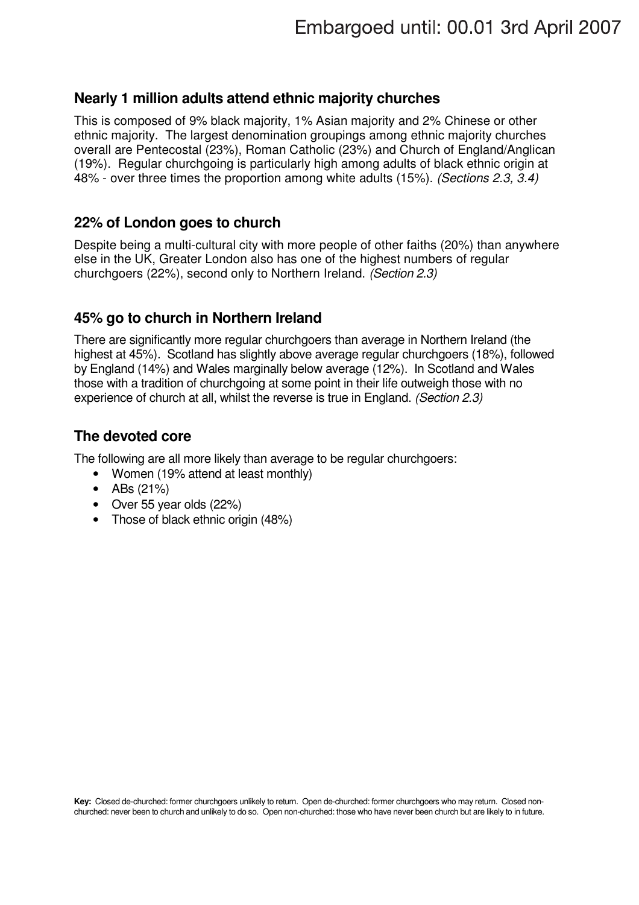Embargoed until: 00.01 3rd April 2007

## Nearly 1 million adults attend ethnic majority churches

This is composed of 9% black majority, 1% Asian majority and 2% Chinese or other ethnic majority. The largest denomination groupings among ethnic majority churches overall are Pentecostal (23%), Roman Catholic (23%) and Church of England/Anglican (19%). Regular churchgoing is particularly high among adults of black ethnic origin at 48% - over three times the proportion among white adults (15%). *(Sections 2.3, 3.4)*

## 22% of London goes to church

Despite being a multi-cultural city with more people of other faiths (20%) than anywhere else in the UK, Greater London also has one of the highest numbers of regular churchgoers (22%), second only to Northern Ireland. *(Section 2.3)*

## 45% go to church in Northern Ireland

There are significantly more regular churchgoers than average in Northern Ireland (the highest at 45%). Scotland has slightly above average regular churchgoers (18%), followed by England (14%) and Wales marginally below average (12%). In Scotland and Wales those with a tradition of churchgoing at some point in their life outweigh those with no experience of church at all, whilst the reverse is true in England. *(Section 2.3)*

## The devoted core

The following are all more likely than average to be regular churchgoers:

- Women (19% attend at least monthly)
- ABs (21%)
- Over 55 year olds (22%)
- Those of black ethnic origin (48%)

**Key:** Closed de-churched: former churchgoers unlikely to return. Open de-churched: former churchgoers who may return. Closed non-churched: never been to church and unlikely to do so. Open non-churched: those who have never been church but are likely to in future.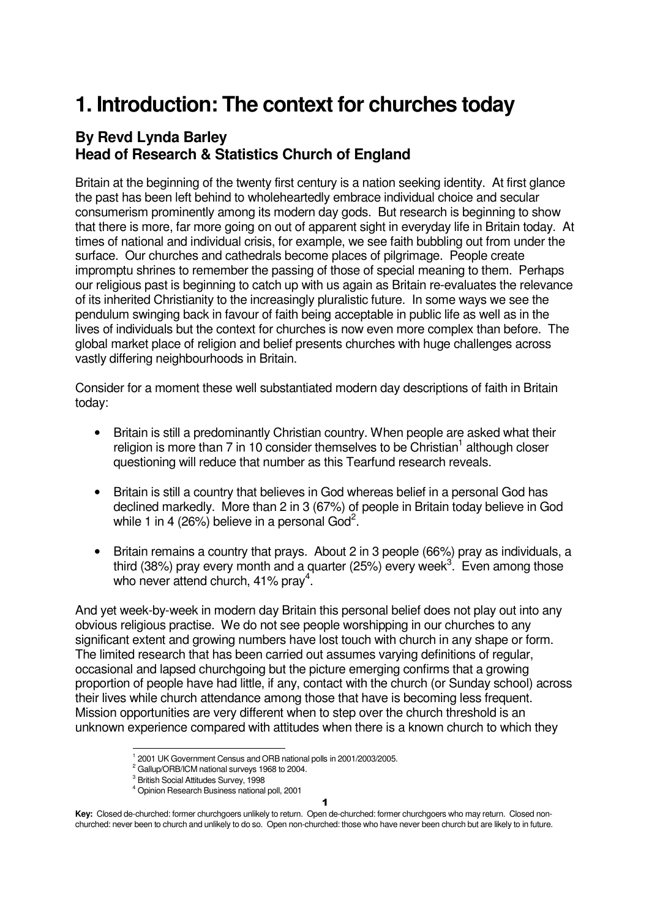# 1. Introduction: The context for churches today

### By Revd Lynda Barley
### Head of Research & Statistics Church of England

Britain at the beginning of the twenty first century is a nation seeking identity. At first glance the past has been left behind to wholeheartedly embrace individual choice and secular consumerism prominently among its modern day gods. But research is beginning to show that there is more, far more going on out of apparent sight in everyday life in Britain today. At times of national and individual crisis, for example, we see faith bubbling out from under the surface. Our churches and cathedrals become places of pilgrimage. People create impromptu shrines to remember the passing of those of special meaning to them. Perhaps our religious past is beginning to catch up with us again as Britain re-evaluates the relevance of its inherited Christianity to the increasingly pluralistic future. In some ways we see the pendulum swinging back in favour of faith being acceptable in public life as well as in the lives of individuals but the context for churches is now even more complex than before. The global market place of religion and belief presents churches with huge challenges across vastly differing neighbourhoods in Britain.

Consider for a moment these well substantiated modern day descriptions of faith in Britain today:

- Britain is still a predominantly Christian country. When people are asked what their religion is more than 7 in 10 consider themselves to be Christian[1] although closer questioning will reduce that number as this Tearfund research reveals.
- Britain is still a country that believes in God whereas belief in a personal God has declined markedly. More than 2 in 3 (67%) of people in Britain today believe in God while 1 in 4 (26%) believe in a personal God[2].
- Britain remains a country that prays. About 2 in 3 people (66%) pray as individuals, a third (38%) pray every month and a quarter (25%) every week[3]. Even among those who never attend church, 41% pray[4].

And yet week-by-week in modern day Britain this personal belief does not play out into any obvious religious practise. We do not see people worshipping in our churches to any significant extent and growing numbers have lost touch with church in any shape or form. The limited research that has been carried out assumes varying definitions of regular, occasional and lapsed churchgoing but the picture emerging confirms that a growing proportion of people have had little, if any, contact with the church (or Sunday school) across their lives while church attendance among those that have is becoming less frequent. Mission opportunities are very different when to step over the church threshold is an unknown experience compared with attitudes when there is a known church to which they

[1] 2001 UK Government Census and ORB national polls in 2001/2003/2005.
[2] Gallup/ORB/ICM national surveys 1968 to 2004.
[3] British Social Attitudes Survey, 1998
[4] Opinion Research Business national poll, 2001

**Key:** Closed de-churched: former churchgoers unlikely to return. Open de-churched: former churchgoers who may return. Closed non-churched: never been to church and unlikely to do so. Open non-churched: those who have never been church but are likely to in future.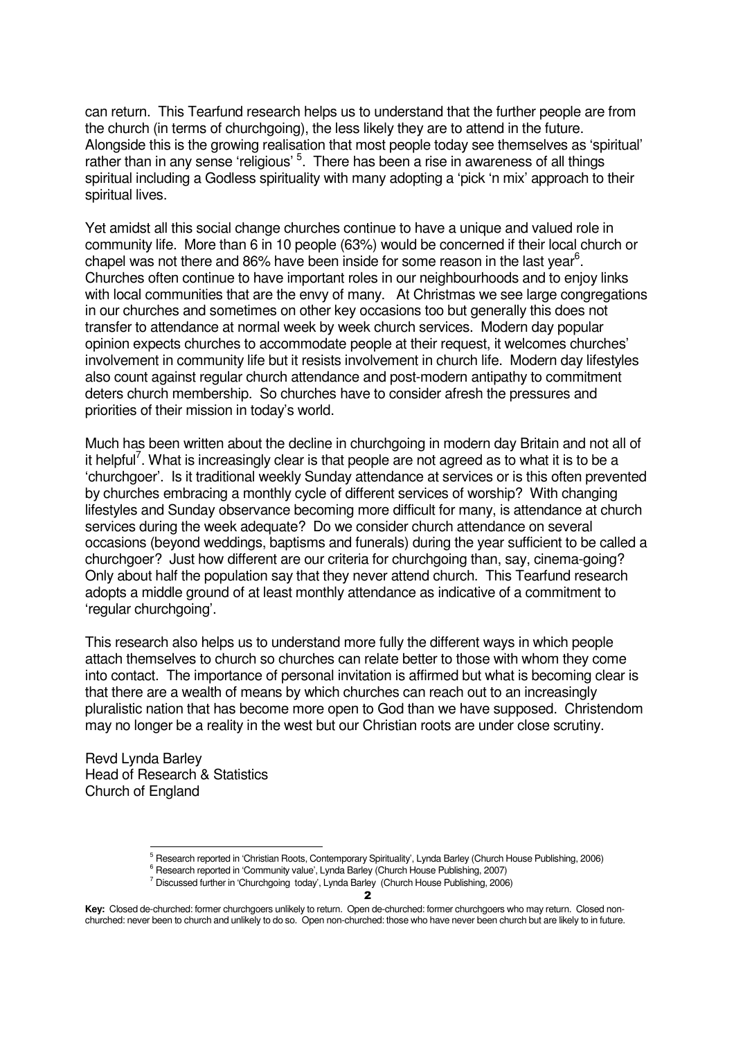can return. This Tearfund research helps us to understand that the further people are from the church (in terms of churchgoing), the less likely they are to attend in the future. Alongside this is the growing realisation that most people today see themselves as 'spiritual' rather than in any sense 'religious' [5]. There has been a rise in awareness of all things spiritual including a Godless spirituality with many adopting a 'pick 'n mix' approach to their spiritual lives.

Yet amidst all this social change churches continue to have a unique and valued role in community life. More than 6 in 10 people (63%) would be concerned if their local church or chapel was not there and 86% have been inside for some reason in the last year[6]. Churches often continue to have important roles in our neighbourhoods and to enjoy links with local communities that are the envy of many. At Christmas we see large congregations in our churches and sometimes on other key occasions too but generally this does not transfer to attendance at normal week by week church services. Modern day popular opinion expects churches to accommodate people at their request, it welcomes churches' involvement in community life but it resists involvement in church life. Modern day lifestyles also count against regular church attendance and post-modern antipathy to commitment deters church membership. So churches have to consider afresh the pressures and priorities of their mission in today's world.

Much has been written about the decline in churchgoing in modern day Britain and not all of it helpful[7]. What is increasingly clear is that people are not agreed as to what it is to be a 'churchgoer'. Is it traditional weekly Sunday attendance at services or is this often prevented by churches embracing a monthly cycle of different services of worship? With changing lifestyles and Sunday observance becoming more difficult for many, is attendance at church services during the week adequate? Do we consider church attendance on several occasions (beyond weddings, baptisms and funerals) during the year sufficient to be called a churchgoer? Just how different are our criteria for churchgoing than, say, cinema-going? Only about half the population say that they never attend church. This Tearfund research adopts a middle ground of at least monthly attendance as indicative of a commitment to 'regular churchgoing'.

This research also helps us to understand more fully the different ways in which people attach themselves to church so churches can relate better to those with whom they come into contact. The importance of personal invitation is affirmed but what is becoming clear is that there are a wealth of means by which churches can reach out to an increasingly pluralistic nation that has become more open to God than we have supposed. Christendom may no longer be a reality in the west but our Christian roots are under close scrutiny.

Revd Lynda Barley
Head of Research & Statistics
Church of England

[5] Research reported in 'Christian Roots, Contemporary Spirituality', Lynda Barley (Church House Publishing, 2006)
[6] Research reported in 'Community value', Lynda Barley (Church House Publishing, 2007)
[7] Discussed further in 'Churchgoing today', Lynda Barley (Church House Publishing, 2006)

**Key:** Closed de-churched: former churchgoers unlikely to return. Open de-churched: former churchgoers who may return. Closed non-churched: never been to church and unlikely to do so. Open non-churched: those who have never been church but are likely to in future.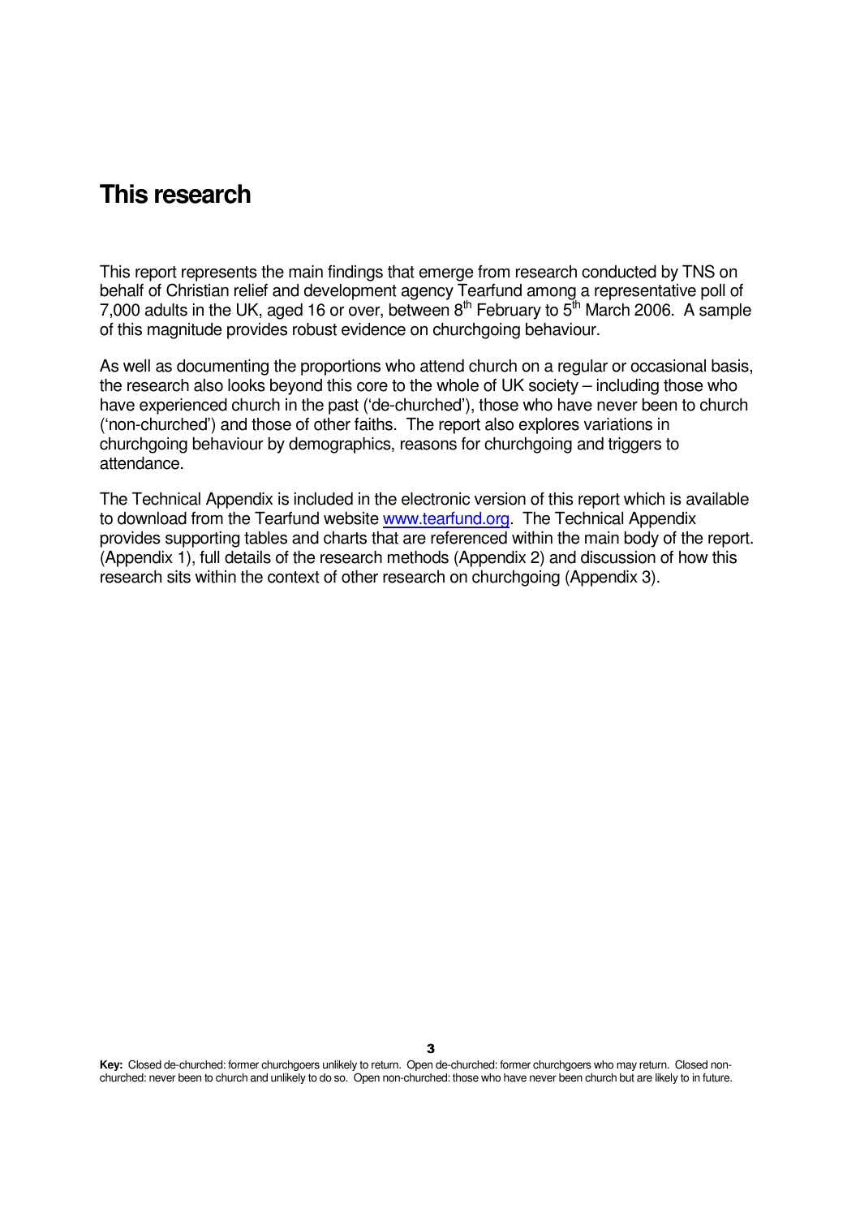## This research

This report represents the main findings that emerge from research conducted by TNS on behalf of Christian relief and development agency Tearfund among a representative poll of 7,000 adults in the UK, aged 16 or over, between 8th February to 5th March 2006. A sample of this magnitude provides robust evidence on churchgoing behaviour.

As well as documenting the proportions who attend church on a regular or occasional basis, the research also looks beyond this core to the whole of UK society – including those who have experienced church in the past ('de-churched'), those who have never been to church ('non-churched') and those of other faiths. The report also explores variations in churchgoing behaviour by demographics, reasons for churchgoing and triggers to attendance.

The Technical Appendix is included in the electronic version of this report which is available to download from the Tearfund website www.tearfund.org. The Technical Appendix provides supporting tables and charts that are referenced within the main body of the report. (Appendix 1), full details of the research methods (Appendix 2) and discussion of how this research sits within the context of other research on churchgoing (Appendix 3).

**Key:** Closed de-churched: former churchgoers unlikely to return. Open de-churched: former churchgoers who may return. Closed non-churched: never been to church and unlikely to do so. Open non-churched: those who have never been church but are likely to in future.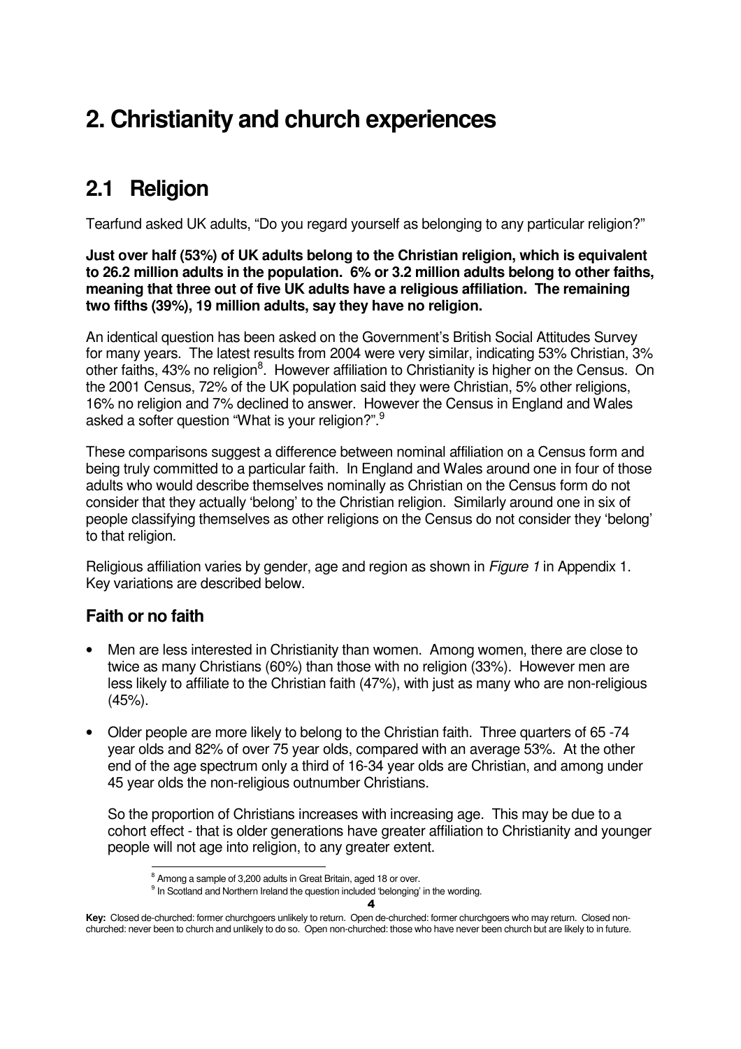# 2. Christianity and church experiences

## 2.1 Religion

Tearfund asked UK adults, "Do you regard yourself as belonging to any particular religion?"

**Just over half (53%) of UK adults belong to the Christian religion, which is equivalent to 26.2 million adults in the population. 6% or 3.2 million adults belong to other faiths, meaning that three out of five UK adults have a religious affiliation. The remaining two fifths (39%), 19 million adults, say they have no religion.**

An identical question has been asked on the Government's British Social Attitudes Survey for many years. The latest results from 2004 were very similar, indicating 53% Christian, 3% other faiths, 43% no religion[8]. However affiliation to Christianity is higher on the Census. On the 2001 Census, 72% of the UK population said they were Christian, 5% other religions, 16% no religion and 7% declined to answer. However the Census in England and Wales asked a softer question "What is your religion?".[9]

These comparisons suggest a difference between nominal affiliation on a Census form and being truly committed to a particular faith. In England and Wales around one in four of those adults who would describe themselves nominally as Christian on the Census form do not consider that they actually 'belong' to the Christian religion. Similarly around one in six of people classifying themselves as other religions on the Census do not consider they 'belong' to that religion.

Religious affiliation varies by gender, age and region as shown in *Figure 1* in Appendix 1. Key variations are described below.

### Faith or no faith

- Men are less interested in Christianity than women. Among women, there are close to twice as many Christians (60%) than those with no religion (33%). However men are less likely to affiliate to the Christian faith (47%), with just as many who are non-religious (45%).
- Older people are more likely to belong to the Christian faith. Three quarters of 65 -74 year olds and 82% of over 75 year olds, compared with an average 53%. At the other end of the age spectrum only a third of 16-34 year olds are Christian, and among under 45 year olds the non-religious outnumber Christians.

  So the proportion of Christians increases with increasing age. This may be due to a cohort effect - that is older generations have greater affiliation to Christianity and younger people will not age into religion, to any greater extent.

[8] Among a sample of 3,200 adults in Great Britain, aged 18 or over.

[9] In Scotland and Northern Ireland the question included 'belonging' in the wording.

**Key:** Closed de-churched: former churchgoers unlikely to return. Open de-churched: former churchgoers who may return. Closed non-churched: never been to church and unlikely to do so. Open non-churched: those who have never been church but are likely to in future.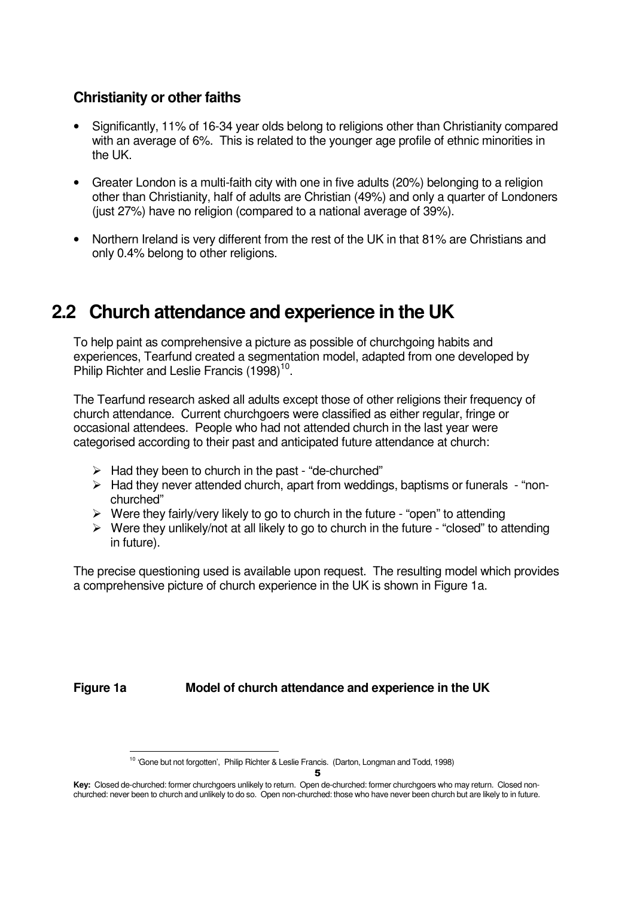### Christianity or other faiths

- Significantly, 11% of 16-34 year olds belong to religions other than Christianity compared with an average of 6%. This is related to the younger age profile of ethnic minorities in the UK.
- Greater London is a multi-faith city with one in five adults (20%) belonging to a religion other than Christianity, half of adults are Christian (49%) and only a quarter of Londoners (just 27%) have no religion (compared to a national average of 39%).
- Northern Ireland is very different from the rest of the UK in that 81% are Christians and only 0.4% belong to other religions.

## 2.2 Church attendance and experience in the UK

To help paint as comprehensive a picture as possible of churchgoing habits and experiences, Tearfund created a segmentation model, adapted from one developed by Philip Richter and Leslie Francis (1998)[10].

The Tearfund research asked all adults except those of other religions their frequency of church attendance. Current churchgoers were classified as either regular, fringe or occasional attendees. People who had not attended church in the last year were categorised according to their past and anticipated future attendance at church:

- Had they been to church in the past - "de-churched"
- Had they never attended church, apart from weddings, baptisms or funerals - "non-churched"
- Were they fairly/very likely to go to church in the future - "open" to attending
- Were they unlikely/not at all likely to go to church in the future - "closed" to attending in future).

The precise questioning used is available upon request. The resulting model which provides a comprehensive picture of church experience in the UK is shown in Figure 1a.

**Figure 1a** **Model of church attendance and experience in the UK**

[10] 'Gone but not forgotten', Philip Richter & Leslie Francis. (Darton, Longman and Todd, 1998)

**Key:** Closed de-churched: former churchgoers unlikely to return. Open de-churched: former churchgoers who may return. Closed non-churched: never been to church and unlikely to do so. Open non-churched: those who have never been church but are likely to in future.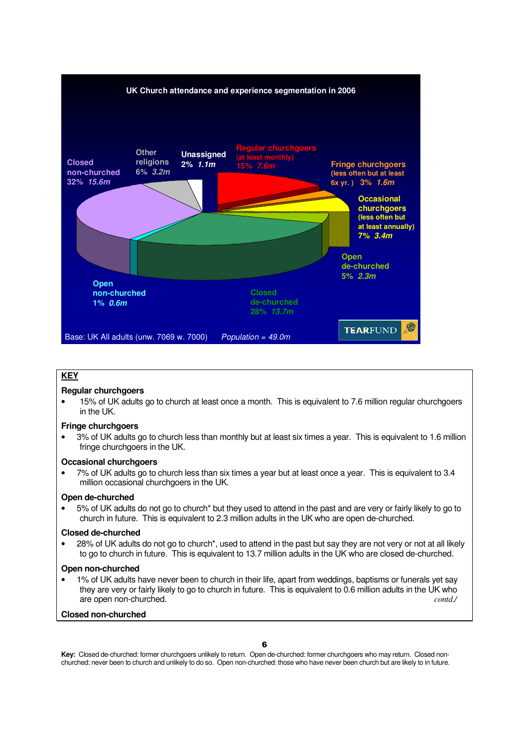**UK Church attendance and experience segmentation in 2006**

Closed non-churched 32% *15.6m*

Other religions 6% *3.2m*

Unassigned 2% *1.1m*

Regular churchgoers (at least monthly) 15% *7.6m*

Fringe churchgoers (less often but at least 6x yr.) 3% *1.6m*

Occasional churchgoers (less often but at least annually) 7% *3.4m*

Open de-churched 5% *2.3m*

Closed de-churched 28% *13.7m*

Open non-churched 1% *0.6m*

Base: UK All adults (unw. 7069 w. 7000) *Population = 49.0m*

TEARFUND

**KEY**

**Regular churchgoers**

- 15% of UK adults go to church at least once a month. This is equivalent to 7.6 million regular churchgoers in the UK.

**Fringe churchgoers**

- 3% of UK adults go to church less than monthly but at least six times a year. This is equivalent to 1.6 million fringe churchgoers in the UK.

**Occasional churchgoers**

- 7% of UK adults go to church less than six times a year but at least once a year. This is equivalent to 3.4 million occasional churchgoers in the UK.

**Open de-churched**

- 5% of UK adults do not go to church* but they used to attend in the past and are very or fairly likely to go to church in future. This is equivalent to 2.3 million adults in the UK who are open de-churched.

**Closed de-churched**

- 28% of UK adults do not go to church*, used to attend in the past but say they are not very or not at all likely to go to church in future. This is equivalent to 13.7 million adults in the UK who are closed de-churched.

**Open non-churched**

- 1% of UK adults have never been to church in their life, apart from weddings, baptisms or funerals yet say they are very or fairly likely to go to church in future. This is equivalent to 0.6 million adults in the UK who are open non-churched.

*contd./*

**Closed non-churched**

**Key:** Closed de-churched: former churchgoers unlikely to return. Open de-churched: former churchgoers who may return. Closed non-churched: never been to church and unlikely to do so. Open non-churched: those who have never been church but are likely to in future.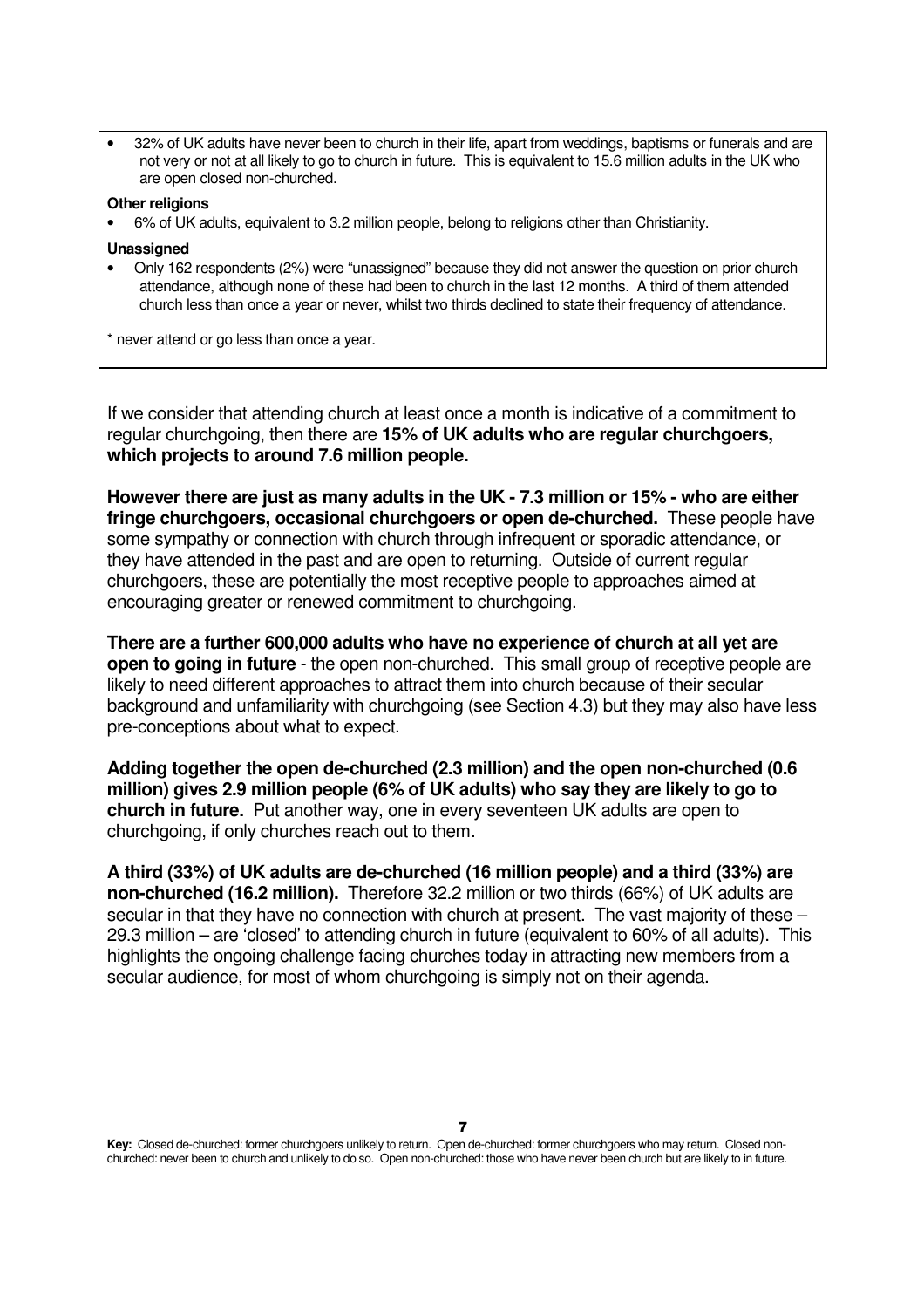- 32% of UK adults have never been to church in their life, apart from weddings, baptisms or funerals and are not very or not at all likely to go to church in future. This is equivalent to 15.6 million adults in the UK who are open closed non-churched.

**Other religions**

- 6% of UK adults, equivalent to 3.2 million people, belong to religions other than Christianity.

**Unassigned**

- Only 162 respondents (2%) were "unassigned" because they did not answer the question on prior church attendance, although none of these had been to church in the last 12 months. A third of them attended church less than once a year or never, whilst two thirds declined to state their frequency of attendance.

\* never attend or go less than once a year.

If we consider that attending church at least once a month is indicative of a commitment to regular churchgoing, then there are **15% of UK adults who are regular churchgoers, which projects to around 7.6 million people.**

**However there are just as many adults in the UK - 7.3 million or 15% - who are either fringe churchgoers, occasional churchgoers or open de-churched.** These people have some sympathy or connection with church through infrequent or sporadic attendance, or they have attended in the past and are open to returning. Outside of current regular churchgoers, these are potentially the most receptive people to approaches aimed at encouraging greater or renewed commitment to churchgoing.

**There are a further 600,000 adults who have no experience of church at all yet are open to going in future** - the open non-churched. This small group of receptive people are likely to need different approaches to attract them into church because of their secular background and unfamiliarity with churchgoing (see Section 4.3) but they may also have less pre-conceptions about what to expect.

**Adding together the open de-churched (2.3 million) and the open non-churched (0.6 million) gives 2.9 million people (6% of UK adults) who say they are likely to go to church in future.** Put another way, one in every seventeen UK adults are open to churchgoing, if only churches reach out to them.

**A third (33%) of UK adults are de-churched (16 million people) and a third (33%) are non-churched (16.2 million).** Therefore 32.2 million or two thirds (66%) of UK adults are secular in that they have no connection with church at present. The vast majority of these – 29.3 million – are 'closed' to attending church in future (equivalent to 60% of all adults). This highlights the ongoing challenge facing churches today in attracting new members from a secular audience, for most of whom churchgoing is simply not on their agenda.

**Key:** Closed de-churched: former churchgoers unlikely to return. Open de-churched: former churchgoers who may return. Closed non-churched: never been to church and unlikely to do so. Open non-churched: those who have never been church but are likely to in future.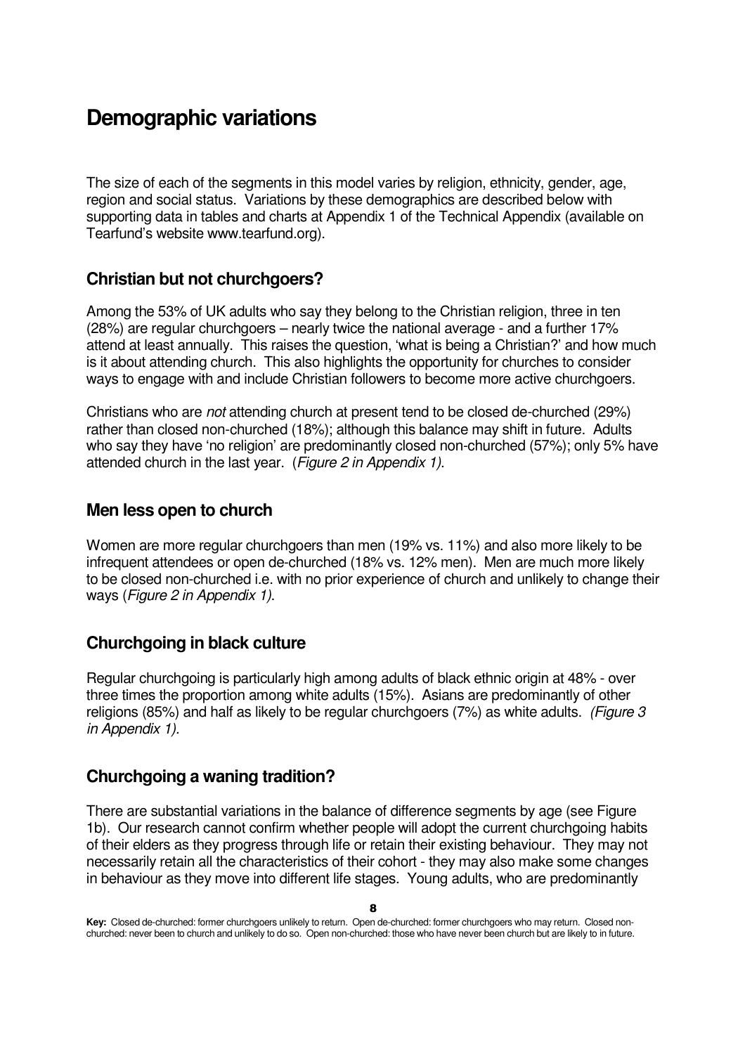# Demographic variations

The size of each of the segments in this model varies by religion, ethnicity, gender, age, region and social status. Variations by these demographics are described below with supporting data in tables and charts at Appendix 1 of the Technical Appendix (available on Tearfund's website www.tearfund.org).

## Christian but not churchgoers?

Among the 53% of UK adults who say they belong to the Christian religion, three in ten (28%) are regular churchgoers – nearly twice the national average - and a further 17% attend at least annually. This raises the question, 'what is being a Christian?' and how much is it about attending church. This also highlights the opportunity for churches to consider ways to engage with and include Christian followers to become more active churchgoers.

Christians who are *not* attending church at present tend to be closed de-churched (29%) rather than closed non-churched (18%); although this balance may shift in future. Adults who say they have 'no religion' are predominantly closed non-churched (57%); only 5% have attended church in the last year. (*Figure 2 in Appendix 1).*

## Men less open to church

Women are more regular churchgoers than men (19% vs. 11%) and also more likely to be infrequent attendees or open de-churched (18% vs. 12% men). Men are much more likely to be closed non-churched i.e. with no prior experience of church and unlikely to change their ways (*Figure 2 in Appendix 1).*

## Churchgoing in black culture

Regular churchgoing is particularly high among adults of black ethnic origin at 48% - over three times the proportion among white adults (15%). Asians are predominantly of other religions (85%) and half as likely to be regular churchgoers (7%) as white adults. *(Figure 3 in Appendix 1).*

## Churchgoing a waning tradition?

There are substantial variations in the balance of difference segments by age (see Figure 1b). Our research cannot confirm whether people will adopt the current churchgoing habits of their elders as they progress through life or retain their existing behaviour. They may not necessarily retain all the characteristics of their cohort - they may also make some changes in behaviour as they move into different life stages. Young adults, who are predominantly

**Key:** Closed de-churched: former churchgoers unlikely to return. Open de-churched: former churchgoers who may return. Closed non-churched: never been to church and unlikely to do so. Open non-churched: those who have never been church but are likely to in future.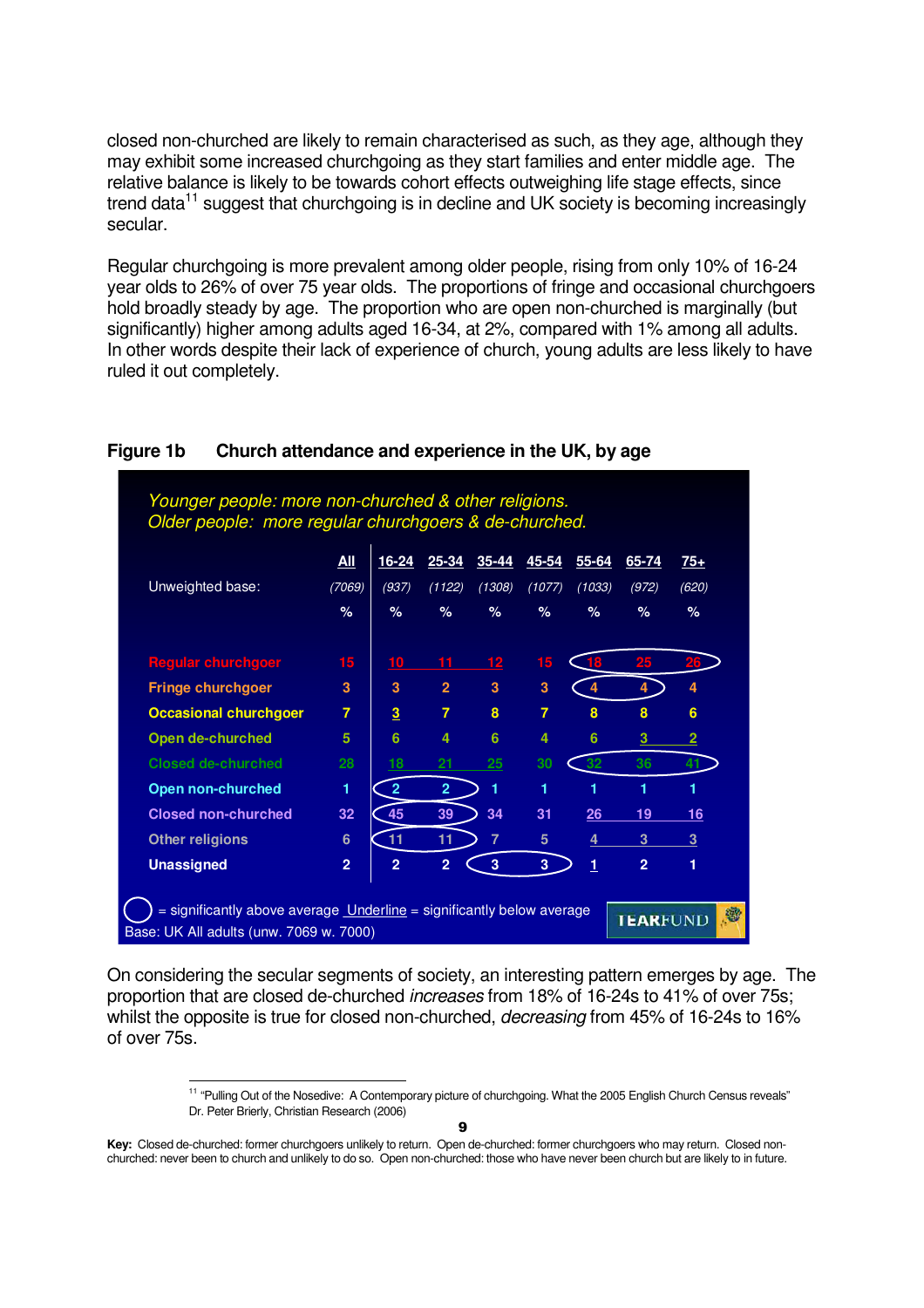closed non-churched are likely to remain characterised as such, as they age, although they may exhibit some increased churchgoing as they start families and enter middle age. The relative balance is likely to be towards cohort effects outweighing life stage effects, since trend data[11] suggest that churchgoing is in decline and UK society is becoming increasingly secular.

Regular churchgoing is more prevalent among older people, rising from only 10% of 16-24 year olds to 26% of over 75 year olds. The proportions of fringe and occasional churchgoers hold broadly steady by age. The proportion who are open non-churched is marginally (but significantly) higher among adults aged 16-34, at 2%, compared with 1% among all adults. In other words despite their lack of experience of church, young adults are less likely to have ruled it out completely.

**Figure 1b Church attendance and experience in the UK, by age**

*Younger people: more non-churched & other religions.*
*Older people: more regular churchgoers & de-churched.*

| | All | 16-24 | 25-34 | 35-44 | 45-54 | 55-64 | 65-74 | 75+ |
|---|---|---|---|---|---|---|---|---|
| Unweighted base: | (7069) | (937) | (1122) | (1308) | (1077) | (1033) | (972) | (620) |
| | % | % | % | % | % | % | % | % |
| Regular churchgoer | 15 | 10 | 11 | 12 | 15 | 18 | 25 | 26 |
| Fringe churchgoer | 3 | 3 | 2 | 3 | 3 | 4 | 4 | 4 |
| Occasional churchgoer | 7 | 3 | 7 | 8 | 7 | 8 | 8 | 6 |
| Open de-churched | 5 | 6 | 4 | 6 | 4 | 6 | 3 | 2 |
| Closed de-churched | 28 | 18 | 21 | 25 | 30 | 32 | 36 | 41 |
| Open non-churched | 1 | 2 | 2 | 1 | 1 | 1 | 1 | 1 |
| Closed non-churched | 32 | 45 | 39 | 34 | 31 | 26 | 19 | 16 |
| Other religions | 6 | 11 | 11 | 7 | 5 | 4 | 3 | 3 |
| Unassigned | 2 | 2 | 2 | 3 | 3 | 1 | 2 | 1 |

◯ = significantly above average Underline = significantly below average

Base: UK All adults (unw. 7069 w. 7000)

On considering the secular segments of society, an interesting pattern emerges by age. The proportion that are closed de-churched *increases* from 18% of 16-24s to 41% of over 75s; whilst the opposite is true for closed non-churched, *decreasing* from 45% of 16-24s to 16% of over 75s.

[11] "Pulling Out of the Nosedive: A Contemporary picture of churchgoing. What the 2005 English Church Census reveals" Dr. Peter Brierly, Christian Research (2006)

**Key:** Closed de-churched: former churchgoers unlikely to return. Open de-churched: former churchgoers who may return. Closed non-churched: never been to church and unlikely to do so. Open non-churched: those who have never been church but are likely to in future.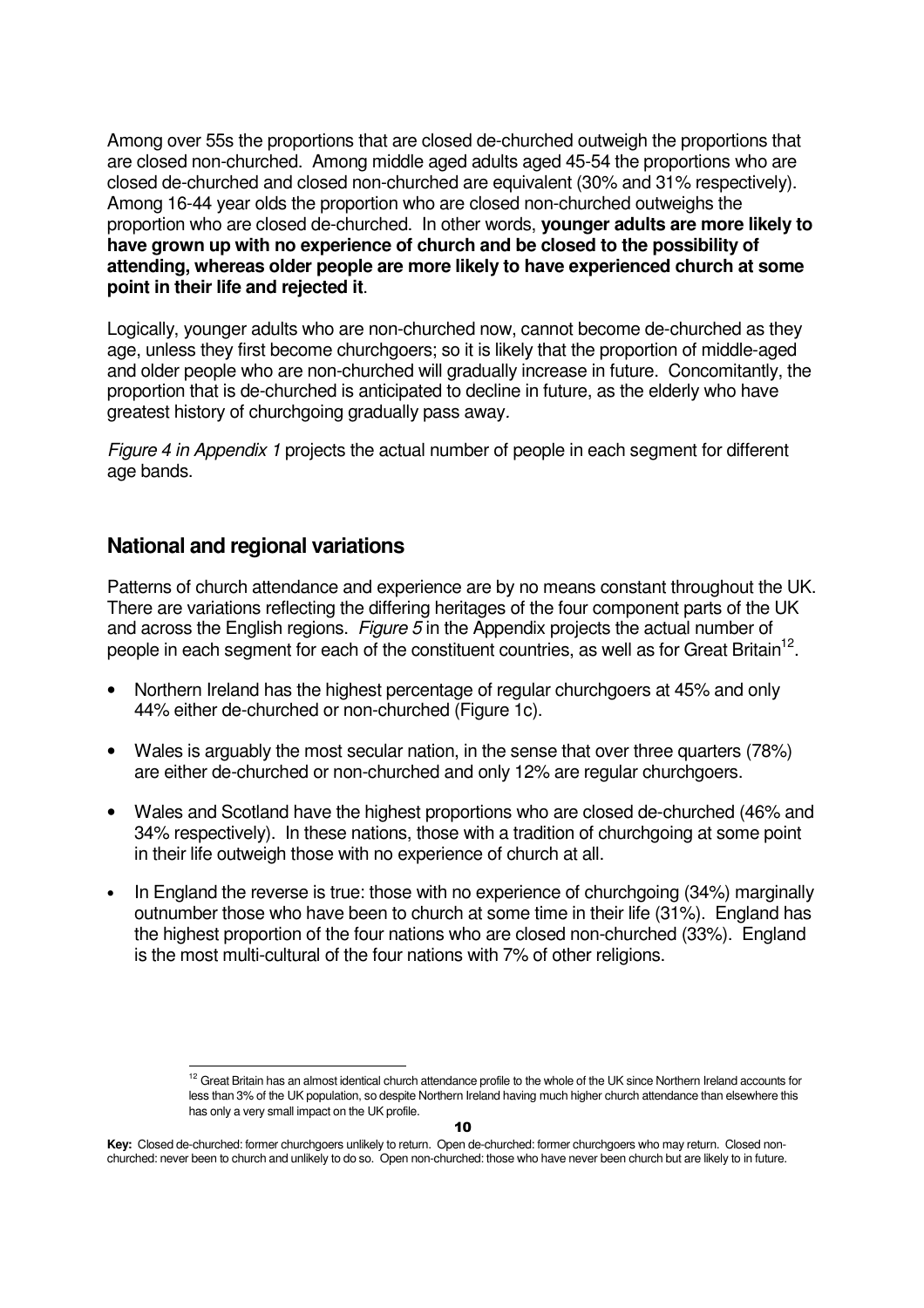Among over 55s the proportions that are closed de-churched outweigh the proportions that are closed non-churched. Among middle aged adults aged 45-54 the proportions who are closed de-churched and closed non-churched are equivalent (30% and 31% respectively). Among 16-44 year olds the proportion who are closed non-churched outweighs the proportion who are closed de-churched. In other words, **younger adults are more likely to have grown up with no experience of church and be closed to the possibility of attending, whereas older people are more likely to have experienced church at some point in their life and rejected it**.

Logically, younger adults who are non-churched now, cannot become de-churched as they age, unless they first become churchgoers; so it is likely that the proportion of middle-aged and older people who are non-churched will gradually increase in future. Concomitantly, the proportion that is de-churched is anticipated to decline in future, as the elderly who have greatest history of churchgoing gradually pass away.

*Figure 4 in Appendix 1* projects the actual number of people in each segment for different age bands.

## National and regional variations

Patterns of church attendance and experience are by no means constant throughout the UK. There are variations reflecting the differing heritages of the four component parts of the UK and across the English regions. *Figure 5* in the Appendix projects the actual number of people in each segment for each of the constituent countries, as well as for Great Britain[12].

- Northern Ireland has the highest percentage of regular churchgoers at 45% and only 44% either de-churched or non-churched (Figure 1c).
- Wales is arguably the most secular nation, in the sense that over three quarters (78%) are either de-churched or non-churched and only 12% are regular churchgoers.
- Wales and Scotland have the highest proportions who are closed de-churched (46% and 34% respectively). In these nations, those with a tradition of churchgoing at some point in their life outweigh those with no experience of church at all.
- In England the reverse is true: those with no experience of churchgoing (34%) marginally outnumber those who have been to church at some time in their life (31%). England has the highest proportion of the four nations who are closed non-churched (33%). England is the most multi-cultural of the four nations with 7% of other religions.

[12] Great Britain has an almost identical church attendance profile to the whole of the UK since Northern Ireland accounts for less than 3% of the UK population, so despite Northern Ireland having much higher church attendance than elsewhere this has only a very small impact on the UK profile.

**Key:** Closed de-churched: former churchgoers unlikely to return. Open de-churched: former churchgoers who may return. Closed non-churched: never been to church and unlikely to do so. Open non-churched: those who have never been church but are likely to in future.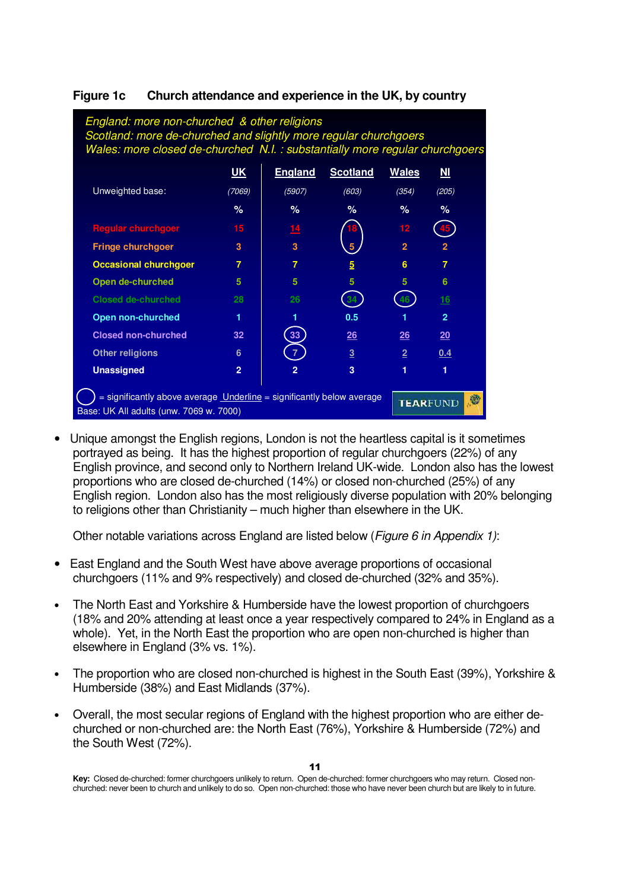**Figure 1c Church attendance and experience in the UK, by country**

*England: more non-churched & other religions*
*Scotland: more de-churched and slightly more regular churchgoers*
*Wales: more closed de-churched N.I. : substantially more regular churchgoers*

| | UK | England | Scotland | Wales | NI |
|---|---|---|---|---|---|
| Unweighted base: | (7069) | (5907) | (603) | (354) | (205) |
| | % | % | % | % | % |
| Regular churchgoer | 15 | 14 | 18 | 12 | 45 |
| Fringe churchgoer | 3 | 3 | 5 | 2 | 2 |
| Occasional churchgoer | 7 | 7 | 5 | 6 | 7 |
| Open de-churched | 5 | 5 | 5 | 5 | 6 |
| Closed de-churched | 28 | 26 | 34 | 46 | 16 |
| Open non-churched | 1 | 1 | 0.5 | 1 | 2 |
| Closed non-churched | 32 | 33 | 26 | 26 | 20 |
| Other religions | 6 | 7 | 3 | 2 | 0.4 |
| Unassigned | 2 | 2 | 3 | 1 | 1 |

○ = significantly above average Underline = significantly below average

Base: UK All adults (unw. 7069 w. 7000)

- Unique amongst the English regions, London is not the heartless capital is it sometimes portrayed as being. It has the highest proportion of regular churchgoers (22%) of any English province, and second only to Northern Ireland UK-wide. London also has the lowest proportions who are closed de-churched (14%) or closed non-churched (25%) of any English region. London also has the most religiously diverse population with 20% belonging to religions other than Christianity – much higher than elsewhere in the UK.

  Other notable variations across England are listed below (*Figure 6 in Appendix 1)*:

- East England and the South West have above average proportions of occasional churchgoers (11% and 9% respectively) and closed de-churched (32% and 35%).

- The North East and Yorkshire & Humberside have the lowest proportion of churchgoers (18% and 20% attending at least once a year respectively compared to 24% in England as a whole). Yet, in the North East the proportion who are open non-churched is higher than elsewhere in England (3% vs. 1%).

- The proportion who are closed non-churched is highest in the South East (39%), Yorkshire & Humberside (38%) and East Midlands (37%).

- Overall, the most secular regions of England with the highest proportion who are either de-churched or non-churched are: the North East (76%), Yorkshire & Humberside (72%) and the South West (72%).

**Key:** Closed de-churched: former churchgoers unlikely to return. Open de-churched: former churchgoers who may return. Closed non-churched: never been to church and unlikely to do so. Open non-churched: those who have never been church but are likely to in future.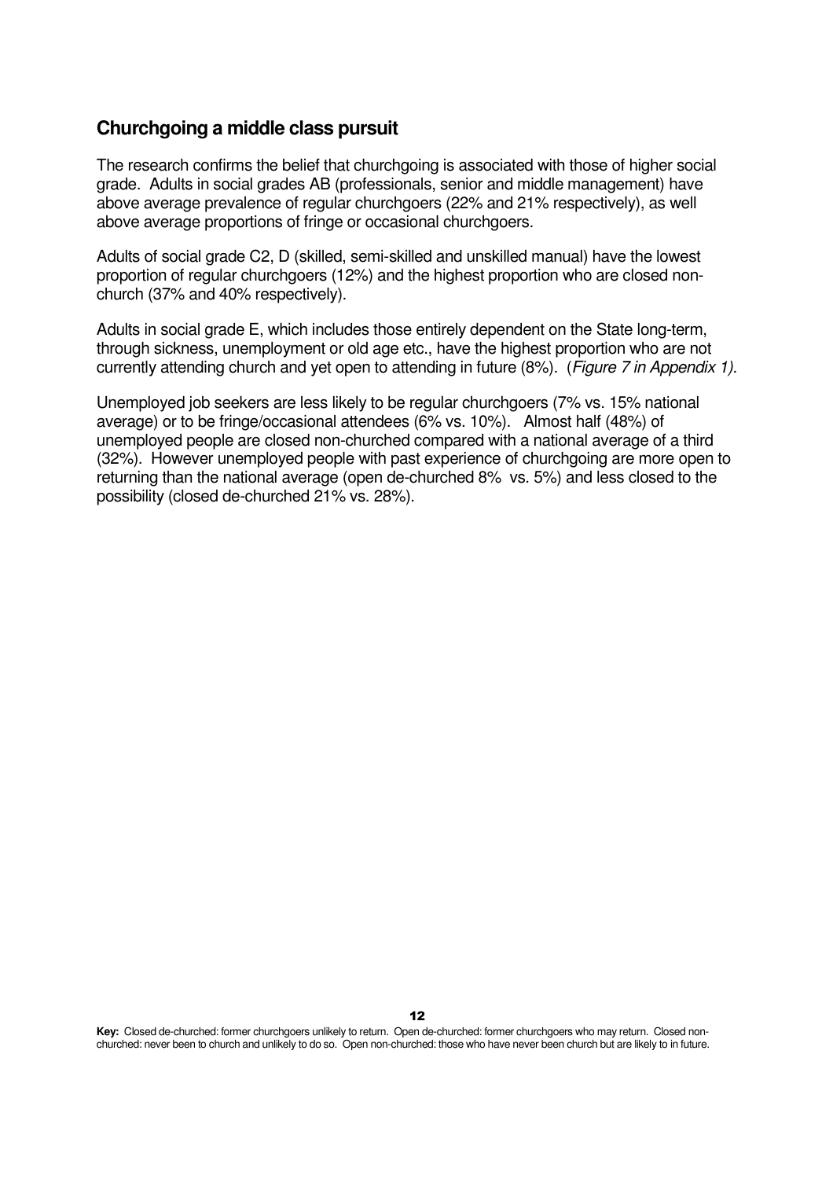## Churchgoing a middle class pursuit

The research confirms the belief that churchgoing is associated with those of higher social grade. Adults in social grades AB (professionals, senior and middle management) have above average prevalence of regular churchgoers (22% and 21% respectively), as well above average proportions of fringe or occasional churchgoers.

Adults of social grade C2, D (skilled, semi-skilled and unskilled manual) have the lowest proportion of regular churchgoers (12%) and the highest proportion who are closed non-church (37% and 40% respectively).

Adults in social grade E, which includes those entirely dependent on the State long-term, through sickness, unemployment or old age etc., have the highest proportion who are not currently attending church and yet open to attending in future (8%). (*Figure 7 in Appendix 1).*

Unemployed job seekers are less likely to be regular churchgoers (7% vs. 15% national average) or to be fringe/occasional attendees (6% vs. 10%). Almost half (48%) of unemployed people are closed non-churched compared with a national average of a third (32%). However unemployed people with past experience of churchgoing are more open to returning than the national average (open de-churched 8% vs. 5%) and less closed to the possibility (closed de-churched 21% vs. 28%).

**Key:** Closed de-churched: former churchgoers unlikely to return. Open de-churched: former churchgoers who may return. Closed non-churched: never been to church and unlikely to do so. Open non-churched: those who have never been church but are likely to in future.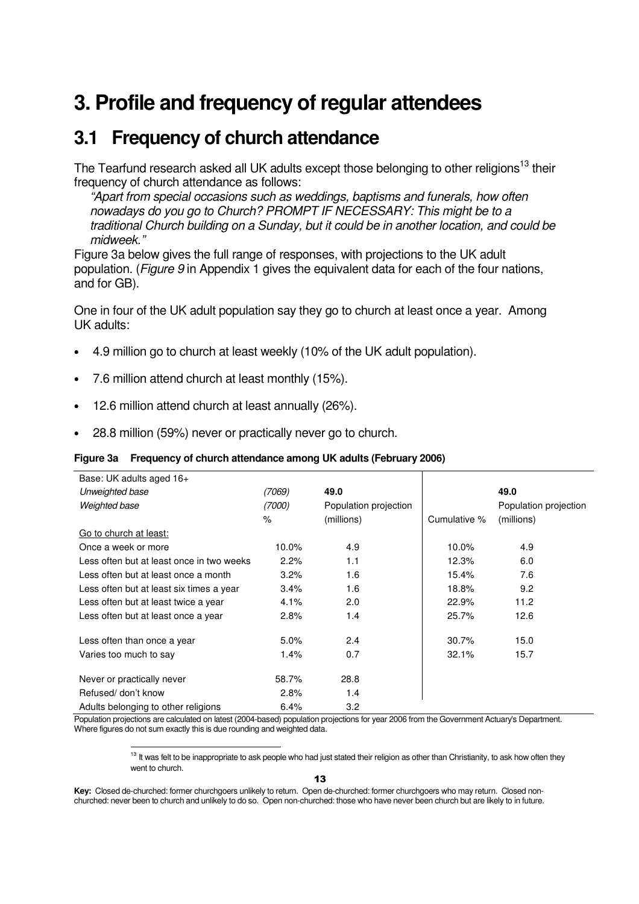# 3. Profile and frequency of regular attendees

## 3.1 Frequency of church attendance

The Tearfund research asked all UK adults except those belonging to other religions[13] their frequency of church attendance as follows:

*"Apart from special occasions such as weddings, baptisms and funerals, how often nowadays do you go to Church? PROMPT IF NECESSARY: This might be to a traditional Church building on a Sunday, but it could be in another location, and could be midweek."*

Figure 3a below gives the full range of responses, with projections to the UK adult population. (*Figure 9* in Appendix 1 gives the equivalent data for each of the four nations, and for GB).

One in four of the UK adult population say they go to church at least once a year. Among UK adults:

- 4.9 million go to church at least weekly (10% of the UK adult population).
- 7.6 million attend church at least monthly (15%).
- 12.6 million attend church at least annually (26%).
- 28.8 million (59%) never or practically never go to church.

**Figure 3a Frequency of church attendance among UK adults (February 2006)**

| Base: UK adults aged 16+ | | | | |
|---|---|---|---|---|
| *Unweighted base* | *(7069)* | **49.0** | | **49.0** |
| *Weighted base* | *(7000)* | Population projection | | Population projection |
| | % | (millions) | Cumulative % | (millions) |
| Go to church at least: | | | | |
| Once a week or more | 10.0% | 4.9 | 10.0% | 4.9 |
| Less often but at least once in two weeks | 2.2% | 1.1 | 12.3% | 6.0 |
| Less often but at least once a month | 3.2% | 1.6 | 15.4% | 7.6 |
| Less often but at least six times a year | 3.4% | 1.6 | 18.8% | 9.2 |
| Less often but at least twice a year | 4.1% | 2.0 | 22.9% | 11.2 |
| Less often but at least once a year | 2.8% | 1.4 | 25.7% | 12.6 |
| Less often than once a year | 5.0% | 2.4 | 30.7% | 15.0 |
| Varies too much to say | 1.4% | 0.7 | 32.1% | 15.7 |
| Never or practically never | 58.7% | 28.8 | | |
| Refused/ don't know | 2.8% | 1.4 | | |
| Adults belonging to other religions | 6.4% | 3.2 | | |

Population projections are calculated on latest (2004-based) population projections for year 2006 from the Government Actuary's Department. Where figures do not sum exactly this is due rounding and weighted data.

[13] It was felt to be inappropriate to ask people who had just stated their religion as other than Christianity, to ask how often they went to church.

**Key:** Closed de-churched: former churchgoers unlikely to return. Open de-churched: former churchgoers who may return. Closed non-churched: never been to church and unlikely to do so. Open non-churched: those who have never been church but are likely to in future.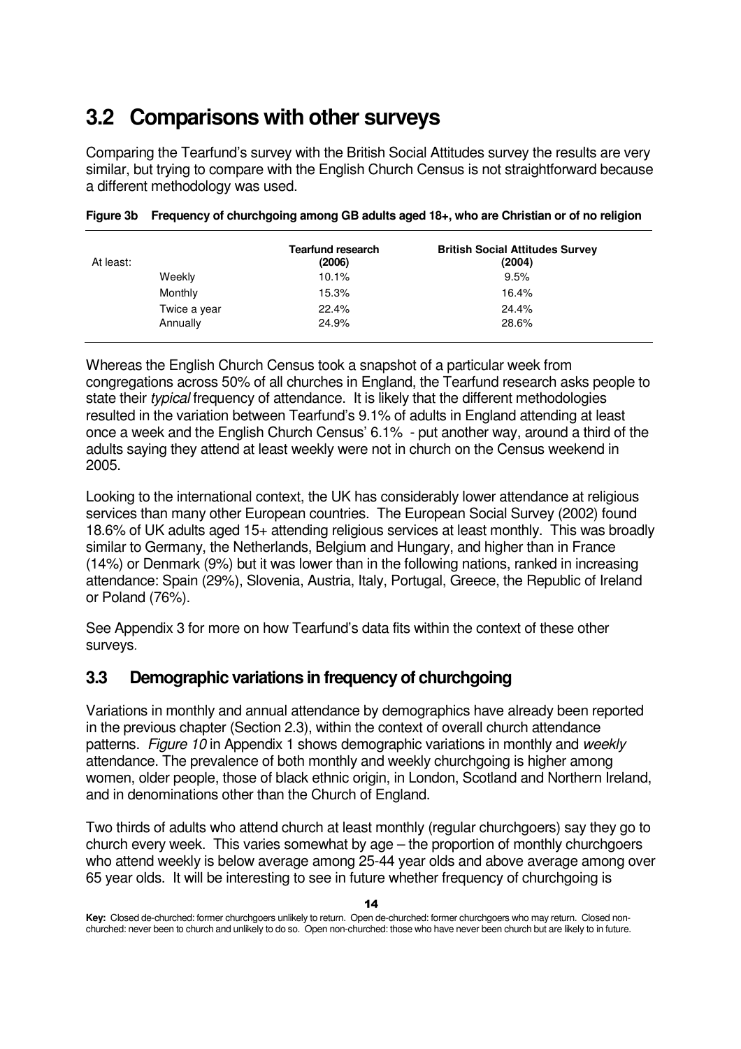## 3.2 Comparisons with other surveys

Comparing the Tearfund's survey with the British Social Attitudes survey the results are very similar, but trying to compare with the English Church Census is not straightforward because a different methodology was used.

**Figure 3b Frequency of churchgoing among GB adults aged 18+, who are Christian or of no religion**

| At least: | Tearfund research (2006) | British Social Attitudes Survey (2004) |
|---|---|---|
| Weekly | 10.1% | 9.5% |
| Monthly | 15.3% | 16.4% |
| Twice a year | 22.4% | 24.4% |
| Annually | 24.9% | 28.6% |

Whereas the English Church Census took a snapshot of a particular week from congregations across 50% of all churches in England, the Tearfund research asks people to state their *typical* frequency of attendance. It is likely that the different methodologies resulted in the variation between Tearfund's 9.1% of adults in England attending at least once a week and the English Church Census' 6.1% - put another way, around a third of the adults saying they attend at least weekly were not in church on the Census weekend in 2005.

Looking to the international context, the UK has considerably lower attendance at religious services than many other European countries. The European Social Survey (2002) found 18.6% of UK adults aged 15+ attending religious services at least monthly. This was broadly similar to Germany, the Netherlands, Belgium and Hungary, and higher than in France (14%) or Denmark (9%) but it was lower than in the following nations, ranked in increasing attendance: Spain (29%), Slovenia, Austria, Italy, Portugal, Greece, the Republic of Ireland or Poland (76%).

See Appendix 3 for more on how Tearfund's data fits within the context of these other surveys.

## 3.3 Demographic variations in frequency of churchgoing

Variations in monthly and annual attendance by demographics have already been reported in the previous chapter (Section 2.3), within the context of overall church attendance patterns. *Figure 10* in Appendix 1 shows demographic variations in monthly and *weekly* attendance. The prevalence of both monthly and weekly churchgoing is higher among women, older people, those of black ethnic origin, in London, Scotland and Northern Ireland, and in denominations other than the Church of England.

Two thirds of adults who attend church at least monthly (regular churchgoers) say they go to church every week. This varies somewhat by age – the proportion of monthly churchgoers who attend weekly is below average among 25-44 year olds and above average among over 65 year olds. It will be interesting to see in future whether frequency of churchgoing is

**Key:** Closed de-churched: former churchgoers unlikely to return. Open de-churched: former churchgoers who may return. Closed non-churched: never been to church and unlikely to do so. Open non-churched: those who have never been church but are likely to in future.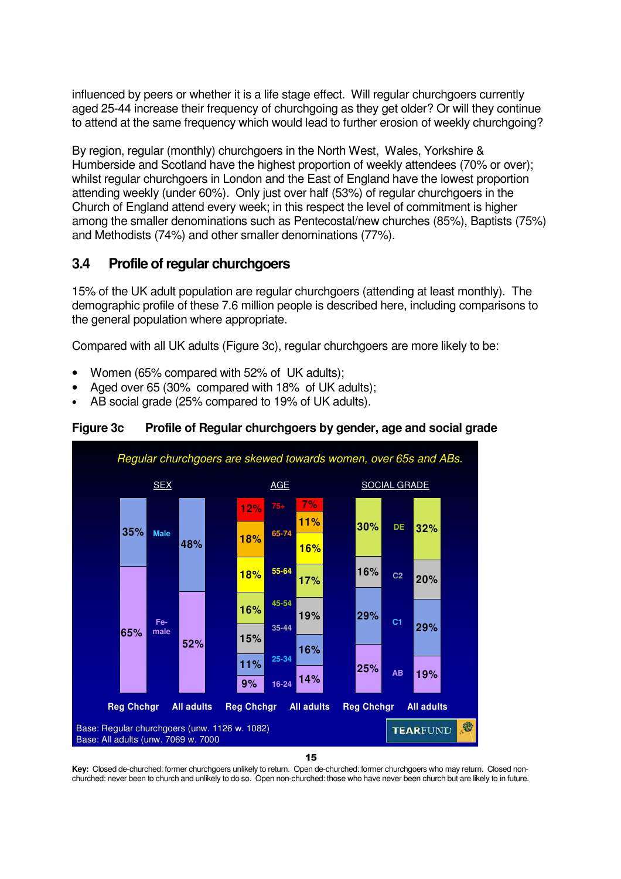influenced by peers or whether it is a life stage effect. Will regular churchgoers currently aged 25-44 increase their frequency of churchgoing as they get older? Or will they continue to attend at the same frequency which would lead to further erosion of weekly churchgoing?

By region, regular (monthly) churchgoers in the North West, Wales, Yorkshire & Humberside and Scotland have the highest proportion of weekly attendees (70% or over); whilst regular churchgoers in London and the East of England have the lowest proportion attending weekly (under 60%). Only just over half (53%) of regular churchgoers in the Church of England attend every week; in this respect the level of commitment is higher among the smaller denominations such as Pentecostal/new churches (85%), Baptists (75%) and Methodists (74%) and other smaller denominations (77%).

## 3.4 Profile of regular churchgoers

15% of the UK adult population are regular churchgoers (attending at least monthly). The demographic profile of these 7.6 million people is described here, including comparisons to the general population where appropriate.

Compared with all UK adults (Figure 3c), regular churchgoers are more likely to be:

- Women (65% compared with 52% of UK adults);
- Aged over 65 (30% compared with 18% of UK adults);
- AB social grade (25% compared to 19% of UK adults).

**Figure 3c Profile of Regular churchgoers by gender, age and social grade**

*Regular churchgoers are skewed towards women, over 65s and ABs.*

| SEX | Reg Chchgr | All adults |
|---|---|---|
| Male | 35% | 48% |
| Female | 65% | 52% |

| AGE | Reg Chchgr | All adults |
|---|---|---|
| 75+ | 12% | 7% |
| 65-74 | 18% | 11% |
| 55-64 | 18% | 16% |
| 45-54 | 16% | 17% |
| 35-44 | 15% | 19% |
| 25-34 | 11% | 16% |
| 16-24 | 9% | 14% |

| SOCIAL GRADE | Reg Chchgr | All adults |
|---|---|---|
| DE | 30% | 32% |
| C2 | 16% | 20% |
| C1 | 29% | 29% |
| AB | 25% | 19% |

Base: Regular churchgoers (unw. 1126 w. 1082)
Base: All adults (unw. 7069 w. 7000

TEARFUND

**Key:** Closed de-churched: former churchgoers unlikely to return. Open de-churched: former churchgoers who may return. Closed non-churched: never been to church and unlikely to do so. Open non-churched: those who have never been church but are likely to in future.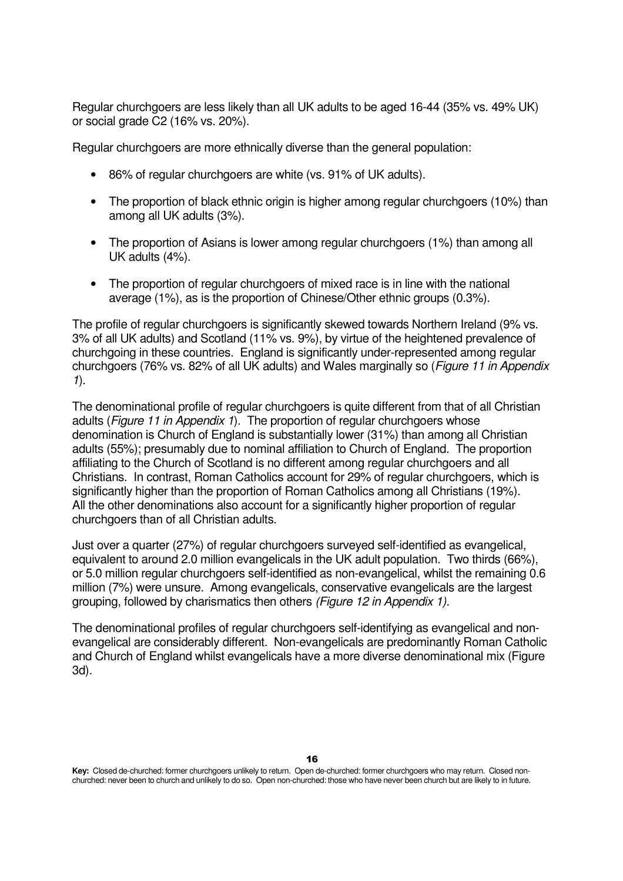Regular churchgoers are less likely than all UK adults to be aged 16-44 (35% vs. 49% UK) or social grade C2 (16% vs. 20%).

Regular churchgoers are more ethnically diverse than the general population:

- 86% of regular churchgoers are white (vs. 91% of UK adults).
- The proportion of black ethnic origin is higher among regular churchgoers (10%) than among all UK adults (3%).
- The proportion of Asians is lower among regular churchgoers (1%) than among all UK adults (4%).
- The proportion of regular churchgoers of mixed race is in line with the national average (1%), as is the proportion of Chinese/Other ethnic groups (0.3%).

The profile of regular churchgoers is significantly skewed towards Northern Ireland (9% vs. 3% of all UK adults) and Scotland (11% vs. 9%), by virtue of the heightened prevalence of churchgoing in these countries. England is significantly under-represented among regular churchgoers (76% vs. 82% of all UK adults) and Wales marginally so (*Figure 11 in Appendix 1*).

The denominational profile of regular churchgoers is quite different from that of all Christian adults (*Figure 11 in Appendix 1*). The proportion of regular churchgoers whose denomination is Church of England is substantially lower (31%) than among all Christian adults (55%); presumably due to nominal affiliation to Church of England. The proportion affiliating to the Church of Scotland is no different among regular churchgoers and all Christians. In contrast, Roman Catholics account for 29% of regular churchgoers, which is significantly higher than the proportion of Roman Catholics among all Christians (19%). All the other denominations also account for a significantly higher proportion of regular churchgoers than of all Christian adults.

Just over a quarter (27%) of regular churchgoers surveyed self-identified as evangelical, equivalent to around 2.0 million evangelicals in the UK adult population. Two thirds (66%), or 5.0 million regular churchgoers self-identified as non-evangelical, whilst the remaining 0.6 million (7%) were unsure. Among evangelicals, conservative evangelicals are the largest grouping, followed by charismatics then others *(Figure 12 in Appendix 1).*

The denominational profiles of regular churchgoers self-identifying as evangelical and non-evangelical are considerably different. Non-evangelicals are predominantly Roman Catholic and Church of England whilst evangelicals have a more diverse denominational mix (Figure 3d).

**Key:** Closed de-churched: former churchgoers unlikely to return. Open de-churched: former churchgoers who may return. Closed non-churched: never been to church and unlikely to do so. Open non-churched: those who have never been church but are likely to in future.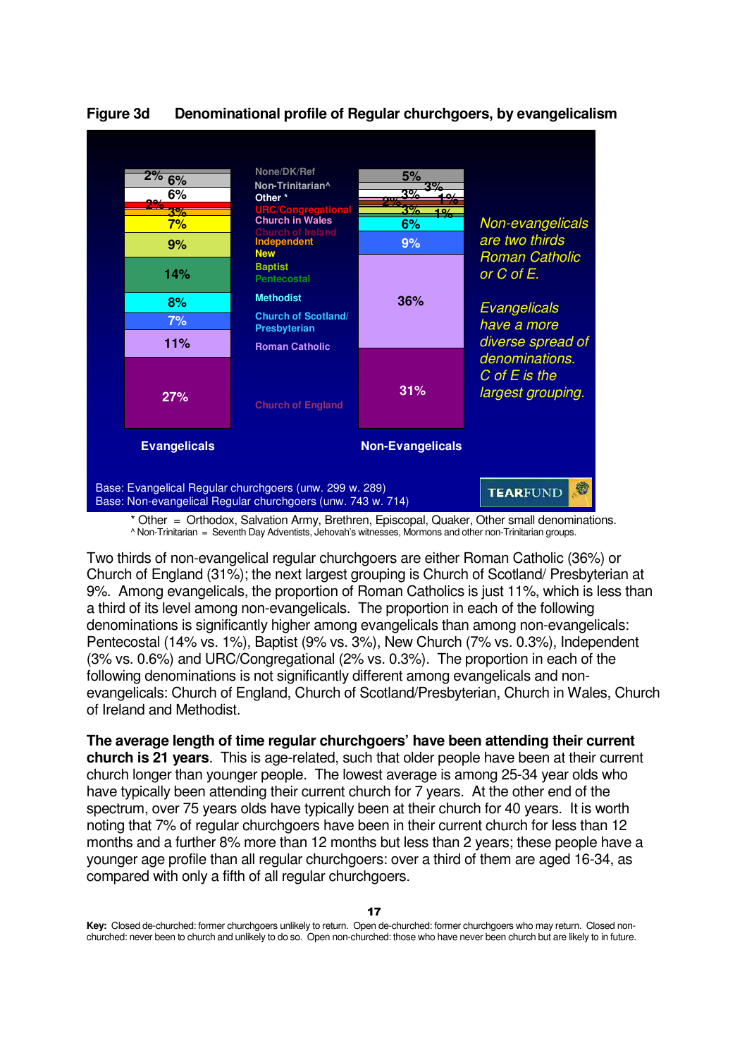**Figure 3d  Denominational profile of Regular churchgoers, by evangelicalism**

| Denomination | Evangelicals | Non-Evangelicals |
|---|---|---|
| None/DK/Ref | 2% | 5% |
| Non-Trinitarian^ | 6% | 3% |
| Other * | 6% | 3% |
| URC/Congregational | 2% | 2% |
| Church in Wales | 3% | 1% |
| Church of Ireland | | 3% |
| Independent | | 1% |
| New | 7% | |
| Baptist | 9% | |
| Pentecostal | 14% | |
| Methodist | 8% | 6% |
| Church of Scotland/ Presbyterian | 7% | 9% |
| Roman Catholic | 11% | 36% |
| Church of England | 27% | 31% |

*Non-evangelicals are two thirds Roman Catholic or C of E.*

*Evangelicals have a more diverse spread of denominations. C of E is the largest grouping.*

Base: Evangelical Regular churchgoers (unw. 299 w. 289)
Base: Non-evangelical Regular churchgoers (unw. 743 w. 714)

\* Other = Orthodox, Salvation Army, Brethren, Episcopal, Quaker, Other small denominations.
^ Non-Trinitarian = Seventh Day Adventists, Jehovah's witnesses, Mormons and other non-Trinitarian groups.

Two thirds of non-evangelical regular churchgoers are either Roman Catholic (36%) or Church of England (31%); the next largest grouping is Church of Scotland/ Presbyterian at 9%. Among evangelicals, the proportion of Roman Catholics is just 11%, which is less than a third of its level among non-evangelicals. The proportion in each of the following denominations is significantly higher among evangelicals than among non-evangelicals: Pentecostal (14% vs. 1%), Baptist (9% vs. 3%), New Church (7% vs. 0.3%), Independent (3% vs. 0.6%) and URC/Congregational (2% vs. 0.3%). The proportion in each of the following denominations is not significantly different among evangelicals and non-evangelicals: Church of England, Church of Scotland/Presbyterian, Church in Wales, Church of Ireland and Methodist.

**The average length of time regular churchgoers' have been attending their current church is 21 years**. This is age-related, such that older people have been at their current church longer than younger people. The lowest average is among 25-34 year olds who have typically been attending their current church for 7 years. At the other end of the spectrum, over 75 years olds have typically been at their church for 40 years. It is worth noting that 7% of regular churchgoers have been in their current church for less than 12 months and a further 8% more than 12 months but less than 2 years; these people have a younger age profile than all regular churchgoers: over a third of them are aged 16-34, as compared with only a fifth of all regular churchgoers.

**Key:** Closed de-churched: former churchgoers unlikely to return. Open de-churched: former churchgoers who may return. Closed non-churched: never been to church and unlikely to do so. Open non-churched: those who have never been church but are likely to in future.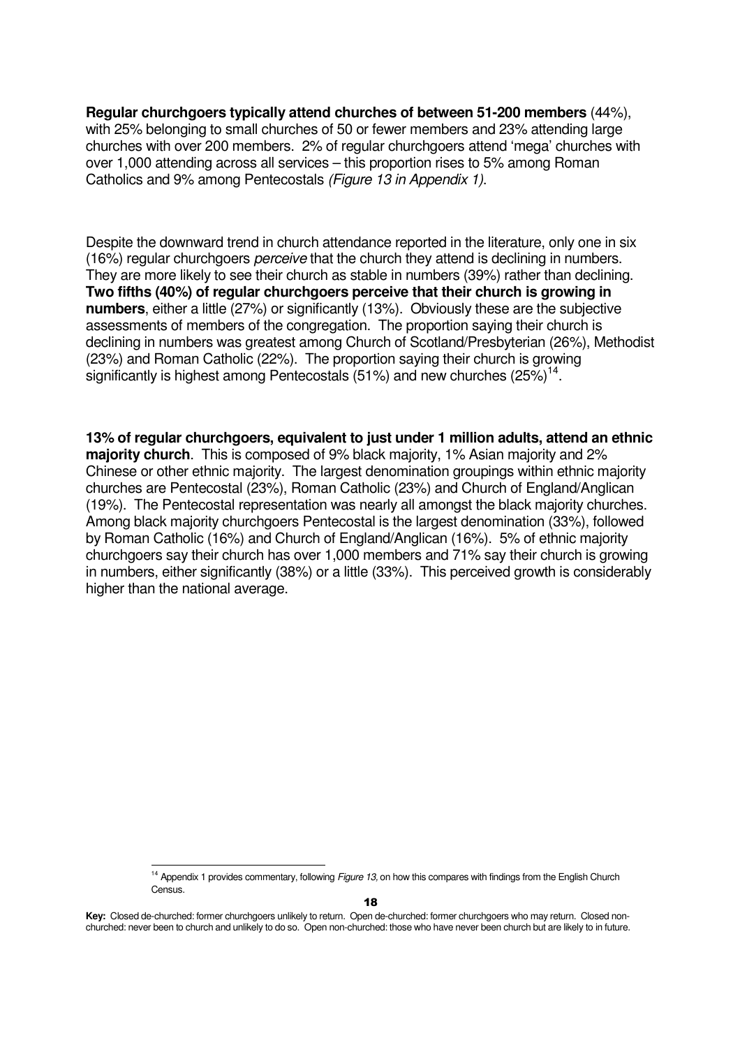**Regular churchgoers typically attend churches of between 51-200 members** (44%), with 25% belonging to small churches of 50 or fewer members and 23% attending large churches with over 200 members. 2% of regular churchgoers attend 'mega' churches with over 1,000 attending across all services – this proportion rises to 5% among Roman Catholics and 9% among Pentecostals *(Figure 13 in Appendix 1)*.

Despite the downward trend in church attendance reported in the literature, only one in six (16%) regular churchgoers *perceive* that the church they attend is declining in numbers. They are more likely to see their church as stable in numbers (39%) rather than declining. **Two fifths (40%) of regular churchgoers perceive that their church is growing in numbers**, either a little (27%) or significantly (13%). Obviously these are the subjective assessments of members of the congregation. The proportion saying their church is declining in numbers was greatest among Church of Scotland/Presbyterian (26%), Methodist (23%) and Roman Catholic (22%). The proportion saying their church is growing significantly is highest among Pentecostals (51%) and new churches (25%)[14].

**13% of regular churchgoers, equivalent to just under 1 million adults, attend an ethnic majority church**. This is composed of 9% black majority, 1% Asian majority and 2% Chinese or other ethnic majority. The largest denomination groupings within ethnic majority churches are Pentecostal (23%), Roman Catholic (23%) and Church of England/Anglican (19%). The Pentecostal representation was nearly all amongst the black majority churches. Among black majority churchgoers Pentecostal is the largest denomination (33%), followed by Roman Catholic (16%) and Church of England/Anglican (16%). 5% of ethnic majority churchgoers say their church has over 1,000 members and 71% say their church is growing in numbers, either significantly (38%) or a little (33%). This perceived growth is considerably higher than the national average.

[14] Appendix 1 provides commentary, following *Figure 13*, on how this compares with findings from the English Church Census.

**Key:** Closed de-churched: former churchgoers unlikely to return. Open de-churched: former churchgoers who may return. Closed non-churched: never been to church and unlikely to do so. Open non-churched: those who have never been church but are likely to in future.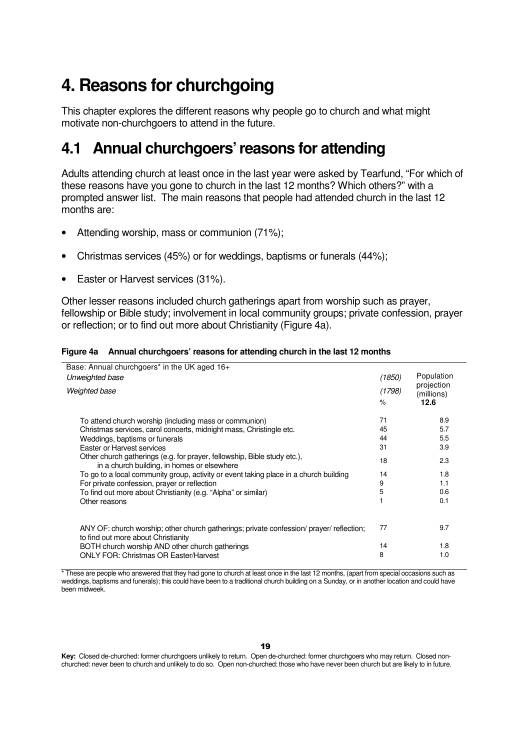# 4. Reasons for churchgoing

This chapter explores the different reasons why people go to church and what might motivate non-churchgoers to attend in the future.

## 4.1 Annual churchgoers' reasons for attending

Adults attending church at least once in the last year were asked by Tearfund, "For which of these reasons have you gone to church in the last 12 months? Which others?" with a prompted answer list. The main reasons that people had attended church in the last 12 months are:

- Attending worship, mass or communion (71%);
- Christmas services (45%) or for weddings, baptisms or funerals (44%);
- Easter or Harvest services (31%).

Other lesser reasons included church gatherings apart from worship such as prayer, fellowship or Bible study; involvement in local community groups; private confession, prayer or reflection; or to find out more about Christianity (Figure 4a).

**Figure 4a Annual churchgoers' reasons for attending church in the last 12 months**

| Base: Annual churchgoers* in the UK aged 16+ | | |
|---|---|---|
| *Unweighted base* | *(1850)* | Population projection (millions) |
| *Weighted base* | *(1798)* | |
| | % | **12.6** |
| To attend church worship (including mass or communion) | 71 | 8.9 |
| Christmas services, carol concerts, midnight mass, Christingle etc. | 45 | 5.7 |
| Weddings, baptisms or funerals | 44 | 5.5 |
| Easter or Harvest services | 31 | 3.9 |
| Other church gatherings (e.g. for prayer, fellowship, Bible study etc.), in a church building, in homes or elsewhere | 18 | 2.3 |
| To go to a local community group, activity or event taking place in a church building | 14 | 1.8 |
| For private confession, prayer or reflection | 9 | 1.1 |
| To find out more about Christianity (e.g. "Alpha" or similar) | 5 | 0.6 |
| Other reasons | 1 | 0.1 |
| ANY OF: church worship; other church gatherings; private confession/ prayer/ reflection; to find out more about Christianity | 77 | 9.7 |
| BOTH church worship AND other church gatherings | 14 | 1.8 |
| ONLY FOR: Christmas OR Easter/Harvest | 8 | 1.0 |

\* These are people who answered that they had gone to church at least once in the last 12 months, (apart from special occasions such as weddings, baptisms and funerals); this could have been to a traditional church building on a Sunday, or in another location and could have been midweek.

**Key:** Closed de-churched: former churchgoers unlikely to return. Open de-churched: former churchgoers who may return. Closed non-churched: never been to church and unlikely to do so. Open non-churched: those who have never been church but are likely to in future.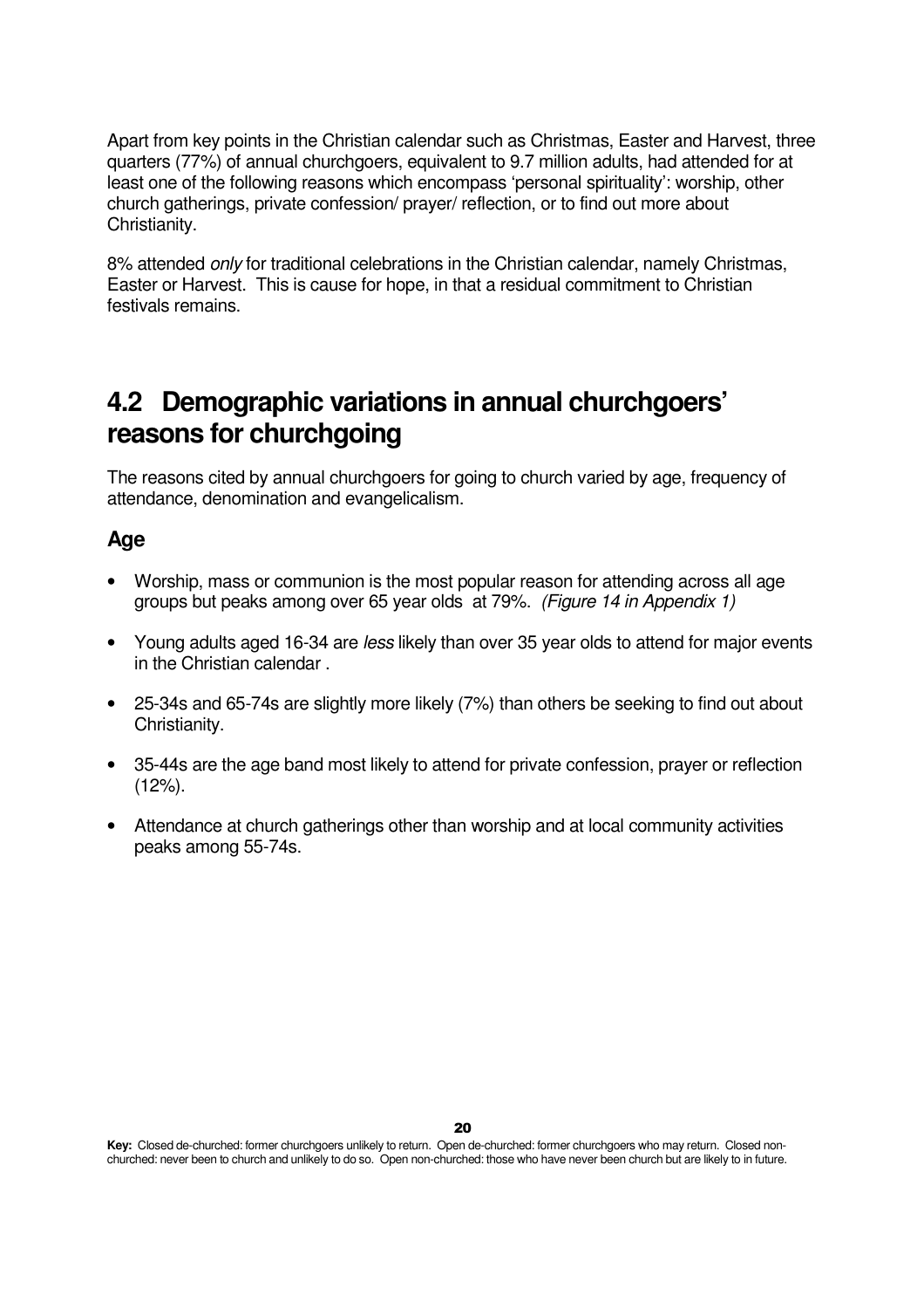Apart from key points in the Christian calendar such as Christmas, Easter and Harvest, three quarters (77%) of annual churchgoers, equivalent to 9.7 million adults, had attended for at least one of the following reasons which encompass 'personal spirituality': worship, other church gatherings, private confession/ prayer/ reflection, or to find out more about Christianity.

8% attended *only* for traditional celebrations in the Christian calendar, namely Christmas, Easter or Harvest. This is cause for hope, in that a residual commitment to Christian festivals remains.

## 4.2 Demographic variations in annual churchgoers' reasons for churchgoing

The reasons cited by annual churchgoers for going to church varied by age, frequency of attendance, denomination and evangelicalism.

### Age

- Worship, mass or communion is the most popular reason for attending across all age groups but peaks among over 65 year olds at 79%. *(Figure 14 in Appendix 1)*
- Young adults aged 16-34 are *less* likely than over 35 year olds to attend for major events in the Christian calendar .
- 25-34s and 65-74s are slightly more likely (7%) than others be seeking to find out about Christianity.
- 35-44s are the age band most likely to attend for private confession, prayer or reflection (12%).
- Attendance at church gatherings other than worship and at local community activities peaks among 55-74s.

**Key:** Closed de-churched: former churchgoers unlikely to return. Open de-churched: former churchgoers who may return. Closed non-churched: never been to church and unlikely to do so. Open non-churched: those who have never been church but are likely to in future.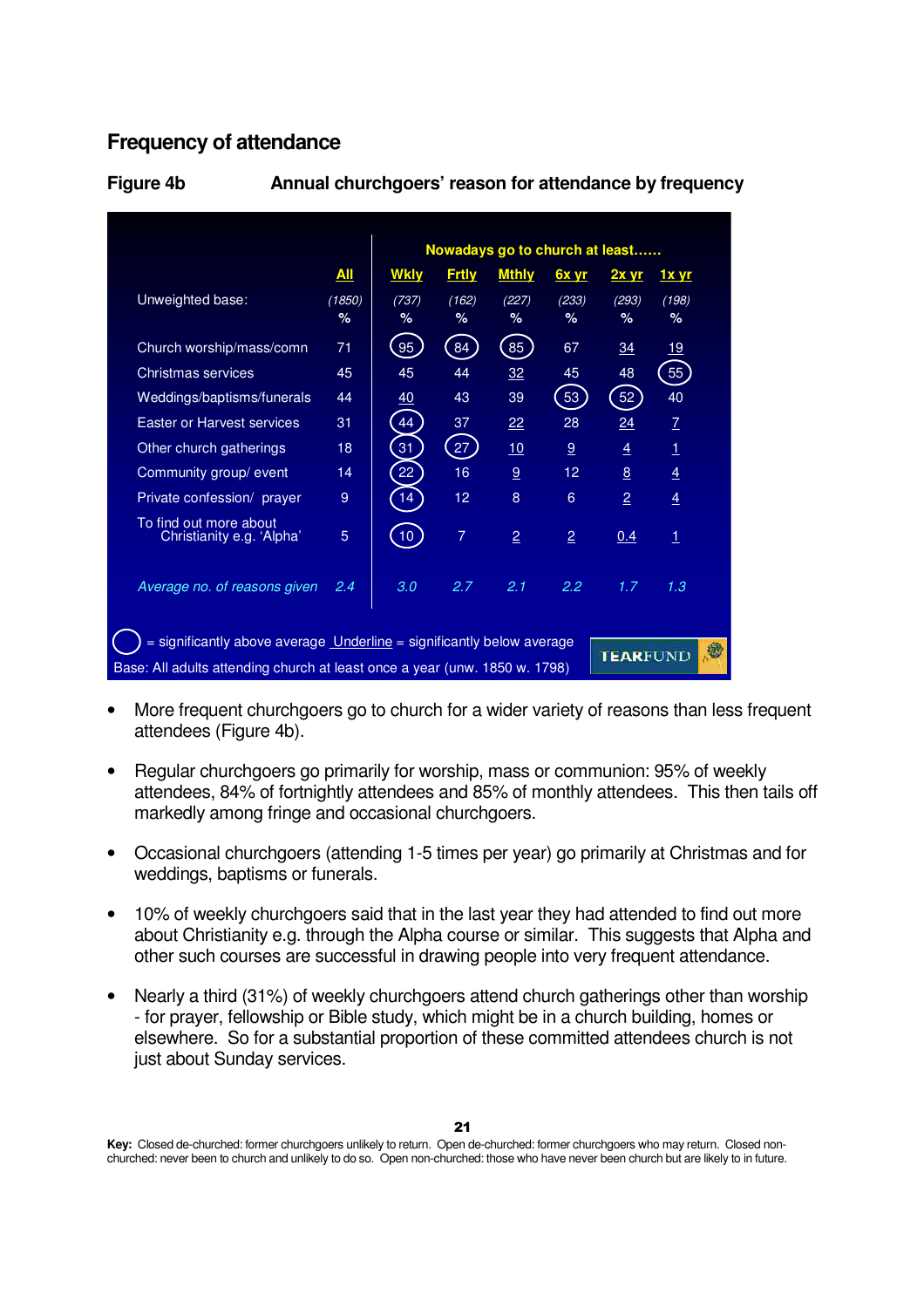## Frequency of attendance

**Figure 4b** **Annual churchgoers' reason for attendance by frequency**

| | All | Wkly | Frtly | Mthly | 6x yr | 2x yr | 1x yr |
|---|---|---|---|---|---|---|---|
| | | Nowadays go to church at least…… | | | | | |
| Unweighted base: | (1850) | (737) | (162) | (227) | (233) | (293) | (198) |
| | % | % | % | % | % | % | % |
| Church worship/mass/comn | 71 | (95) | (84) | (85) | 67 | <u>34</u> | <u>19</u> |
| Christmas services | 45 | 45 | 44 | <u>32</u> | 45 | 48 | (55) |
| Weddings/baptisms/funerals | 44 | <u>40</u> | 43 | 39 | (53) | (52) | 40 |
| Easter or Harvest services | 31 | (44) | 37 | <u>22</u> | 28 | <u>24</u> | <u>7</u> |
| Other church gatherings | 18 | (31) | (27) | <u>10</u> | <u>9</u> | <u>4</u> | <u>1</u> |
| Community group/ event | 14 | (22) | 16 | <u>9</u> | 12 | <u>8</u> | <u>4</u> |
| Private confession/ prayer | 9 | (14) | 12 | 8 | 6 | <u>2</u> | <u>4</u> |
| To find out more about Christianity e.g. 'Alpha' | 5 | (10) | 7 | <u>2</u> | <u>2</u> | <u>0.4</u> | <u>1</u> |
| *Average no. of reasons given* | *2.4* | *3.0* | *2.7* | *2.1* | *2.2* | *1.7* | *1.3* |

( ) = significantly above average <u>Underline</u> = significantly below average

Base: All adults attending church at least once a year (unw. 1850 w. 1798)

TEARFUND

- More frequent churchgoers go to church for a wider variety of reasons than less frequent attendees (Figure 4b).

- Regular churchgoers go primarily for worship, mass or communion: 95% of weekly attendees, 84% of fortnightly attendees and 85% of monthly attendees. This then tails off markedly among fringe and occasional churchgoers.

- Occasional churchgoers (attending 1-5 times per year) go primarily at Christmas and for weddings, baptisms or funerals.

- 10% of weekly churchgoers said that in the last year they had attended to find out more about Christianity e.g. through the Alpha course or similar. This suggests that Alpha and other such courses are successful in drawing people into very frequent attendance.

- Nearly a third (31%) of weekly churchgoers attend church gatherings other than worship - for prayer, fellowship or Bible study, which might be in a church building, homes or elsewhere. So for a substantial proportion of these committed attendees church is not just about Sunday services.

**Key:** Closed de-churched: former churchgoers unlikely to return. Open de-churched: former churchgoers who may return. Closed non-churched: never been to church and unlikely to do so. Open non-churched: those who have never been church but are likely to in future.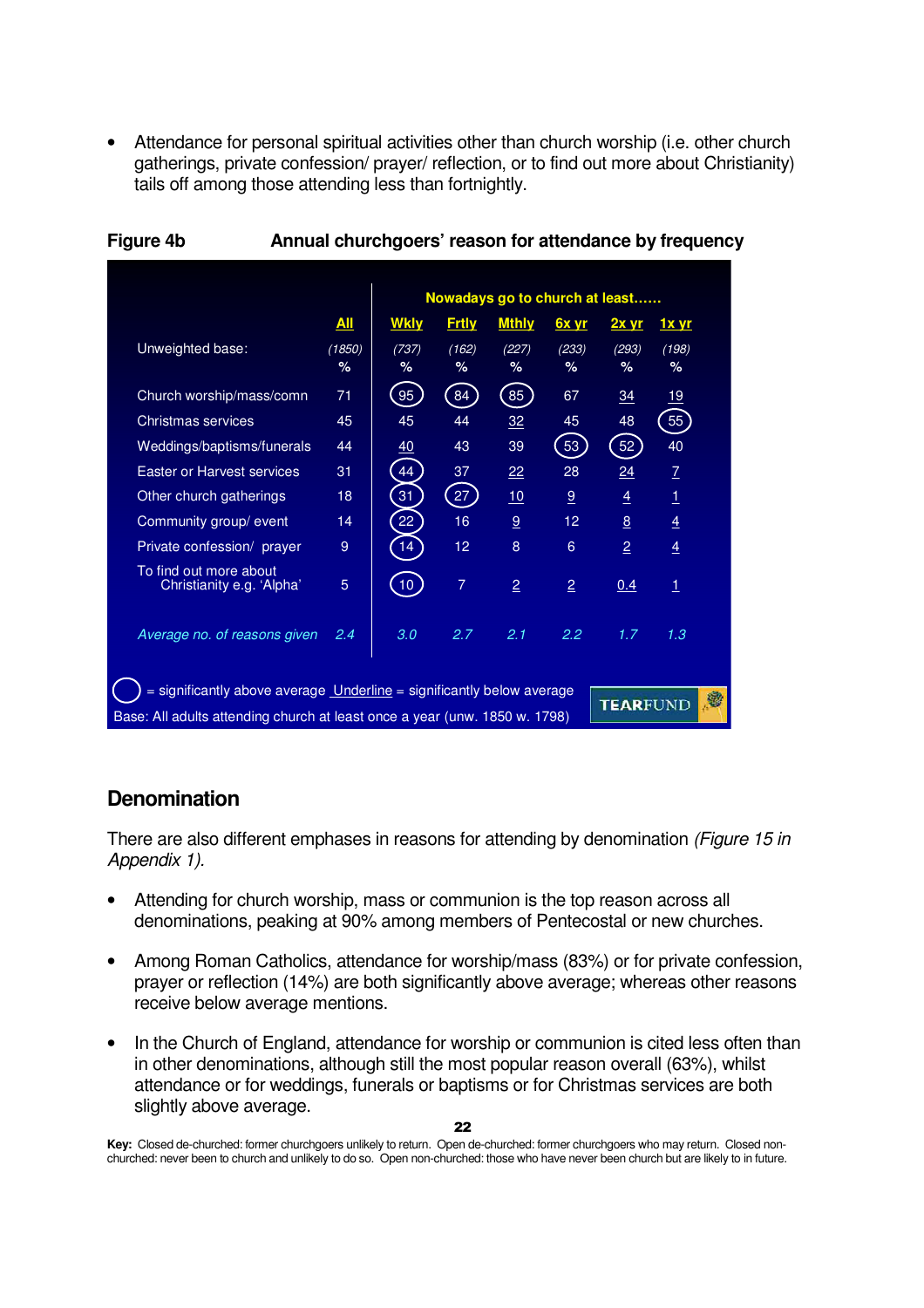- Attendance for personal spiritual activities other than church worship (i.e. other church gatherings, private confession/ prayer/ reflection, or to find out more about Christianity) tails off among those attending less than fortnightly.

**Figure 4b** **Annual churchgoers' reason for attendance by frequency**

| | All | Nowadays go to church at least...... Wkly | Frtly | Mthly | 6x yr | 2x yr | 1x yr |
|---|---|---|---|---|---|---|---|
| Unweighted base: | (1850) | (737) | (162) | (227) | (233) | (293) | (198) |
| | % | % | % | % | % | % | % |
| Church worship/mass/comn | 71 | (95) | (84) | (85) | 67 | 34 | 19 |
| Christmas services | 45 | 45 | 44 | 32 | 45 | 48 | (55) |
| Weddings/baptisms/funerals | 44 | 40 | 43 | 39 | (53) | (52) | 40 |
| Easter or Harvest services | 31 | (44) | 37 | 22 | 28 | 24 | 7 |
| Other church gatherings | 18 | (31) | (27) | 10 | 9 | 4 | 1 |
| Community group/ event | 14 | (22) | 16 | 9 | 12 | 8 | 4 |
| Private confession/ prayer | 9 | (14) | 12 | 8 | 6 | 2 | 4 |
| To find out more about Christianity e.g. 'Alpha' | 5 | (10) | 7 | 2 | 2 | 0.4 | 1 |
| *Average no. of reasons given* | *2.4* | *3.0* | *2.7* | *2.1* | *2.2* | *1.7* | *1.3* |

◯ = significantly above average Underline = significantly below average

Base: All adults attending church at least once a year (unw. 1850 w. 1798)

TEARFUND

## Denomination

There are also different emphases in reasons for attending by denomination *(Figure 15 in Appendix 1).*

- Attending for church worship, mass or communion is the top reason across all denominations, peaking at 90% among members of Pentecostal or new churches.
- Among Roman Catholics, attendance for worship/mass (83%) or for private confession, prayer or reflection (14%) are both significantly above average; whereas other reasons receive below average mentions.
- In the Church of England, attendance for worship or communion is cited less often than in other denominations, although still the most popular reason overall (63%), whilst attendance or for weddings, funerals or baptisms or for Christmas services are both slightly above average.

**Key:** Closed de-churched: former churchgoers unlikely to return. Open de-churched: former churchgoers who may return. Closed non-churched: never been to church and unlikely to do so. Open non-churched: those who have never been church but are likely to in future.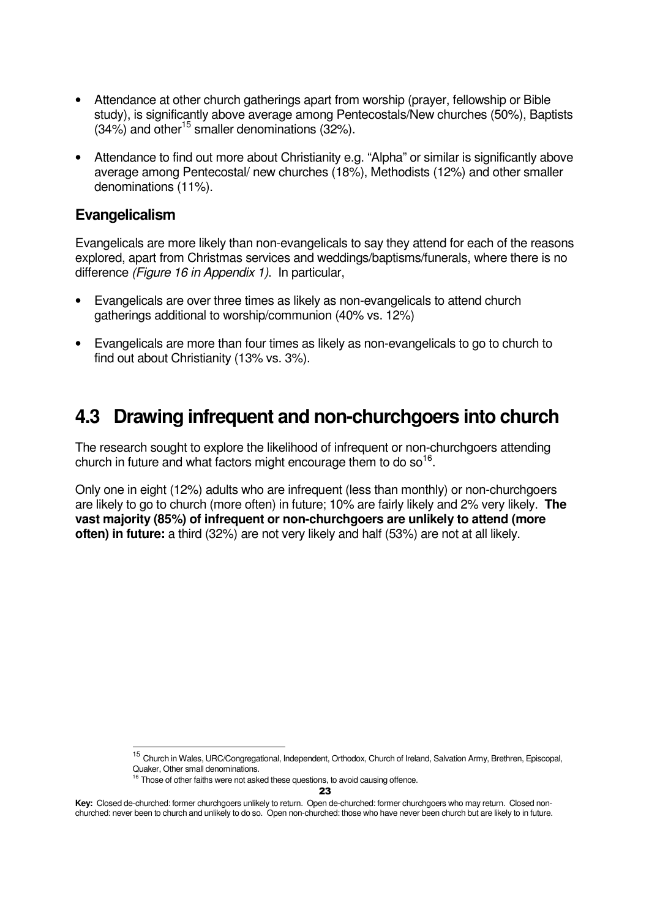- Attendance at other church gatherings apart from worship (prayer, fellowship or Bible study), is significantly above average among Pentecostals/New churches (50%), Baptists (34%) and other[15] smaller denominations (32%).

- Attendance to find out more about Christianity e.g. "Alpha" or similar is significantly above average among Pentecostal/ new churches (18%), Methodists (12%) and other smaller denominations (11%).

### Evangelicalism

Evangelicals are more likely than non-evangelicals to say they attend for each of the reasons explored, apart from Christmas services and weddings/baptisms/funerals, where there is no difference *(Figure 16 in Appendix 1)*. In particular,

- Evangelicals are over three times as likely as non-evangelicals to attend church gatherings additional to worship/communion (40% vs. 12%)

- Evangelicals are more than four times as likely as non-evangelicals to go to church to find out about Christianity (13% vs. 3%).

## 4.3 Drawing infrequent and non-churchgoers into church

The research sought to explore the likelihood of infrequent or non-churchgoers attending church in future and what factors might encourage them to do so[16].

Only one in eight (12%) adults who are infrequent (less than monthly) or non-churchgoers are likely to go to church (more often) in future; 10% are fairly likely and 2% very likely. **The vast majority (85%) of infrequent or non-churchgoers are unlikely to attend (more often) in future:** a third (32%) are not very likely and half (53%) are not at all likely.

[15] Church in Wales, URC/Congregational, Independent, Orthodox, Church of Ireland, Salvation Army, Brethren, Episcopal, Quaker, Other small denominations.

[16] Those of other faiths were not asked these questions, to avoid causing offence.

**Key:** Closed de-churched: former churchgoers unlikely to return. Open de-churched: former churchgoers who may return. Closed non-churched: never been to church and unlikely to do so. Open non-churched: those who have never been church but are likely to in future.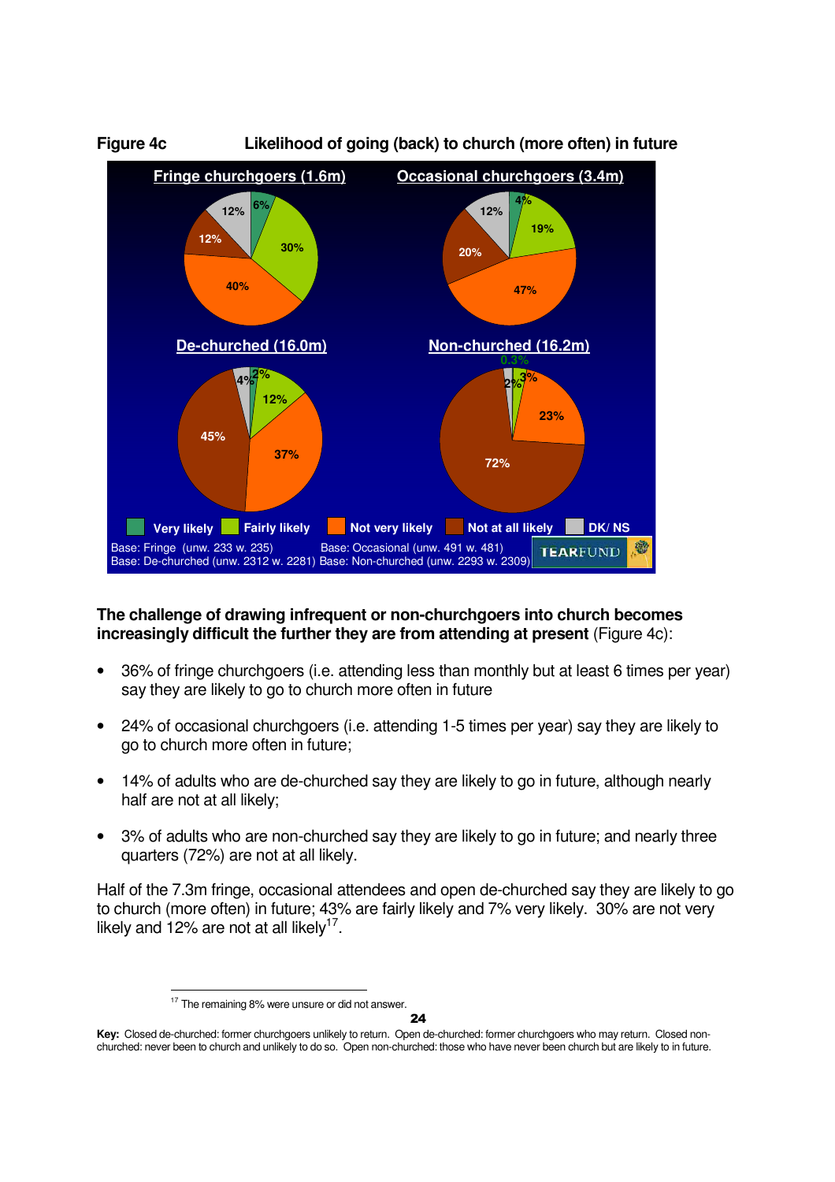**Figure 4c** **Likelihood of going (back) to church (more often) in future**

Fringe churchgoers (1.6m): Very likely 6%, Fairly likely 30%, Not very likely 40%, Not at all likely 12%, DK/NS 12%

Occasional churchgoers (3.4m): Very likely 4%, Fairly likely 19%, Not very likely 47%, Not at all likely 20%, DK/NS 12%

De-churched (16.0m): Very likely 2%, Fairly likely 12%, Not very likely 37%, Not at all likely 45%, DK/NS 4%

Non-churched (16.2m): Very likely 0.3%, Fairly likely 3%, Not very likely 23%, Not at all likely 72%, DK/NS 2%

Base: Fringe (unw. 233 w. 235) Base: Occasional (unw. 491 w. 481)
Base: De-churched (unw. 2312 w. 2281) Base: Non-churched (unw. 2293 w. 2309)

TEARFUND

**The challenge of drawing infrequent or non-churchgoers into church becomes increasingly difficult the further they are from attending at present** (Figure 4c):

- 36% of fringe churchgoers (i.e. attending less than monthly but at least 6 times per year) say they are likely to go to church more often in future
- 24% of occasional churchgoers (i.e. attending 1-5 times per year) say they are likely to go to church more often in future;
- 14% of adults who are de-churched say they are likely to go in future, although nearly half are not at all likely;
- 3% of adults who are non-churched say they are likely to go in future; and nearly three quarters (72%) are not at all likely.

Half of the 7.3m fringe, occasional attendees and open de-churched say they are likely to go to church (more often) in future; 43% are fairly likely and 7% very likely. 30% are not very likely and 12% are not at all likely[17].

[17] The remaining 8% were unsure or did not answer.

**Key:** Closed de-churched: former churchgoers unlikely to return. Open de-churched: former churchgoers who may return. Closed non-churched: never been to church and unlikely to do so. Open non-churched: those who have never been church but are likely to in future.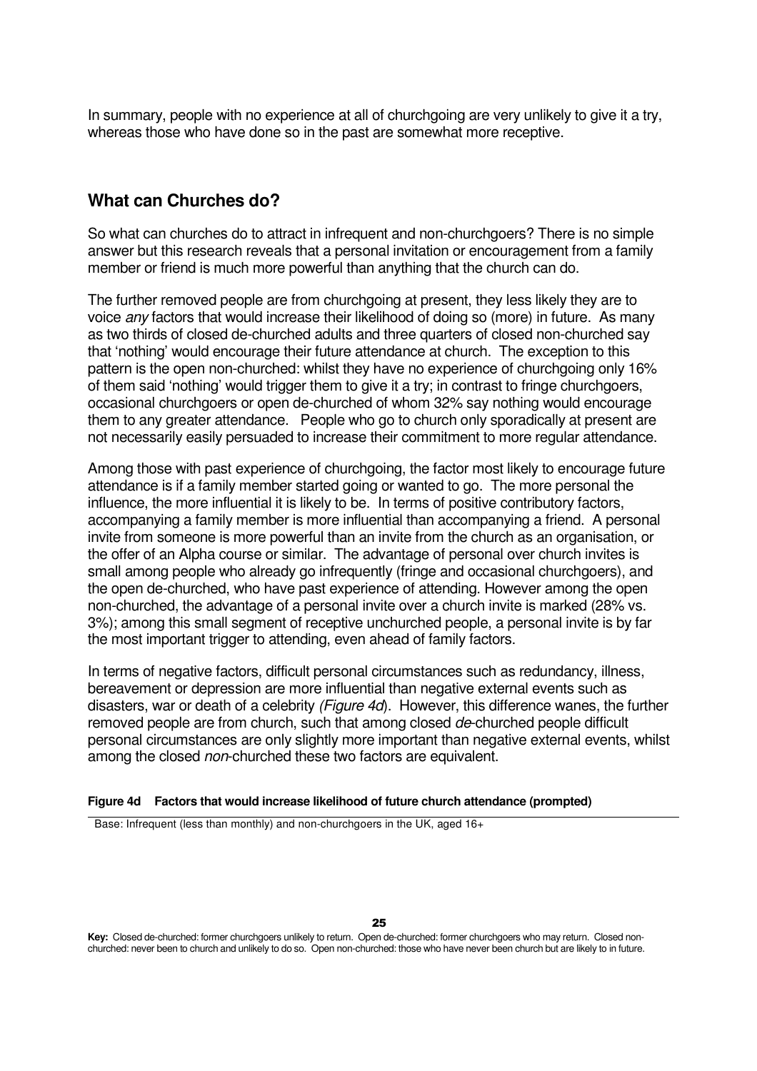In summary, people with no experience at all of churchgoing are very unlikely to give it a try, whereas those who have done so in the past are somewhat more receptive.

## What can Churches do?

So what can churches do to attract in infrequent and non-churchgoers? There is no simple answer but this research reveals that a personal invitation or encouragement from a family member or friend is much more powerful than anything that the church can do.

The further removed people are from churchgoing at present, they less likely they are to voice *any* factors that would increase their likelihood of doing so (more) in future. As many as two thirds of closed de-churched adults and three quarters of closed non-churched say that 'nothing' would encourage their future attendance at church. The exception to this pattern is the open non-churched: whilst they have no experience of churchgoing only 16% of them said 'nothing' would trigger them to give it a try; in contrast to fringe churchgoers, occasional churchgoers or open de-churched of whom 32% say nothing would encourage them to any greater attendance. People who go to church only sporadically at present are not necessarily easily persuaded to increase their commitment to more regular attendance.

Among those with past experience of churchgoing, the factor most likely to encourage future attendance is if a family member started going or wanted to go. The more personal the influence, the more influential it is likely to be. In terms of positive contributory factors, accompanying a family member is more influential than accompanying a friend. A personal invite from someone is more powerful than an invite from the church as an organisation, or the offer of an Alpha course or similar. The advantage of personal over church invites is small among people who already go infrequently (fringe and occasional churchgoers), and the open de-churched, who have past experience of attending. However among the open non-churched, the advantage of a personal invite over a church invite is marked (28% vs. 3%); among this small segment of receptive unchurched people, a personal invite is by far the most important trigger to attending, even ahead of family factors.

In terms of negative factors, difficult personal circumstances such as redundancy, illness, bereavement or depression are more influential than negative external events such as disasters, war or death of a celebrity *(Figure 4d)*. However, this difference wanes, the further removed people are from church, such that among closed *de*-churched people difficult personal circumstances are only slightly more important than negative external events, whilst among the closed *non*-churched these two factors are equivalent.

**Figure 4d Factors that would increase likelihood of future church attendance (prompted)**

Base: Infrequent (less than monthly) and non-churchgoers in the UK, aged 16+

**Key:** Closed de-churched: former churchgoers unlikely to return. Open de-churched: former churchgoers who may return. Closed non-churched: never been to church and unlikely to do so. Open non-churched: those who have never been church but are likely to in future.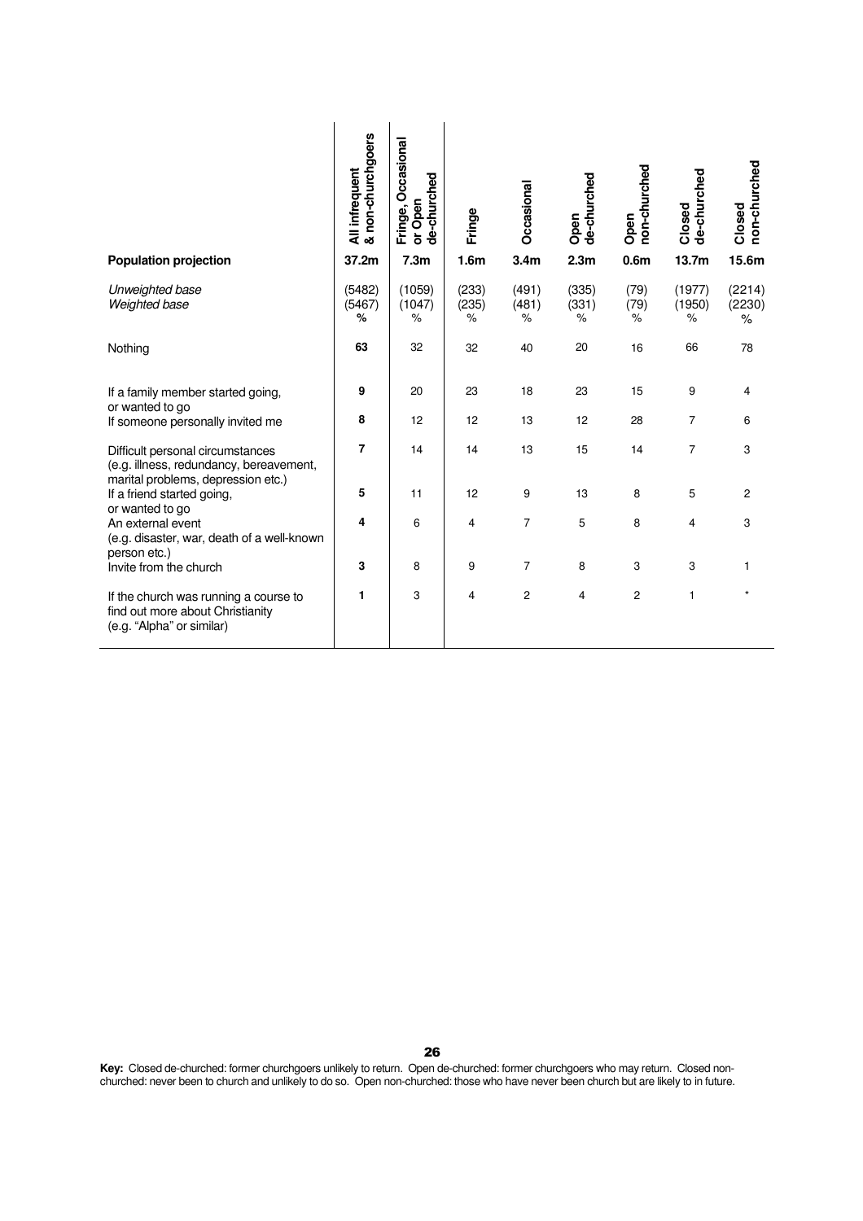| | All infrequent & non-churchgoers | Fringe, Occasional or Open de-churched | Fringe | Occasional | Open de-churched | Open non-churched | Closed de-churched | Closed non-churched |
|---|---|---|---|---|---|---|---|---|
| **Population projection** | **37.2m** | **7.3m** | **1.6m** | **3.4m** | **2.3m** | **0.6m** | **13.7m** | **15.6m** |
| *Unweighted base* | (5482) | (1059) | (233) | (491) | (335) | (79) | (1977) | (2214) |
| *Weighted base* | (5467) | (1047) | (235) | (481) | (331) | (79) | (1950) | (2230) |
| | **%** | % | % | % | % | % | % | % |
| Nothing | **63** | 32 | 32 | 40 | 20 | 16 | 66 | 78 |
| If a family member started going, or wanted to go | **9** | 20 | 23 | 18 | 23 | 15 | 9 | 4 |
| If someone personally invited me | **8** | 12 | 12 | 13 | 12 | 28 | 7 | 6 |
| Difficult personal circumstances (e.g. illness, redundancy, bereavement, marital problems, depression etc.) | **7** | 14 | 14 | 13 | 15 | 14 | 7 | 3 |
| If a friend started going, or wanted to go | **5** | 11 | 12 | 9 | 13 | 8 | 5 | 2 |
| An external event (e.g. disaster, war, death of a well-known person etc.) | **4** | 6 | 4 | 7 | 5 | 8 | 4 | 3 |
| Invite from the church | **3** | 8 | 9 | 7 | 8 | 3 | 3 | 1 |
| If the church was running a course to find out more about Christianity (e.g. "Alpha" or similar) | **1** | 3 | 4 | 2 | 4 | 2 | 1 | * |

**Key:** Closed de-churched: former churchgoers unlikely to return. Open de-churched: former churchgoers who may return. Closed non-churched: never been to church and unlikely to do so. Open non-churched: those who have never been church but are likely to in future.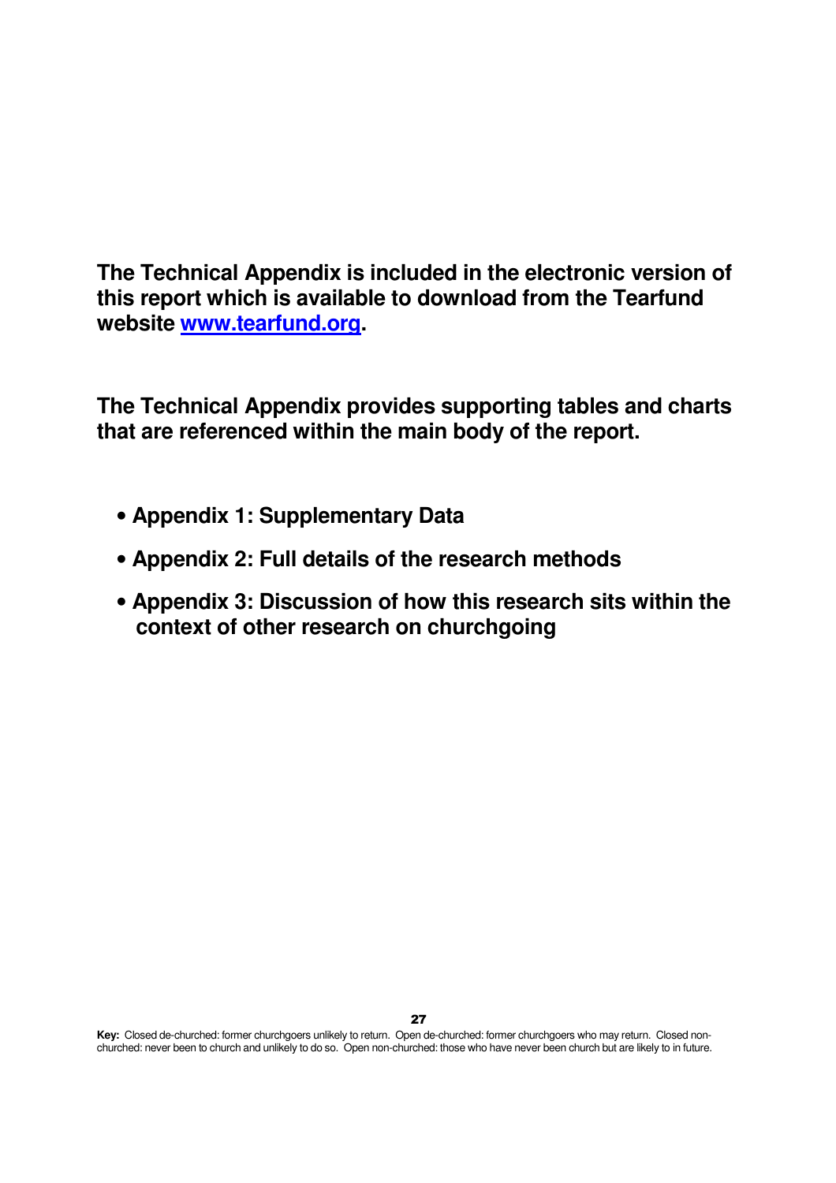**The Technical Appendix is included in the electronic version of this report which is available to download from the Tearfund website www.tearfund.org.**

**The Technical Appendix provides supporting tables and charts that are referenced within the main body of the report.**

- **Appendix 1: Supplementary Data**
- **Appendix 2: Full details of the research methods**
- **Appendix 3: Discussion of how this research sits within the context of other research on churchgoing**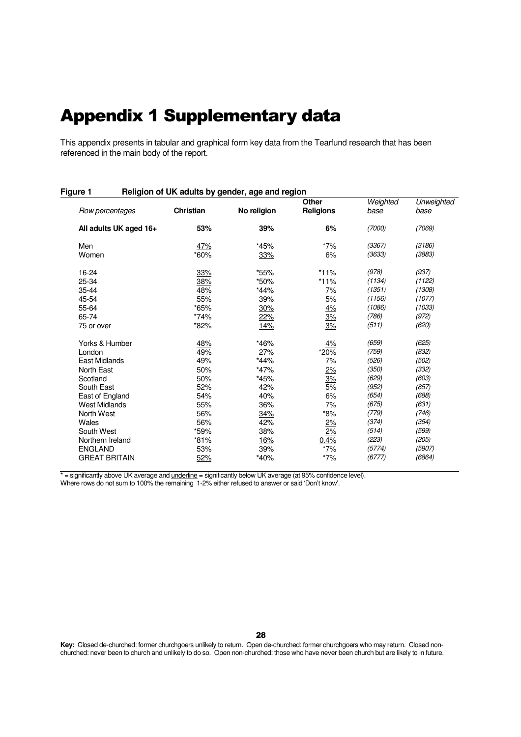# Appendix 1 Supplementary data

This appendix presents in tabular and graphical form key data from the Tearfund research that has been referenced in the main body of the report.

**Figure 1 Religion of UK adults by gender, age and region**

| *Row percentages* | **Christian** | **No religion** | **Other Religions** | *Weighted base* | *Unweighted base* |
|---|---|---|---|---|---|
| **All adults UK aged 16+** | **53%** | **39%** | **6%** | *(7000)* | *(7069)* |
| Men | <u>47%</u> | *45% | *7% | *(3367)* | *(3186)* |
| Women | *60% | <u>33%</u> | 6% | *(3633)* | *(3883)* |
| 16-24 | <u>33%</u> | *55% | *11% | *(978)* | *(937)* |
| 25-34 | <u>38%</u> | *50% | *11% | *(1134)* | *(1122)* |
| 35-44 | <u>48%</u> | *44% | 7% | *(1351)* | *(1308)* |
| 45-54 | 55% | 39% | 5% | *(1156)* | *(1077)* |
| 55-64 | *65% | <u>30%</u> | <u>4%</u> | *(1086)* | *(1033)* |
| 65-74 | *74% | <u>22%</u> | <u>3%</u> | *(786)* | *(972)* |
| 75 or over | *82% | <u>14%</u> | <u>3%</u> | *(511)* | *(620)* |
| Yorks & Humber | <u>48%</u> | *46% | <u>4%</u> | *(659)* | *(625)* |
| London | <u>49%</u> | <u>27%</u> | *20% | *(759)* | *(832)* |
| East Midlands | 49% | *44% | 7% | *(526)* | *(502)* |
| North East | 50% | *47% | <u>2%</u> | *(350)* | *(332)* |
| Scotland | 50% | *45% | <u>3%</u> | *(629)* | *(603)* |
| South East | 52% | 42% | 5% | *(952)* | *(857)* |
| East of England | 54% | 40% | 6% | *(654)* | *(688)* |
| West Midlands | 55% | 36% | 7% | *(675)* | *(631)* |
| North West | 56% | <u>34%</u> | *8% | *(779)* | *(746)* |
| Wales | 56% | 42% | <u>2%</u> | *(374)* | *(354)* |
| South West | *59% | 38% | <u>2%</u> | *(514)* | *(599)* |
| Northern Ireland | *81% | <u>16%</u> | <u>0.4%</u> | *(223)* | *(205)* |
| ENGLAND | 53% | 39% | *7% | *(5774)* | *(5907)* |
| GREAT BRITAIN | <u>52%</u> | *40% | *7% | *(6777)* | *(6864)* |

* = significantly above UK average and <u>underline</u> = significantly below UK average (at 95% confidence level).
Where rows do not sum to 100% the remaining 1-2% either refused to answer or said 'Don't know'.

**Key:** Closed de-churched: former churchgoers unlikely to return. Open de-churched: former churchgoers who may return. Closed non-churched: never been to church and unlikely to do so. Open non-churched: those who have never been church but are likely to in future.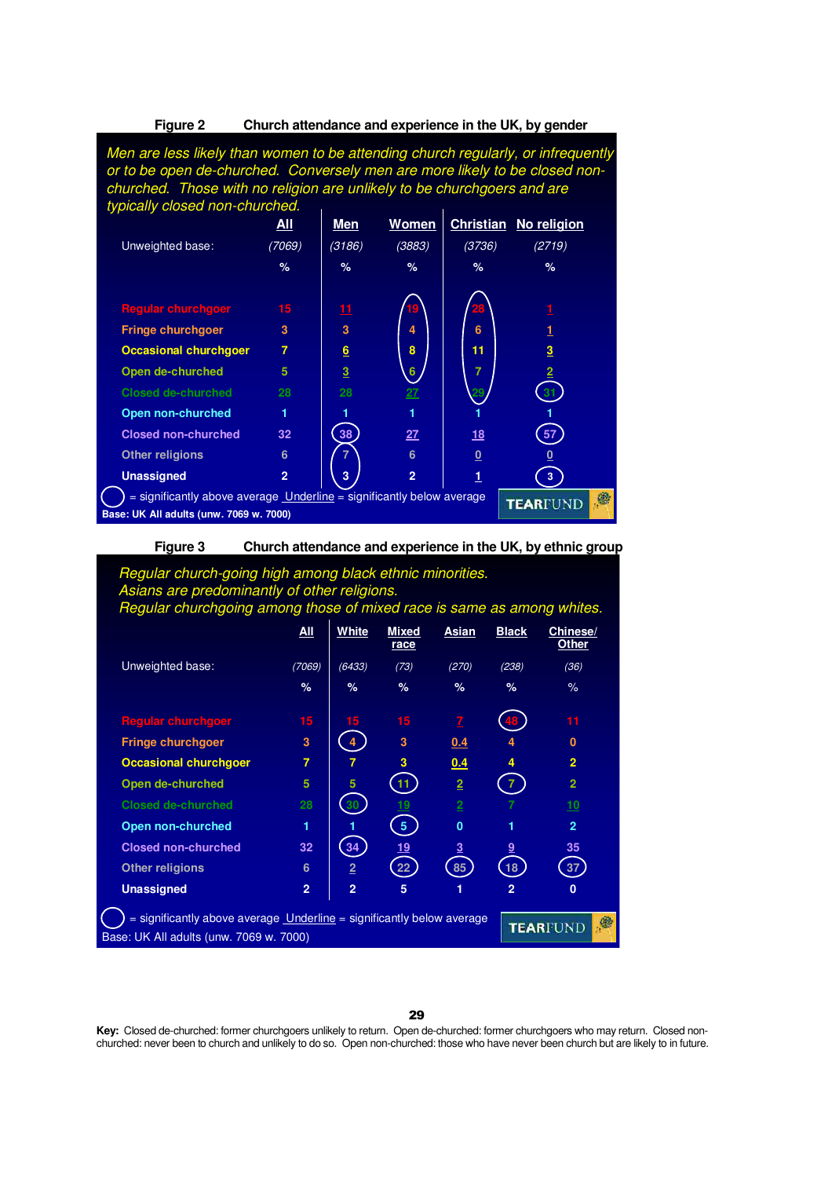**Figure 2 Church attendance and experience in the UK, by gender**

*Men are less likely than women to be attending church regularly, or infrequently or to be open de-churched. Conversely men are more likely to be closed non-churched. Those with no religion are unlikely to be churchgoers and are typically closed non-churched.*

| | All | Men | Women | Christian | No religion |
|---|---|---|---|---|---|
| Unweighted base: | (7069) | (3186) | (3883) | (3736) | (2719) |
| | % | % | % | % | % |
| Regular churchgoer | 15 | 11 | 19 | 28 | 1 |
| Fringe churchgoer | 3 | 3 | 4 | 6 | 1 |
| Occasional churchgoer | 7 | 6 | 8 | 11 | 3 |
| Open de-churched | 5 | 3 | 6 | 7 | 2 |
| Closed de-churched | 28 | 28 | 27 | 29 | 31 |
| Open non-churched | 1 | 1 | 1 | 1 | 1 |
| Closed non-churched | 32 | 38 | 27 | 18 | 57 |
| Other religions | 6 | 7 | 6 | 0 | 0 |
| Unassigned | 2 | 3 | 2 | 1 | 3 |

○ = significantly above average Underline = significantly below average

Base: UK All adults (unw. 7069 w. 7000)

TEARFUND

**Figure 3 Church attendance and experience in the UK, by ethnic group**

*Regular church-going high among black ethnic minorities.*
*Asians are predominantly of other religions.*
*Regular churchgoing among those of mixed race is same as among whites.*

| | All | White | Mixed race | Asian | Black | Chinese/ Other |
|---|---|---|---|---|---|---|
| Unweighted base: | (7069) | (6433) | (73) | (270) | (238) | (36) |
| | % | % | % | % | % | % |
| Regular churchgoer | 15 | 15 | 15 | 7 | 48 | 11 |
| Fringe churchgoer | 3 | 4 | 3 | 0.4 | 4 | 0 |
| Occasional churchgoer | 7 | 7 | 3 | 0.4 | 4 | 2 |
| Open de-churched | 5 | 5 | 11 | 2 | 7 | 2 |
| Closed de-churched | 28 | 30 | 19 | 2 | 7 | 10 |
| Open non-churched | 1 | 1 | 5 | 0 | 1 | 2 |
| Closed non-churched | 32 | 34 | 19 | 3 | 9 | 35 |
| Other religions | 6 | 2 | 22 | 85 | 18 | 37 |
| Unassigned | 2 | 2 | 5 | 1 | 2 | 0 |

○ = significantly above average Underline = significantly below average

Base: UK All adults (unw. 7069 w. 7000)

TEARFUND

**Key:** Closed de-churched: former churchgoers unlikely to return. Open de-churched: former churchgoers who may return. Closed non-churched: never been to church and unlikely to do so. Open non-churched: those who have never been church but are likely to in future.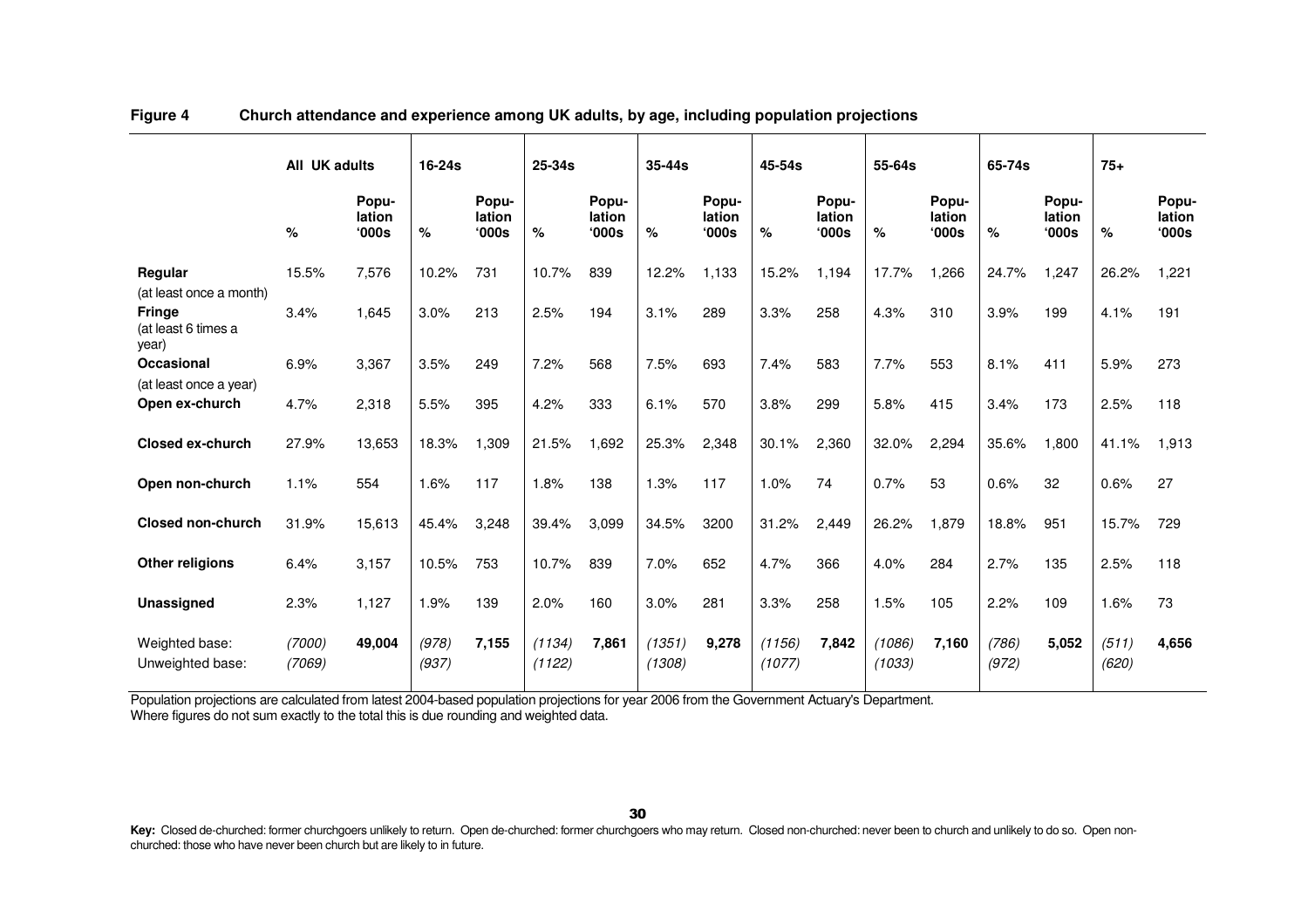**Figure 4 Church attendance and experience among UK adults, by age, including population projections**

| | All UK adults | | 16-24s | | 25-34s | | 35-44s | | 45-54s | | 55-64s | | 65-74s | | 75+ | |
|---|---|---|---|---|---|---|---|---|---|---|---|---|---|---|---|---|
| | % | Popu-lation '000s | % | Popu-lation '000s | % | Popu-lation '000s | % | Popu-lation '000s | % | Popu-lation '000s | % | Popu-lation '000s | % | Popu-lation '000s | % | Popu-lation '000s |
| **Regular** (at least once a month) | 15.5% | 7,576 | 10.2% | 731 | 10.7% | 839 | 12.2% | 1,133 | 15.2% | 1,194 | 17.7% | 1,266 | 24.7% | 1,247 | 26.2% | 1,221 |
| **Fringe** (at least 6 times a year) | 3.4% | 1,645 | 3.0% | 213 | 2.5% | 194 | 3.1% | 289 | 3.3% | 258 | 4.3% | 310 | 3.9% | 199 | 4.1% | 191 |
| **Occasional** (at least once a year) | 6.9% | 3,367 | 3.5% | 249 | 7.2% | 568 | 7.5% | 693 | 7.4% | 583 | 7.7% | 553 | 8.1% | 411 | 5.9% | 273 |
| **Open ex-church** | 4.7% | 2,318 | 5.5% | 395 | 4.2% | 333 | 6.1% | 570 | 3.8% | 299 | 5.8% | 415 | 3.4% | 173 | 2.5% | 118 |
| **Closed ex-church** | 27.9% | 13,653 | 18.3% | 1,309 | 21.5% | 1,692 | 25.3% | 2,348 | 30.1% | 2,360 | 32.0% | 2,294 | 35.6% | 1,800 | 41.1% | 1,913 |
| **Open non-church** | 1.1% | 554 | 1.6% | 117 | 1.8% | 138 | 1.3% | 117 | 1.0% | 74 | 0.7% | 53 | 0.6% | 32 | 0.6% | 27 |
| **Closed non-church** | 31.9% | 15,613 | 45.4% | 3,248 | 39.4% | 3,099 | 34.5% | 3200 | 31.2% | 2,449 | 26.2% | 1,879 | 18.8% | 951 | 15.7% | 729 |
| **Other religions** | 6.4% | 3,157 | 10.5% | 753 | 10.7% | 839 | 7.0% | 652 | 4.7% | 366 | 4.0% | 284 | 2.7% | 135 | 2.5% | 118 |
| **Unassigned** | 2.3% | 1,127 | 1.9% | 139 | 2.0% | 160 | 3.0% | 281 | 3.3% | 258 | 1.5% | 105 | 2.2% | 109 | 1.6% | 73 |
| Weighted base: | *(7000)* | **49,004** | *(978)* | **7,155** | *(1134)* | **7,861** | *(1351)* | **9,278** | *(1156)* | **7,842** | *(1086)* | **7,160** | *(786)* | **5,052** | *(511)* | **4,656** |
| Unweighted base: | *(7069)* | | *(937)* | | *(1122)* | | *(1308)* | | *(1077)* | | *(1033)* | | *(972)* | | *(620)* | |

Population projections are calculated from latest 2004-based population projections for year 2006 from the Government Actuary's Department.
Where figures do not sum exactly to the total this is due rounding and weighted data.

**Key:** Closed de-churched: former churchgoers unlikely to return. Open de-churched: former churchgoers who may return. Closed non-churched: never been to church and unlikely to do so. Open non-churched: those who have never been church but are likely to in future.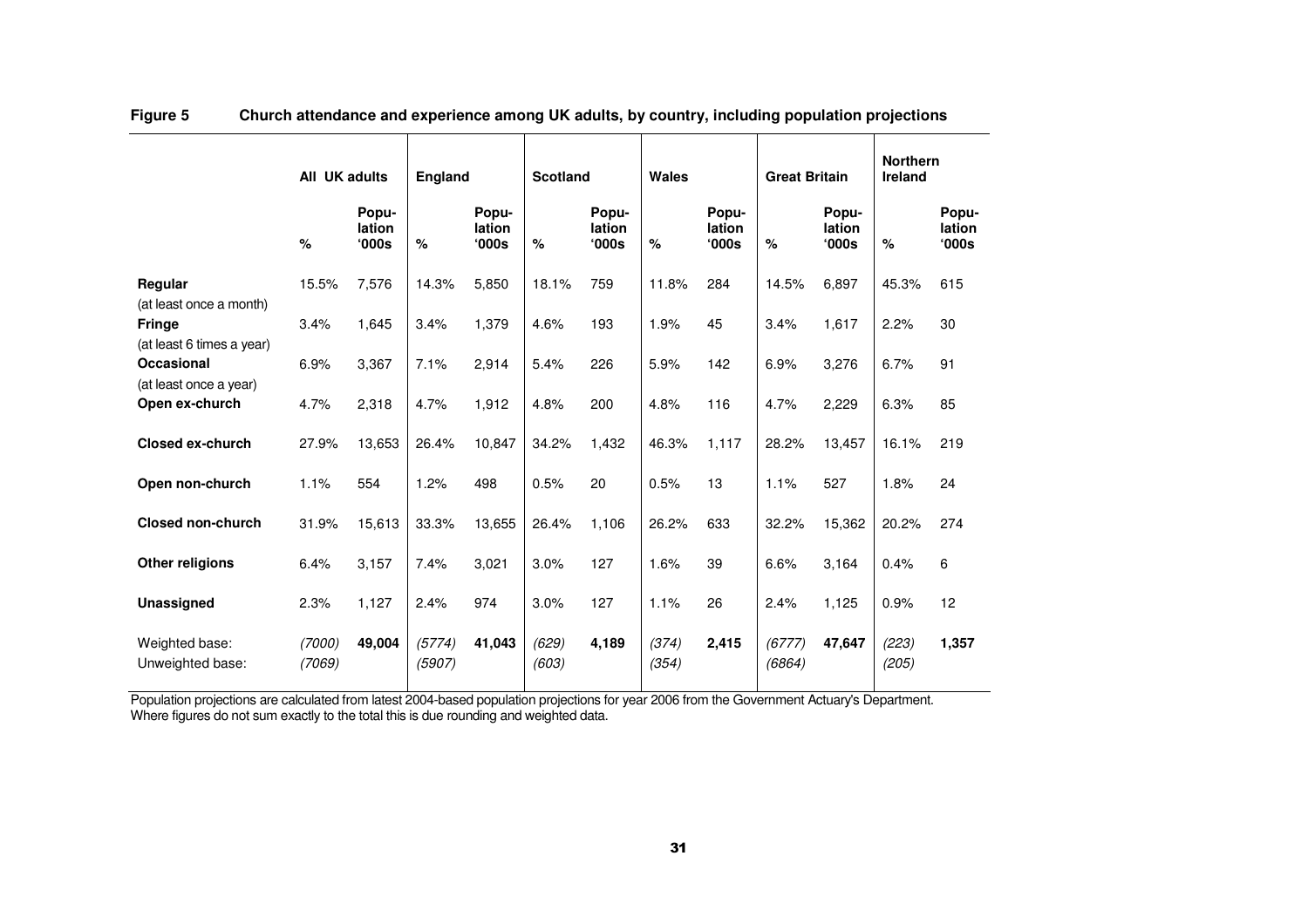**Figure 5 Church attendance and experience among UK adults, by country, including population projections**

| | All UK adults | | England | | Scotland | | Wales | | Great Britain | | Northern Ireland | |
|---|---|---|---|---|---|---|---|---|---|---|---|---|
| | % | Popu-lation '000s | % | Popu-lation '000s | % | Popu-lation '000s | % | Popu-lation '000s | % | Popu-lation '000s | % | Popu-lation '000s |
| **Regular** (at least once a month) | 15.5% | 7,576 | 14.3% | 5,850 | 18.1% | 759 | 11.8% | 284 | 14.5% | 6,897 | 45.3% | 615 |
| **Fringe** (at least 6 times a year) | 3.4% | 1,645 | 3.4% | 1,379 | 4.6% | 193 | 1.9% | 45 | 3.4% | 1,617 | 2.2% | 30 |
| **Occasional** (at least once a year) | 6.9% | 3,367 | 7.1% | 2,914 | 5.4% | 226 | 5.9% | 142 | 6.9% | 3,276 | 6.7% | 91 |
| **Open ex-church** | 4.7% | 2,318 | 4.7% | 1,912 | 4.8% | 200 | 4.8% | 116 | 4.7% | 2,229 | 6.3% | 85 |
| **Closed ex-church** | 27.9% | 13,653 | 26.4% | 10,847 | 34.2% | 1,432 | 46.3% | 1,117 | 28.2% | 13,457 | 16.1% | 219 |
| **Open non-church** | 1.1% | 554 | 1.2% | 498 | 0.5% | 20 | 0.5% | 13 | 1.1% | 527 | 1.8% | 24 |
| **Closed non-church** | 31.9% | 15,613 | 33.3% | 13,655 | 26.4% | 1,106 | 26.2% | 633 | 32.2% | 15,362 | 20.2% | 274 |
| **Other religions** | 6.4% | 3,157 | 7.4% | 3,021 | 3.0% | 127 | 1.6% | 39 | 6.6% | 3,164 | 0.4% | 6 |
| **Unassigned** | 2.3% | 1,127 | 2.4% | 974 | 3.0% | 127 | 1.1% | 26 | 2.4% | 1,125 | 0.9% | 12 |
| Weighted base: | *(7000)* | **49,004** | *(5774)* | **41,043** | *(629)* | **4,189** | *(374)* | **2,415** | *(6777)* | **47,647** | *(223)* | **1,357** |
| Unweighted base: | *(7069)* | | *(5907)* | | *(603)* | | *(354)* | | *(6864)* | | *(205)* | |

Population projections are calculated from latest 2004-based population projections for year 2006 from the Government Actuary's Department.
Where figures do not sum exactly to the total this is due rounding and weighted data.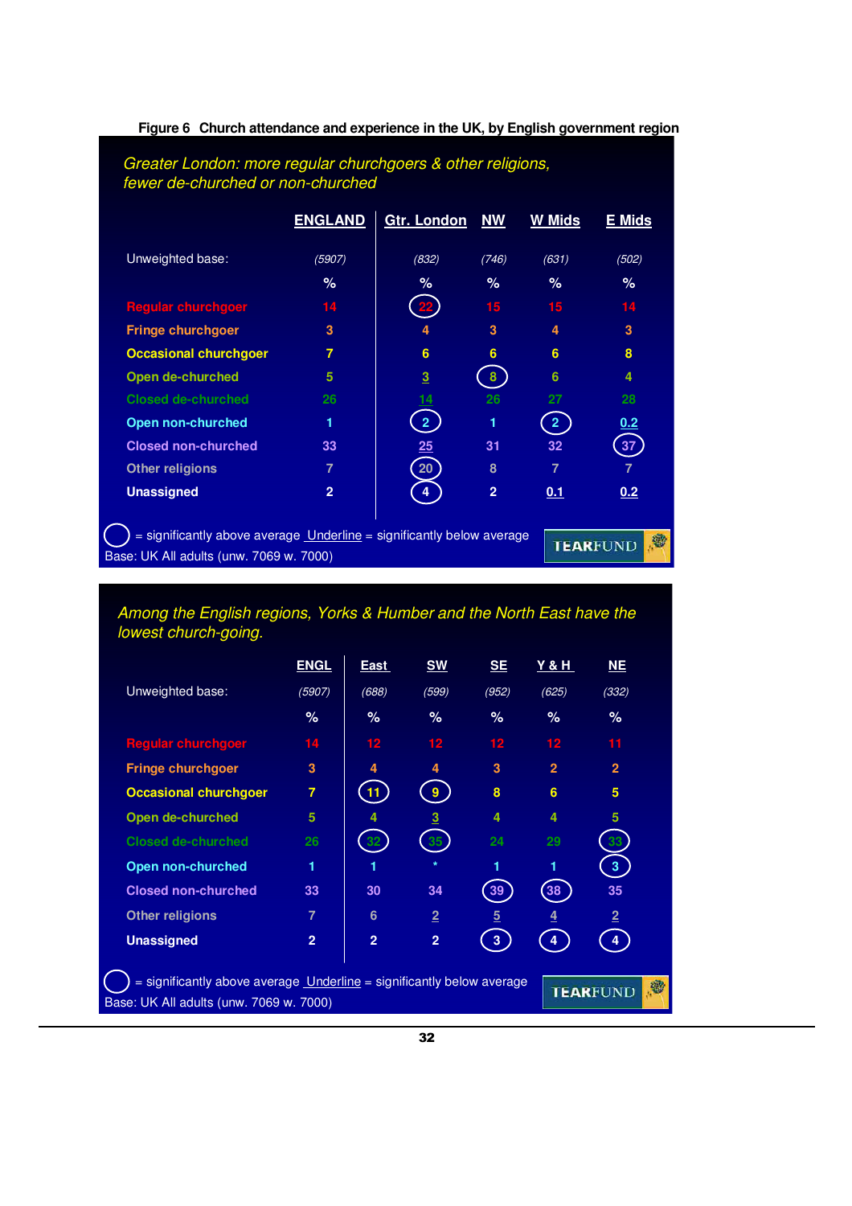**Figure 6 Church attendance and experience in the UK, by English government region**

*Greater London: more regular churchgoers & other religions, fewer de-churched or non-churched*

| | ENGLAND | Gtr. London | NW | W Mids | E Mids |
|---|---|---|---|---|---|
| Unweighted base: | (5907) | (832) | (746) | (631) | (502) |
| | % | % | % | % | % |
| Regular churchgoer | 14 | (22) | 15 | 15 | 14 |
| Fringe churchgoer | 3 | 4 | 3 | 4 | 3 |
| Occasional churchgoer | 7 | 6 | 6 | 6 | 8 |
| Open de-churched | 5 | <u>3</u> | (8) | 6 | 4 |
| Closed de-churched | 26 | <u>14</u> | 26 | 27 | 28 |
| Open non-churched | 1 | (2) | 1 | (2) | <u>0.2</u> |
| Closed non-churched | 33 | <u>25</u> | 31 | 32 | (37) |
| Other religions | 7 | (20) | 8 | 7 | 7 |
| Unassigned | 2 | (4) | 2 | <u>0.1</u> | <u>0.2</u> |

( ) = significantly above average <u>Underline</u> = significantly below average

Base: UK All adults (unw. 7069 w. 7000)

*Among the English regions, Yorks & Humber and the North East have the lowest church-going.*

| | ENGL | East | SW | SE | Y & H | NE |
|---|---|---|---|---|---|---|
| Unweighted base: | (5907) | (688) | (599) | (952) | (625) | (332) |
| | % | % | % | % | % | % |
| Regular churchgoer | 14 | 12 | 12 | 12 | 12 | 11 |
| Fringe churchgoer | 3 | 4 | 4 | 3 | 2 | 2 |
| Occasional churchgoer | 7 | (11) | (9) | 8 | 6 | 5 |
| Open de-churched | 5 | 4 | <u>3</u> | 4 | 4 | 5 |
| Closed de-churched | 26 | (32) | (35) | 24 | 29 | (33) |
| Open non-churched | 1 | 1 | * | 1 | 1 | (3) |
| Closed non-churched | 33 | 30 | 34 | (39) | (38) | 35 |
| Other religions | 7 | 6 | <u>2</u> | <u>5</u> | <u>4</u> | <u>2</u> |
| Unassigned | 2 | 2 | 2 | (3) | (4) | (4) |

( ) = significantly above average <u>Underline</u> = significantly below average

Base: UK All adults (unw. 7069 w. 7000)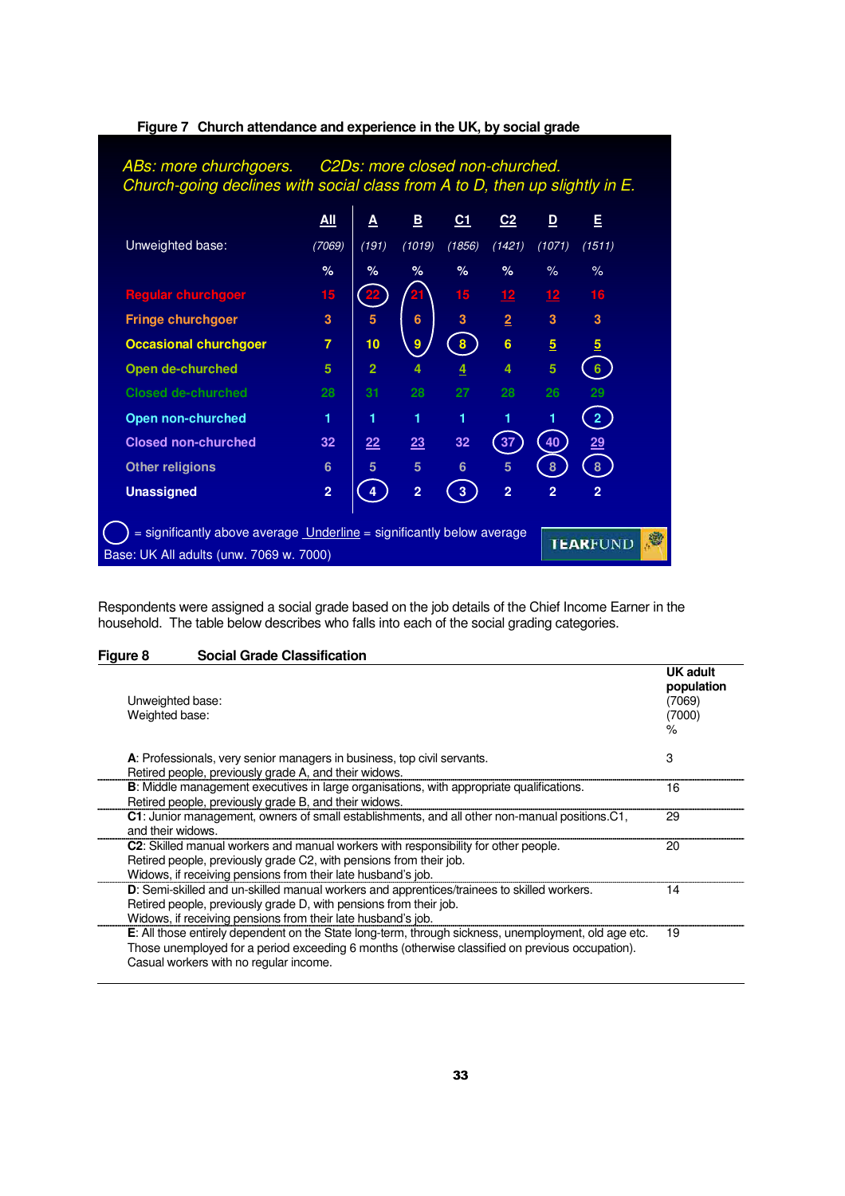**Figure 7 Church attendance and experience in the UK, by social grade**

*ABs: more churchgoers. C2Ds: more closed non-churched.*
*Church-going declines with social class from A to D, then up slightly in E.*

| | All | A | B | C1 | C2 | D | E |
|---|---|---|---|---|---|---|---|
| Unweighted base: | (7069) | (191) | (1019) | (1856) | (1421) | (1071) | (1511) |
| | % | % | % | % | % | % | % |
| Regular churchgoer | 15 | (22) | (21) | 15 | <u>12</u> | <u>12</u> | 16 |
| Fringe churchgoer | 3 | 5 | (6) | 3 | <u>2</u> | 3 | 3 |
| Occasional churchgoer | 7 | 10 | (9) | (8) | 6 | <u>5</u> | <u>5</u> |
| Open de-churched | 5 | 2 | 4 | <u>4</u> | 4 | 5 | (6) |
| Closed de-churched | 28 | 31 | 28 | 27 | 28 | 26 | 29 |
| Open non-churched | 1 | 1 | 1 | 1 | 1 | 1 | (2) |
| Closed non-churched | 32 | <u>22</u> | <u>23</u> | 32 | (37) | (40) | <u>29</u> |
| Other religions | 6 | 5 | 5 | 6 | 5 | (8) | (8) |
| Unassigned | 2 | (4) | 2 | (3) | 2 | 2 | 2 |

( ) = significantly above average <u>Underline</u> = significantly below average

Base: UK All adults (unw. 7069 w. 7000)

TEARFUND

Respondents were assigned a social grade based on the job details of the Chief Income Earner in the household. The table below describes who falls into each of the social grading categories.

**Figure 8 Social Grade Classification**

| | UK adult population |
|---|---|
| Unweighted base: | (7069) |
| Weighted base: | (7000) |
| | % |
| **A**: Professionals, very senior managers in business, top civil servants. Retired people, previously grade A, and their widows. | 3 |
| **B**: Middle management executives in large organisations, with appropriate qualifications. Retired people, previously grade B, and their widows. | 16 |
| **C1**: Junior management, owners of small establishments, and all other non-manual positions.C1, and their widows. | 29 |
| **C2**: Skilled manual workers and manual workers with responsibility for other people. Retired people, previously grade C2, with pensions from their job. Widows, if receiving pensions from their late husband's job. | 20 |
| **D**: Semi-skilled and un-skilled manual workers and apprentices/trainees to skilled workers. Retired people, previously grade D, with pensions from their job. Widows, if receiving pensions from their late husband's job. | 14 |
| **E**: All those entirely dependent on the State long-term, through sickness, unemployment, old age etc. Those unemployed for a period exceeding 6 months (otherwise classified on previous occupation). Casual workers with no regular income. | 19 |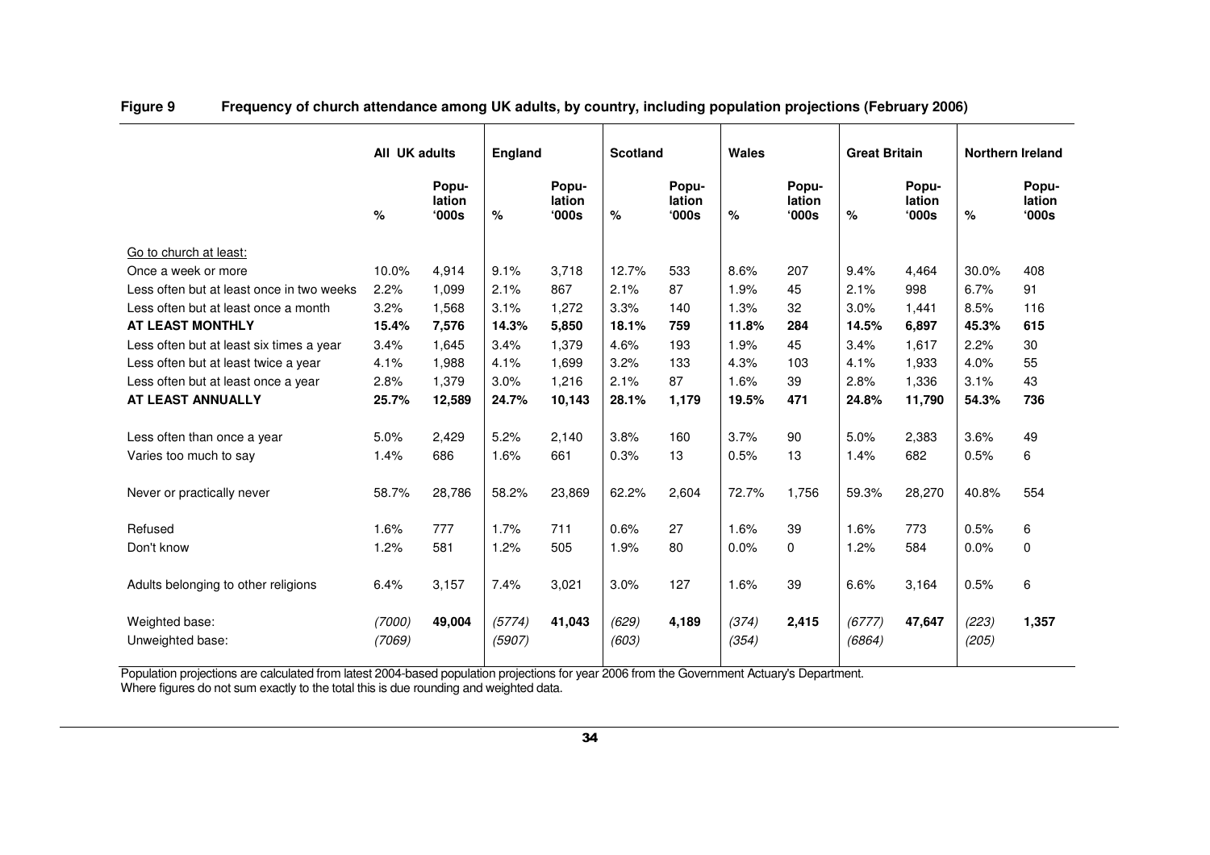**Figure 9 Frequency of church attendance among UK adults, by country, including population projections (February 2006)**

| | All UK adults | | England | | Scotland | | Wales | | Great Britain | | Northern Ireland | |
|---|---|---|---|---|---|---|---|---|---|---|---|---|
| | % | Population '000s | % | Population '000s | % | Population '000s | % | Population '000s | % | Population '000s | % | Population '000s |
| Go to church at least: | | | | | | | | | | | | |
| Once a week or more | 10.0% | 4,914 | 9.1% | 3,718 | 12.7% | 533 | 8.6% | 207 | 9.4% | 4,464 | 30.0% | 408 |
| Less often but at least once in two weeks | 2.2% | 1,099 | 2.1% | 867 | 2.1% | 87 | 1.9% | 45 | 2.1% | 998 | 6.7% | 91 |
| Less often but at least once a month | 3.2% | 1,568 | 3.1% | 1,272 | 3.3% | 140 | 1.3% | 32 | 3.0% | 1,441 | 8.5% | 116 |
| **AT LEAST MONTHLY** | **15.4%** | **7,576** | **14.3%** | **5,850** | **18.1%** | **759** | **11.8%** | **284** | **14.5%** | **6,897** | **45.3%** | **615** |
| Less often but at least six times a year | 3.4% | 1,645 | 3.4% | 1,379 | 4.6% | 193 | 1.9% | 45 | 3.4% | 1,617 | 2.2% | 30 |
| Less often but at least twice a year | 4.1% | 1,988 | 4.1% | 1,699 | 3.2% | 133 | 4.3% | 103 | 4.1% | 1,933 | 4.0% | 55 |
| Less often but at least once a year | 2.8% | 1,379 | 3.0% | 1,216 | 2.1% | 87 | 1.6% | 39 | 2.8% | 1,336 | 3.1% | 43 |
| **AT LEAST ANNUALLY** | **25.7%** | **12,589** | **24.7%** | **10,143** | **28.1%** | **1,179** | **19.5%** | **471** | **24.8%** | **11,790** | **54.3%** | **736** |
| Less often than once a year | 5.0% | 2,429 | 5.2% | 2,140 | 3.8% | 160 | 3.7% | 90 | 5.0% | 2,383 | 3.6% | 49 |
| Varies too much to say | 1.4% | 686 | 1.6% | 661 | 0.3% | 13 | 0.5% | 13 | 1.4% | 682 | 0.5% | 6 |
| Never or practically never | 58.7% | 28,786 | 58.2% | 23,869 | 62.2% | 2,604 | 72.7% | 1,756 | 59.3% | 28,270 | 40.8% | 554 |
| Refused | 1.6% | 777 | 1.7% | 711 | 0.6% | 27 | 1.6% | 39 | 1.6% | 773 | 0.5% | 6 |
| Don't know | 1.2% | 581 | 1.2% | 505 | 1.9% | 80 | 0.0% | 0 | 1.2% | 584 | 0.0% | 0 |
| Adults belonging to other religions | 6.4% | 3,157 | 7.4% | 3,021 | 3.0% | 127 | 1.6% | 39 | 6.6% | 3,164 | 0.5% | 6 |
| Weighted base: | *(7000)* | **49,004** | *(5774)* | **41,043** | *(629)* | **4,189** | *(374)* | **2,415** | *(6777)* | **47,647** | *(223)* | **1,357** |
| Unweighted base: | *(7069)* | | *(5907)* | | *(603)* | | *(354)* | | *(6864)* | | *(205)* | |

Population projections are calculated from latest 2004-based population projections for year 2006 from the Government Actuary's Department.
Where figures do not sum exactly to the total this is due rounding and weighted data.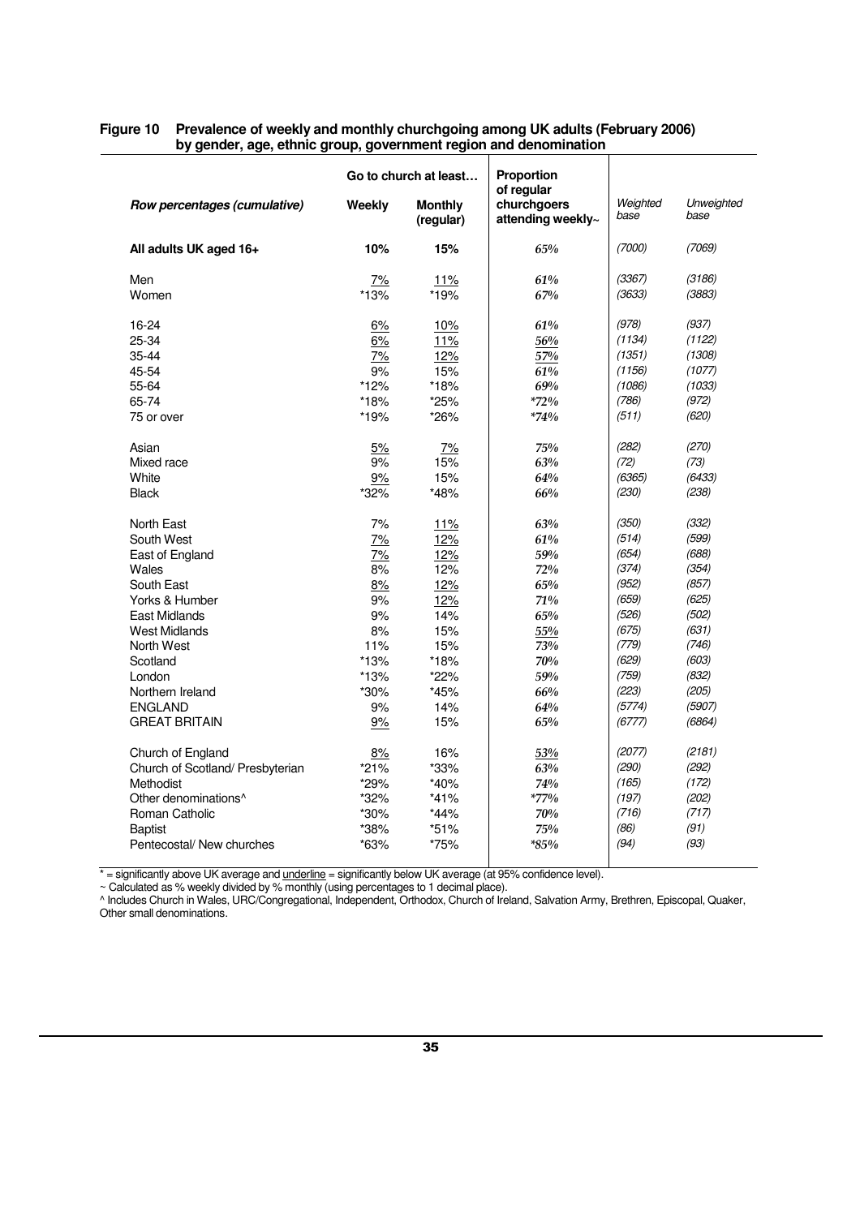**Figure 10 Prevalence of weekly and monthly churchgoing among UK adults (February 2006) by gender, age, ethnic group, government region and denomination**

| *Row percentages (cumulative)* | Go to church at least… Weekly | Monthly (regular) | Proportion of regular churchgoers attending weekly~ | *Weighted base* | *Unweighted base* |
|---|---|---|---|---|---|
| **All adults UK aged 16+** | **10%** | **15%** | *65%* | *(7000)* | *(7069)* |
| Men | <u>7%</u> | <u>11%</u> | *61%* | *(3367)* | *(3186)* |
| Women | *13% | *19% | *67%* | *(3633)* | *(3883)* |
| 16-24 | <u>6%</u> | <u>10%</u> | *61%* | *(978)* | *(937)* |
| 25-34 | <u>6%</u> | <u>11%</u> | *<u>56%</u>* | *(1134)* | *(1122)* |
| 35-44 | <u>7%</u> | <u>12%</u> | *<u>57%</u>* | *(1351)* | *(1308)* |
| 45-54 | 9% | 15% | *61%* | *(1156)* | *(1077)* |
| 55-64 | *12% | *18% | *69%* | *(1086)* | *(1033)* |
| 65-74 | *18% | *25% | *72% | *(786)* | *(972)* |
| 75 or over | *19% | *26% | *74% | *(511)* | *(620)* |
| Asian | <u>5%</u> | <u>7%</u> | *75%* | *(282)* | *(270)* |
| Mixed race | 9% | 15% | *63%* | *(72)* | *(73)* |
| White | <u>9%</u> | 15% | *64%* | *(6365)* | *(6433)* |
| Black | *32% | *48% | *66%* | *(230)* | *(238)* |
| North East | 7% | <u>11%</u> | *63%* | *(350)* | *(332)* |
| South West | <u>7%</u> | <u>12%</u> | *61%* | *(514)* | *(599)* |
| East of England | <u>7%</u> | <u>12%</u> | *59%* | *(654)* | *(688)* |
| Wales | 8% | 12% | *72%* | *(374)* | *(354)* |
| South East | <u>8%</u> | <u>12%</u> | *65%* | *(952)* | *(857)* |
| Yorks & Humber | 9% | <u>12%</u> | *71%* | *(659)* | *(625)* |
| East Midlands | 9% | 14% | *65%* | *(526)* | *(502)* |
| West Midlands | 8% | 15% | *<u>55%</u>* | *(675)* | *(631)* |
| North West | 11% | 15% | *73%* | *(779)* | *(746)* |
| Scotland | *13% | *18% | *70%* | *(629)* | *(603)* |
| London | *13% | *22% | *59%* | *(759)* | *(832)* |
| Northern Ireland | *30% | *45% | *66%* | *(223)* | *(205)* |
| ENGLAND | 9% | 14% | *64%* | *(5774)* | *(5907)* |
| GREAT BRITAIN | <u>9%</u> | 15% | *65%* | *(6777)* | *(6864)* |
| Church of England | <u>8%</u> | 16% | *<u>53%</u>* | *(2077)* | *(2181)* |
| Church of Scotland/ Presbyterian | *21% | *33% | *63%* | *(290)* | *(292)* |
| Methodist | *29% | *40% | *74%* | *(165)* | *(172)* |
| Other denominations^ | *32% | *41% | *77% | *(197)* | *(202)* |
| Roman Catholic | *30% | *44% | *70%* | *(716)* | *(717)* |
| Baptist | *38% | *51% | *75%* | *(86)* | *(91)* |
| Pentecostal/ New churches | *63% | *75% | *85% | *(94)* | *(93)* |

* = significantly above UK average and <u>underline</u> = significantly below UK average (at 95% confidence level).

~ Calculated as % weekly divided by % monthly (using percentages to 1 decimal place).

^ Includes Church in Wales, URC/Congregational, Independent, Orthodox, Church of Ireland, Salvation Army, Brethren, Episcopal, Quaker, Other small denominations.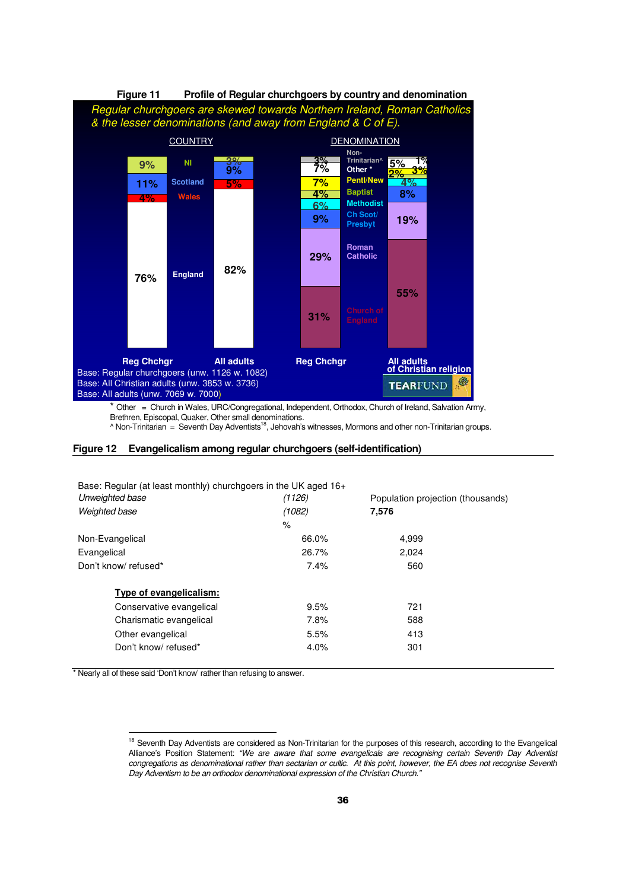**Figure 11 Profile of Regular churchgoers by country and denomination**

*Regular churchgoers are skewed towards Northern Ireland, Roman Catholics & the lesser denominations (and away from England & C of E).*

COUNTRY

| | Reg Chchgr | All adults |
|---|---|---|
| NI | 9% | 3% |
| Scotland | 11% | 9% |
| Wales | 4% | 5% |
| England | 76% | 82% |

DENOMINATION

| | Reg Chchgr | All adults of Christian religion |
|---|---|---|
| Non-Trinitarian^ | 3% | 1% |
| Other * | 7% | 5% |
| Pentl/New | 7% | 3% |
| Baptist | 4% | 2% |
| Methodist | 6% | 4% |
| Ch Scot/ Presbyt | 9% | 8% |
| Roman Catholic | 29% | 19% |
| Church of England | 31% | 55% |

Base: Regular churchgoers (unw. 1126 w. 1082)
Base: All Christian adults (unw. 3853 w. 3736)
Base: All adults (unw. 7069 w. 7000)

TEARFUND

* Other = Church in Wales, URC/Congregational, Independent, Orthodox, Church of Ireland, Salvation Army, Brethren, Episcopal, Quaker, Other small denominations.
^ Non-Trinitarian = Seventh Day Adventists[18], Jehovah's witnesses, Mormons and other non-Trinitarian groups.

**Figure 12 Evangelicalism among regular churchgoers (self-identification)**

Base: Regular (at least monthly) churchgoers in the UK aged 16+

| | | Population projection (thousands) |
|---|---|---|
| *Unweighted base* | *(1126)* | |
| *Weighted base* | *(1082)* | **7,576** |
| | % | |
| Non-Evangelical | 66.0% | 4,999 |
| Evangelical | 26.7% | 2,024 |
| Don't know/ refused* | 7.4% | 560 |
| **Type of evangelicalism:** | | |
| Conservative evangelical | 9.5% | 721 |
| Charismatic evangelical | 7.8% | 588 |
| Other evangelical | 5.5% | 413 |
| Don't know/ refused* | 4.0% | 301 |

* Nearly all of these said 'Don't know' rather than refusing to answer.

[18] Seventh Day Adventists are considered as Non-Trinitarian for the purposes of this research, according to the Evangelical Alliance's Position Statement: *"We are aware that some evangelicals are recognising certain Seventh Day Adventist congregations as denominational rather than sectarian or cultic. At this point, however, the EA does not recognise Seventh Day Adventism to be an orthodox denominational expression of the Christian Church."*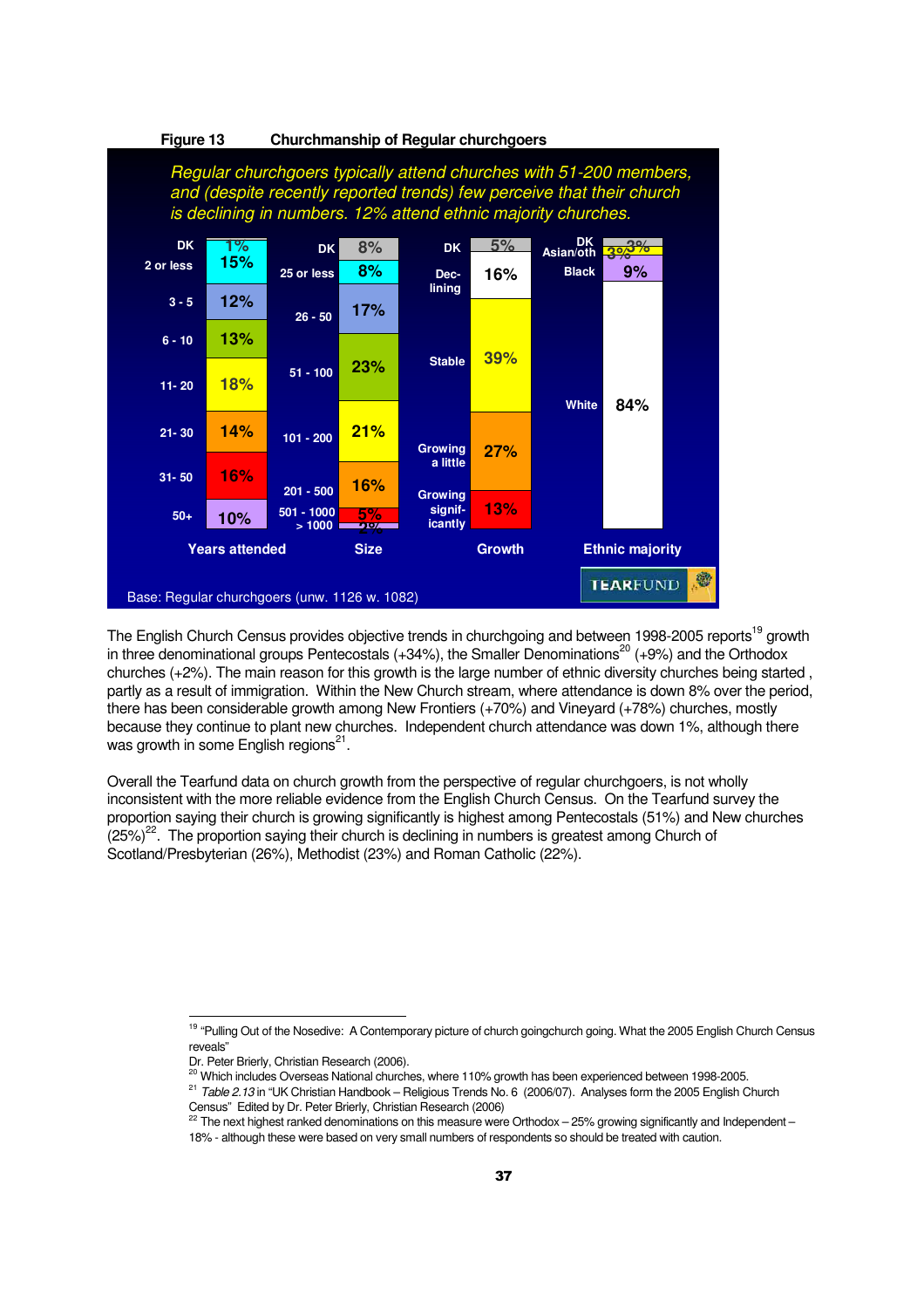**Figure 13 Churchmanship of Regular churchgoers**

*Regular churchgoers typically attend churches with 51-200 members, and (despite recently reported trends) few perceive that their church is declining in numbers. 12% attend ethnic majority churches.*

| Years attended | | Size | | Growth | | Ethnic majority | |
|---|---|---|---|---|---|---|---|
| DK | 1% | DK | 8% | DK | 5% | DK | 3% |
| 2 or less | 15% | 25 or less | 8% | Declining | 16% | Asian/oth | 3% |
| 3 - 5 | 12% | 26 - 50 | 17% | Stable | 39% | Black | 9% |
| 6 - 10 | 13% | 51 - 100 | 23% | Growing a little | 27% | White | 84% |
| 11- 20 | 18% | 101 - 200 | 21% | Growing significantly | 13% | | |
| 21- 30 | 14% | 201 - 500 | 16% | | | | |
| 31- 50 | 16% | 501 - 1000 | 5% | | | | |
| 50+ | 10% | > 1000 | 2% | | | | |

Base: Regular churchgoers (unw. 1126 w. 1082)

The English Church Census provides objective trends in churchgoing and between 1998-2005 reports[19] growth in three denominational groups Pentecostals (+34%), the Smaller Denominations[20] (+9%) and the Orthodox churches (+2%). The main reason for this growth is the large number of ethnic diversity churches being started , partly as a result of immigration. Within the New Church stream, where attendance is down 8% over the period, there has been considerable growth among New Frontiers (+70%) and Vineyard (+78%) churches, mostly because they continue to plant new churches. Independent church attendance was down 1%, although there was growth in some English regions[21].

Overall the Tearfund data on church growth from the perspective of regular churchgoers, is not wholly inconsistent with the more reliable evidence from the English Church Census. On the Tearfund survey the proportion saying their church is growing significantly is highest among Pentecostals (51%) and New churches (25%)[22]. The proportion saying their church is declining in numbers is greatest among Church of Scotland/Presbyterian (26%), Methodist (23%) and Roman Catholic (22%).

---

[19] "Pulling Out of the Nosedive: A Contemporary picture of church goingchurch going. What the 2005 English Church Census reveals"
Dr. Peter Brierly, Christian Research (2006).

[20] Which includes Overseas National churches, where 110% growth has been experienced between 1998-2005.

[21] *Table 2.13* in "UK Christian Handbook – Religious Trends No. 6 (2006/07). Analyses form the 2005 English Church Census" Edited by Dr. Peter Brierly, Christian Research (2006)

[22] The next highest ranked denominations on this measure were Orthodox – 25% growing significantly and Independent – 18% - although these were based on very small numbers of respondents so should be treated with caution.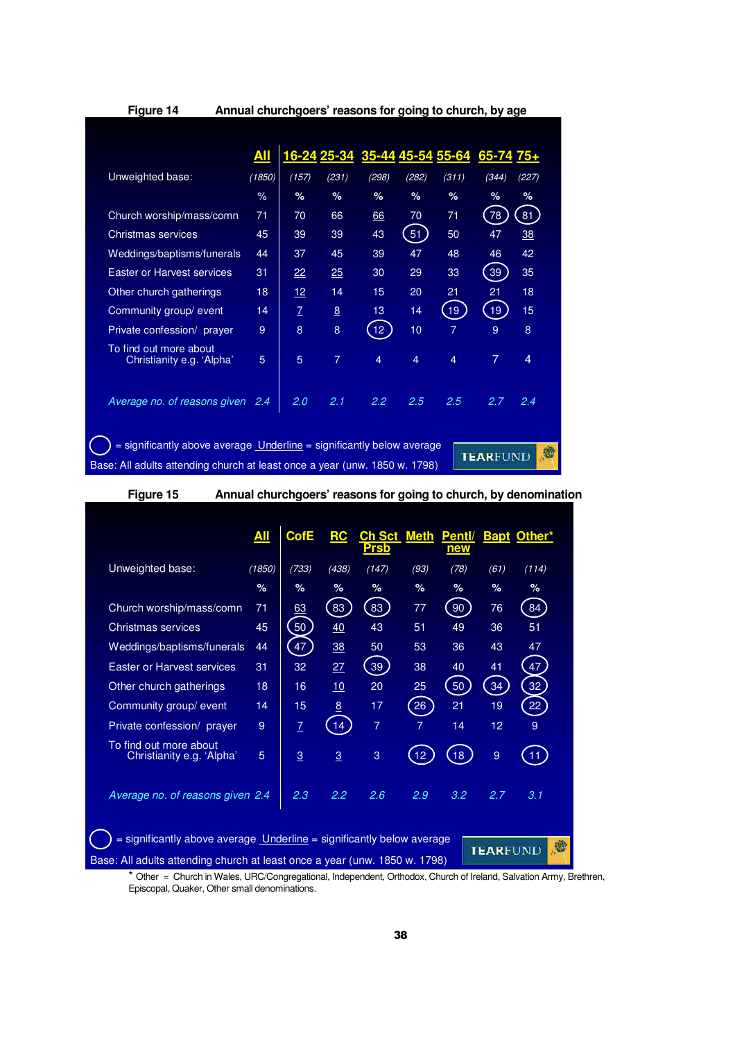**Figure 14** **Annual churchgoers' reasons for going to church, by age**

| | All | 16-24 | 25-34 | 35-44 | 45-54 | 55-64 | 65-74 | 75+ |
|---|---|---|---|---|---|---|---|---|
| Unweighted base: | (1850) | (157) | (231) | (298) | (282) | (311) | (344) | (227) |
| | % | % | % | % | % | % | % | % |
| Church worship/mass/comn | 71 | 70 | 66 | <u>66</u> | 70 | 71 | (78) | (81) |
| Christmas services | 45 | 39 | 39 | 43 | (51) | 50 | 47 | <u>38</u> |
| Weddings/baptisms/funerals | 44 | 37 | 45 | 39 | 47 | 48 | 46 | 42 |
| Easter or Harvest services | 31 | <u>22</u> | <u>25</u> | 30 | 29 | 33 | (39) | 35 |
| Other church gatherings | 18 | <u>12</u> | 14 | 15 | 20 | 21 | 21 | 18 |
| Community group/ event | 14 | <u>7</u> | <u>8</u> | 13 | 14 | (19) | (19) | 15 |
| Private confession/ prayer | 9 | 8 | 8 | (12) | 10 | 7 | 9 | 8 |
| To find out more about Christianity e.g. 'Alpha' | 5 | 5 | 7 | 4 | 4 | 4 | 7 | 4 |
| *Average no. of reasons given* | *2.4* | *2.0* | *2.1* | *2.2* | *2.5* | *2.5* | *2.7* | *2.4* |

( ) = significantly above average  Underline = significantly below average

Base: All adults attending church at least once a year (unw. 1850 w. 1798)

TEARFUND

**Figure 15** **Annual churchgoers' reasons for going to church, by denomination**

| | All | CofE | RC | Ch Sct Prsb | Meth | Pentl/ new | Bapt | Other* |
|---|---|---|---|---|---|---|---|---|
| Unweighted base: | (1850) | (733) | (438) | (147) | (93) | (78) | (61) | (114) |
| | % | % | % | % | % | % | % | % |
| Church worship/mass/comn | 71 | <u>63</u> | (83) | (83) | 77 | (90) | 76 | (84) |
| Christmas services | 45 | (50) | <u>40</u> | 43 | 51 | 49 | 36 | 51 |
| Weddings/baptisms/funerals | 44 | (47) | <u>38</u> | 50 | 53 | 36 | 43 | 47 |
| Easter or Harvest services | 31 | 32 | <u>27</u> | (39) | 38 | 40 | 41 | (47) |
| Other church gatherings | 18 | 16 | <u>10</u> | 20 | 25 | (50) | (34) | (32) |
| Community group/ event | 14 | 15 | <u>8</u> | 17 | (26) | 21 | 19 | (22) |
| Private confession/ prayer | 9 | <u>7</u> | (14) | 7 | 7 | 14 | 12 | 9 |
| To find out more about Christianity e.g. 'Alpha' | 5 | <u>3</u> | <u>3</u> | 3 | (12) | (18) | 9 | (11) |
| *Average no. of reasons given* | *2.4* | *2.3* | *2.2* | *2.6* | *2.9* | *3.2* | *2.7* | *3.1* |

( ) = significantly above average  Underline = significantly below average

Base: All adults attending church at least once a year (unw. 1850 w. 1798)

TEARFUND

* Other = Church in Wales, URC/Congregational, Independent, Orthodox, Church of Ireland, Salvation Army, Brethren, Episcopal, Quaker, Other small denominations.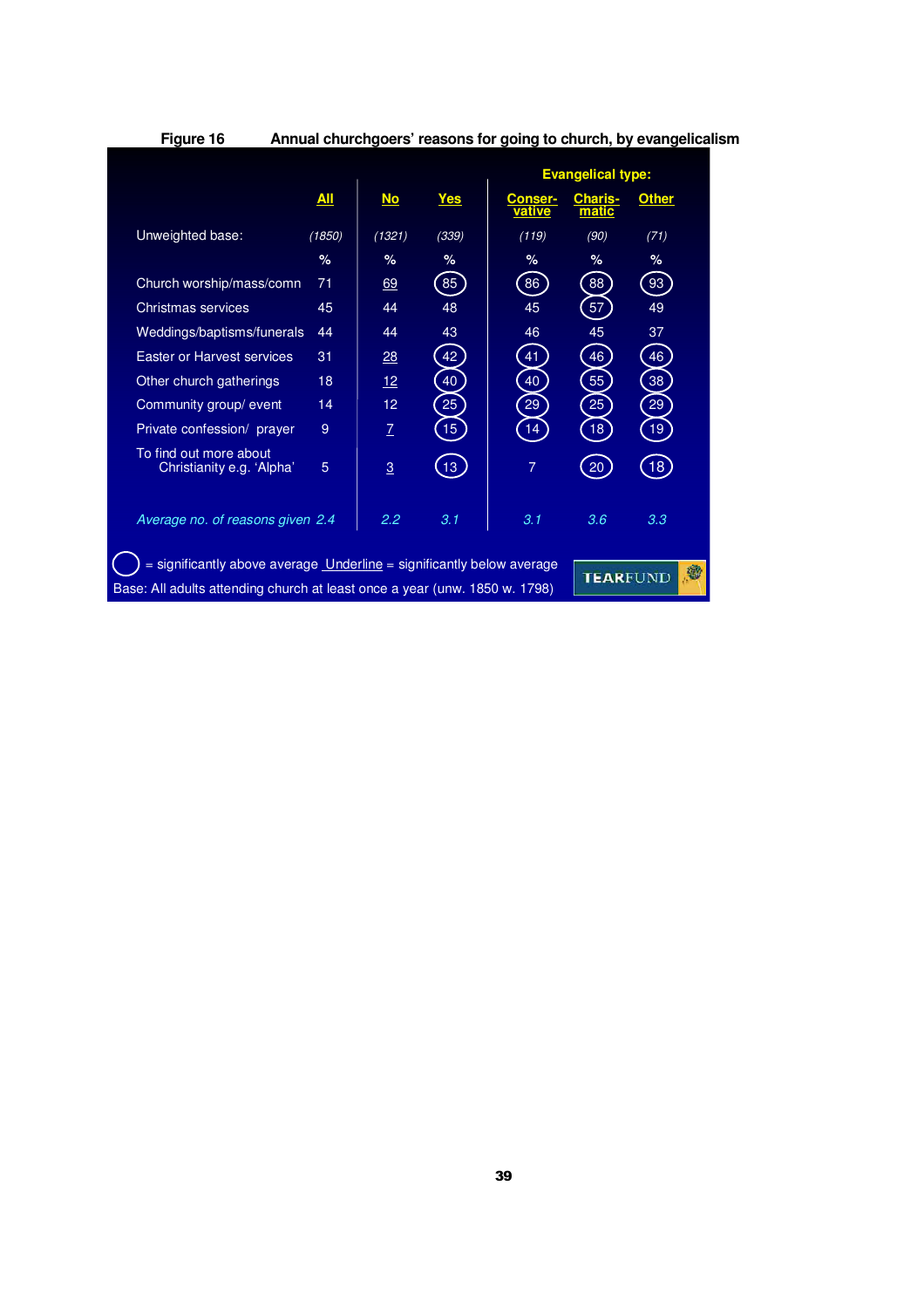**Figure 16 Annual churchgoers' reasons for going to church, by evangelicalism**

| | All | No | Yes | Evangelical type: Conser-vative | Charis-matic | Other |
|---|---|---|---|---|---|---|
| Unweighted base: | *(1850)* | *(1321)* | *(339)* | *(119)* | *(90)* | *(71)* |
| | % | % | % | % | % | % |
| Church worship/mass/comn | 71 | <u>69</u> | (85) | (86) | (88) | (93) |
| Christmas services | 45 | 44 | 48 | 45 | (57) | 49 |
| Weddings/baptisms/funerals | 44 | 44 | 43 | 46 | 45 | 37 |
| Easter or Harvest services | 31 | <u>28</u> | (42) | (41) | (46) | (46) |
| Other church gatherings | 18 | <u>12</u> | (40) | (40) | (55) | (38) |
| Community group/ event | 14 | 12 | (25) | (29) | (25) | (29) |
| Private confession/ prayer | 9 | <u>7</u> | (15) | (14) | (18) | (19) |
| To find out more about Christianity e.g. 'Alpha' | 5 | <u>3</u> | (13) | 7 | (20) | (18) |
| *Average no. of reasons given* | *2.4* | *2.2* | *3.1* | *3.1* | *3.6* | *3.3* |

◯ = significantly above average <u>Underline</u> = significantly below average

Base: All adults attending church at least once a year (unw. 1850 w. 1798)

TEARFUND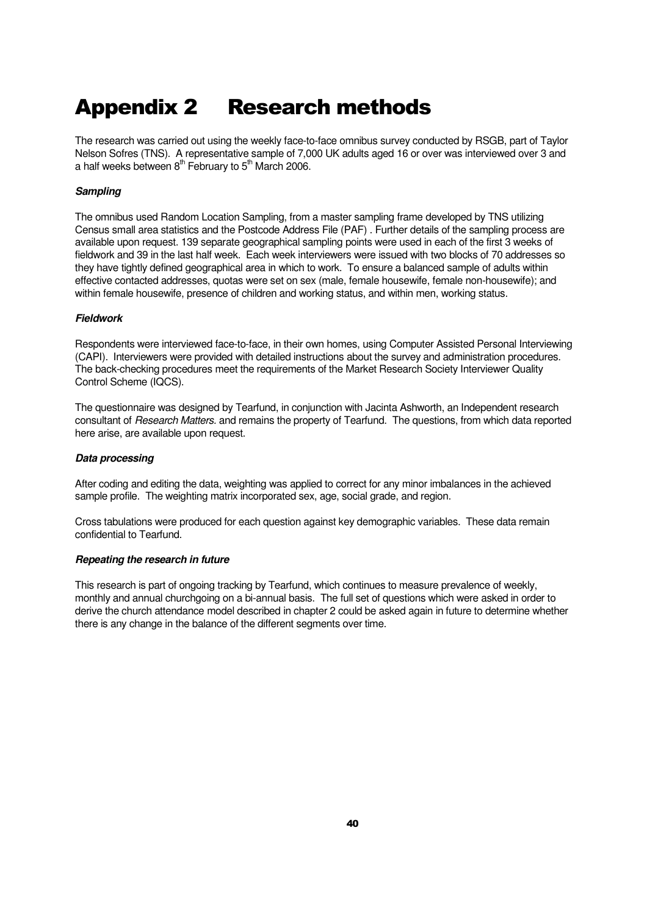# Appendix 2 Research methods

The research was carried out using the weekly face-to-face omnibus survey conducted by RSGB, part of Taylor Nelson Sofres (TNS). A representative sample of 7,000 UK adults aged 16 or over was interviewed over 3 and a half weeks between 8th February to 5th March 2006.

***Sampling***

The omnibus used Random Location Sampling, from a master sampling frame developed by TNS utilizing Census small area statistics and the Postcode Address File (PAF) . Further details of the sampling process are available upon request. 139 separate geographical sampling points were used in each of the first 3 weeks of fieldwork and 39 in the last half week. Each week interviewers were issued with two blocks of 70 addresses so they have tightly defined geographical area in which to work. To ensure a balanced sample of adults within effective contacted addresses, quotas were set on sex (male, female housewife, female non-housewife); and within female housewife, presence of children and working status, and within men, working status.

***Fieldwork***

Respondents were interviewed face-to-face, in their own homes, using Computer Assisted Personal Interviewing (CAPI). Interviewers were provided with detailed instructions about the survey and administration procedures. The back-checking procedures meet the requirements of the Market Research Society Interviewer Quality Control Scheme (IQCS).

The questionnaire was designed by Tearfund, in conjunction with Jacinta Ashworth, an Independent research consultant of *Research Matters.* and remains the property of Tearfund. The questions, from which data reported here arise, are available upon request.

***Data processing***

After coding and editing the data, weighting was applied to correct for any minor imbalances in the achieved sample profile. The weighting matrix incorporated sex, age, social grade, and region.

Cross tabulations were produced for each question against key demographic variables. These data remain confidential to Tearfund.

***Repeating the research in future***

This research is part of ongoing tracking by Tearfund, which continues to measure prevalence of weekly, monthly and annual churchgoing on a bi-annual basis. The full set of questions which were asked in order to derive the church attendance model described in chapter 2 could be asked again in future to determine whether there is any change in the balance of the different segments over time.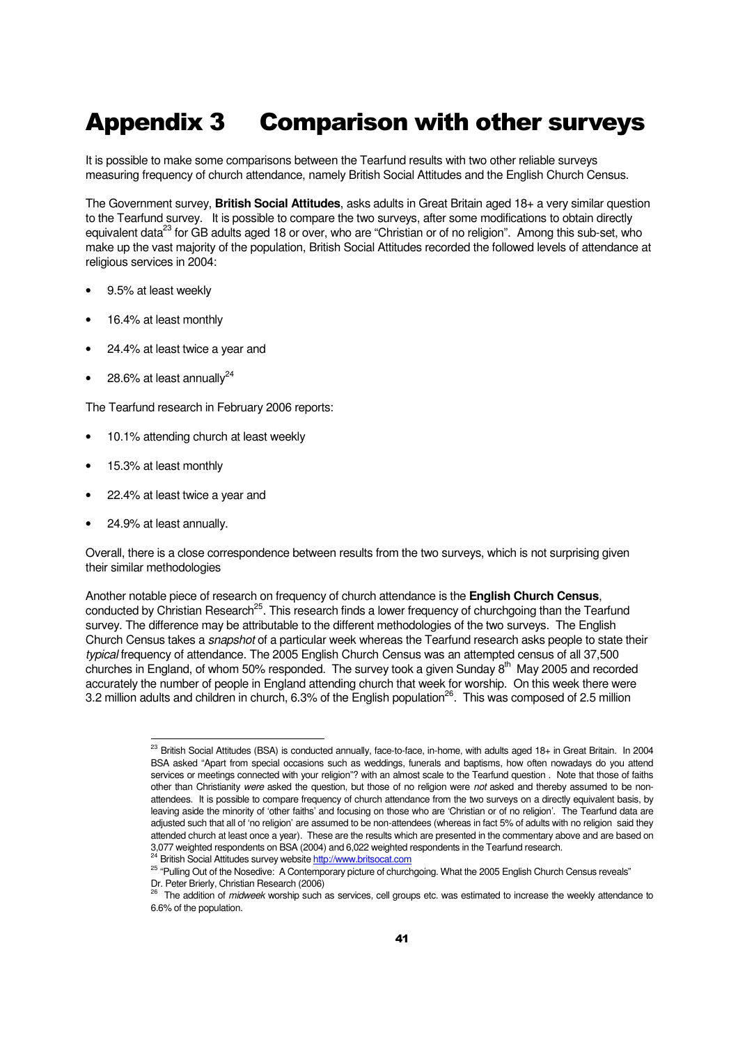# Appendix 3 Comparison with other surveys

It is possible to make some comparisons between the Tearfund results with two other reliable surveys measuring frequency of church attendance, namely British Social Attitudes and the English Church Census.

The Government survey, **British Social Attitudes**, asks adults in Great Britain aged 18+ a very similar question to the Tearfund survey. It is possible to compare the two surveys, after some modifications to obtain directly equivalent data[23] for GB adults aged 18 or over, who are "Christian or of no religion". Among this sub-set, who make up the vast majority of the population, British Social Attitudes recorded the followed levels of attendance at religious services in 2004:

- 9.5% at least weekly
- 16.4% at least monthly
- 24.4% at least twice a year and
- 28.6% at least annually[24]

The Tearfund research in February 2006 reports:

- 10.1% attending church at least weekly
- 15.3% at least monthly
- 22.4% at least twice a year and
- 24.9% at least annually.

Overall, there is a close correspondence between results from the two surveys, which is not surprising given their similar methodologies

Another notable piece of research on frequency of church attendance is the **English Church Census**, conducted by Christian Research[25]. This research finds a lower frequency of churchgoing than the Tearfund survey. The difference may be attributable to the different methodologies of the two surveys. The English Church Census takes a *snapshot* of a particular week whereas the Tearfund research asks people to state their *typical* frequency of attendance. The 2005 English Church Census was an attempted census of all 37,500 churches in England, of whom 50% responded. The survey took a given Sunday 8th May 2005 and recorded accurately the number of people in England attending church that week for worship. On this week there were 3.2 million adults and children in church, 6.3% of the English population[26]. This was composed of 2.5 million

---

[23] British Social Attitudes (BSA) is conducted annually, face-to-face, in-home, with adults aged 18+ in Great Britain. In 2004 BSA asked "Apart from special occasions such as weddings, funerals and baptisms, how often nowadays do you attend services or meetings connected with your religion"? with an almost scale to the Tearfund question . Note that those of faiths other than Christianity *were* asked the question, but those of no religion were *not* asked and thereby assumed to be non-attendees. It is possible to compare frequency of church attendance from the two surveys on a directly equivalent basis, by leaving aside the minority of 'other faiths' and focusing on those who are 'Christian or of no religion'. The Tearfund data are adjusted such that all of 'no religion' are assumed to be non-attendees (whereas in fact 5% of adults with no religion said they attended church at least once a year). These are the results which are presented in the commentary above and are based on 3,077 weighted respondents on BSA (2004) and 6,022 weighted respondents in the Tearfund research.

[24] British Social Attitudes survey website http://www.britsocat.com

[25] "Pulling Out of the Nosedive: A Contemporary picture of churchgoing. What the 2005 English Church Census reveals" Dr. Peter Brierly, Christian Research (2006)

[26] The addition of *midweek* worship such as services, cell groups etc. was estimated to increase the weekly attendance to 6.6% of the population.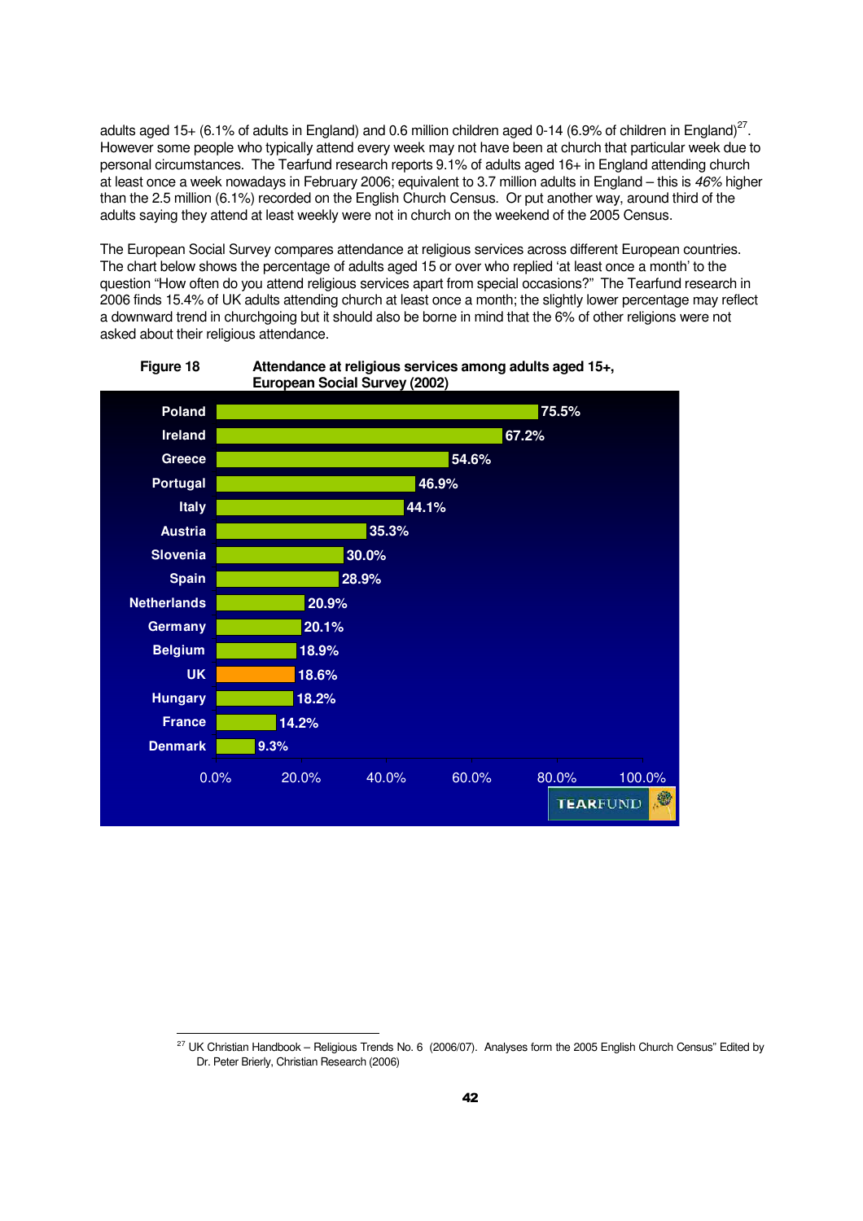adults aged 15+ (6.1% of adults in England) and 0.6 million children aged 0-14 (6.9% of children in England)[27]. However some people who typically attend every week may not have been at church that particular week due to personal circumstances. The Tearfund research reports 9.1% of adults aged 16+ in England attending church at least once a week nowadays in February 2006; equivalent to 3.7 million adults in England – this is *46%* higher than the 2.5 million (6.1%) recorded on the English Church Census. Or put another way, around third of the adults saying they attend at least weekly were not in church on the weekend of the 2005 Census.

The European Social Survey compares attendance at religious services across different European countries. The chart below shows the percentage of adults aged 15 or over who replied 'at least once a month' to the question "How often do you attend religious services apart from special occasions?" The Tearfund research in 2006 finds 15.4% of UK adults attending church at least once a month; the slightly lower percentage may reflect a downward trend in churchgoing but it should also be borne in mind that the 6% of other religions were not asked about their religious attendance.

**Figure 18** **Attendance at religious services among adults aged 15+, European Social Survey (2002)**

| Country | Attendance |
|---|---|
| Poland | 75.5% |
| Ireland | 67.2% |
| Greece | 54.6% |
| Portugal | 46.9% |
| Italy | 44.1% |
| Austria | 35.3% |
| Slovenia | 30.0% |
| Spain | 28.9% |
| Netherlands | 20.9% |
| Germany | 20.1% |
| Belgium | 18.9% |
| UK | 18.6% |
| Hungary | 18.2% |
| France | 14.2% |
| Denmark | 9.3% |

TEARFUND

[27] UK Christian Handbook – Religious Trends No. 6 (2006/07). Analyses form the 2005 English Church Census" Edited by Dr. Peter Brierly, Christian Research (2006)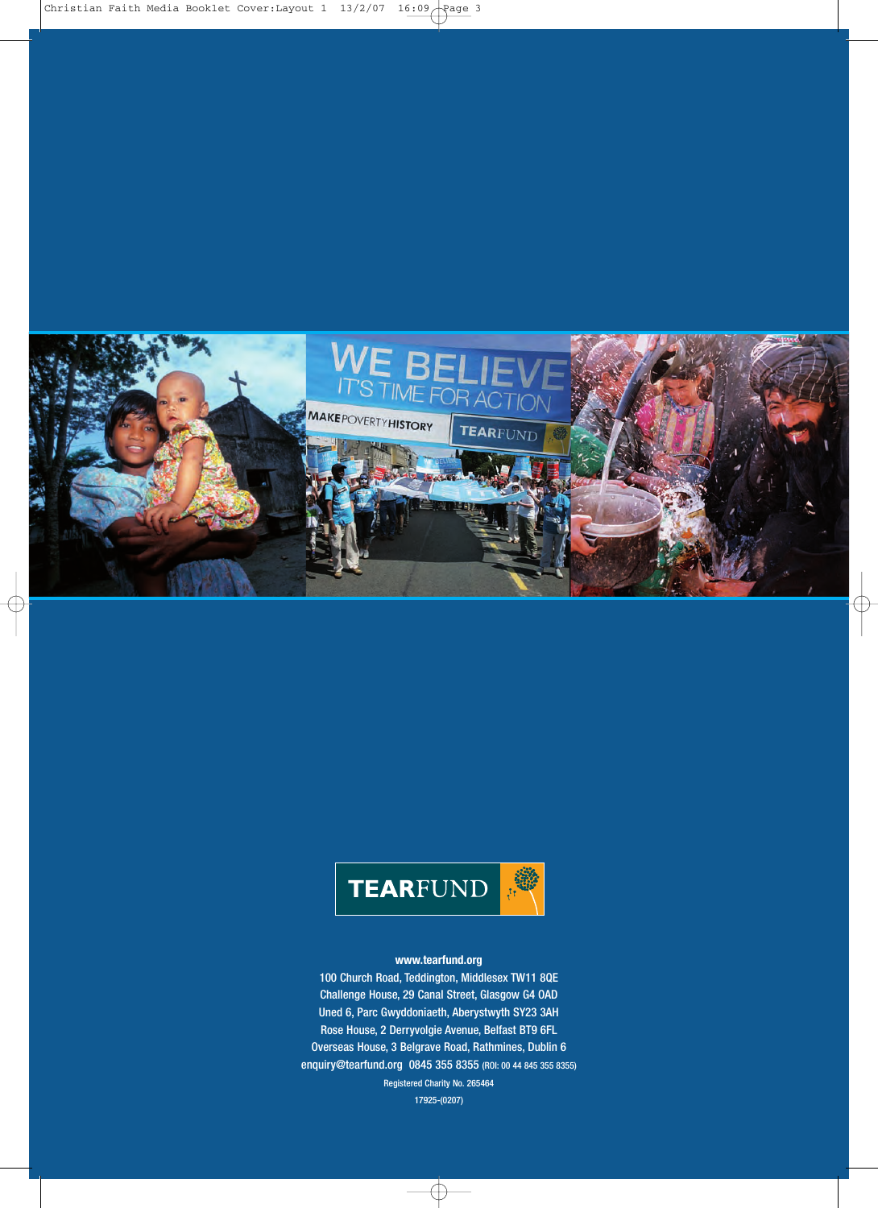TEARFUND

**www.tearfund.org**

100 Church Road, Teddington, Middlesex TW11 8QE
Challenge House, 29 Canal Street, Glasgow G4 0AD
Uned 6, Parc Gwyddoniaeth, Aberystwyth SY23 3AH
Rose House, 2 Derryvolgie Avenue, Belfast BT9 6FL
Overseas House, 3 Belgrave Road, Rathmines, Dublin 6
enquiry@tearfund.org 0845 355 8355 (ROI: 00 44 845 355 8355)

Registered Charity No. 265464

17925-(0207)